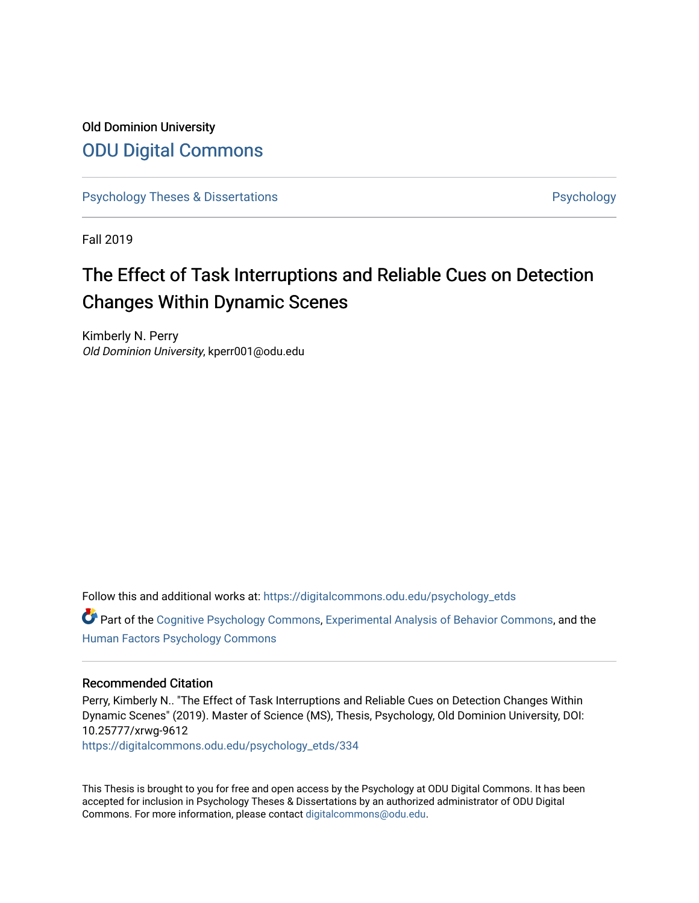Old Dominion University

# ODU Digital Commons

Psychology Theses & Dissertations

Psychology

Fall 2019

# The Effect of Task Interruptions and Reliable Cues on Detection Changes Within Dynamic Scenes

Kimberly N. Perry
*Old Dominion University*, kperr001@odu.edu

Follow this and additional works at: https://digitalcommons.odu.edu/psychology_etds

Part of the Cognitive Psychology Commons, Experimental Analysis of Behavior Commons, and the Human Factors Psychology Commons

## Recommended Citation

Perry, Kimberly N.. "The Effect of Task Interruptions and Reliable Cues on Detection Changes Within Dynamic Scenes" (2019). Master of Science (MS), Thesis, Psychology, Old Dominion University, DOI: 10.25777/xrwg-9612
https://digitalcommons.odu.edu/psychology_etds/334

This Thesis is brought to you for free and open access by the Psychology at ODU Digital Commons. It has been accepted for inclusion in Psychology Theses & Dissertations by an authorized administrator of ODU Digital Commons. For more information, please contact digitalcommons@odu.edu.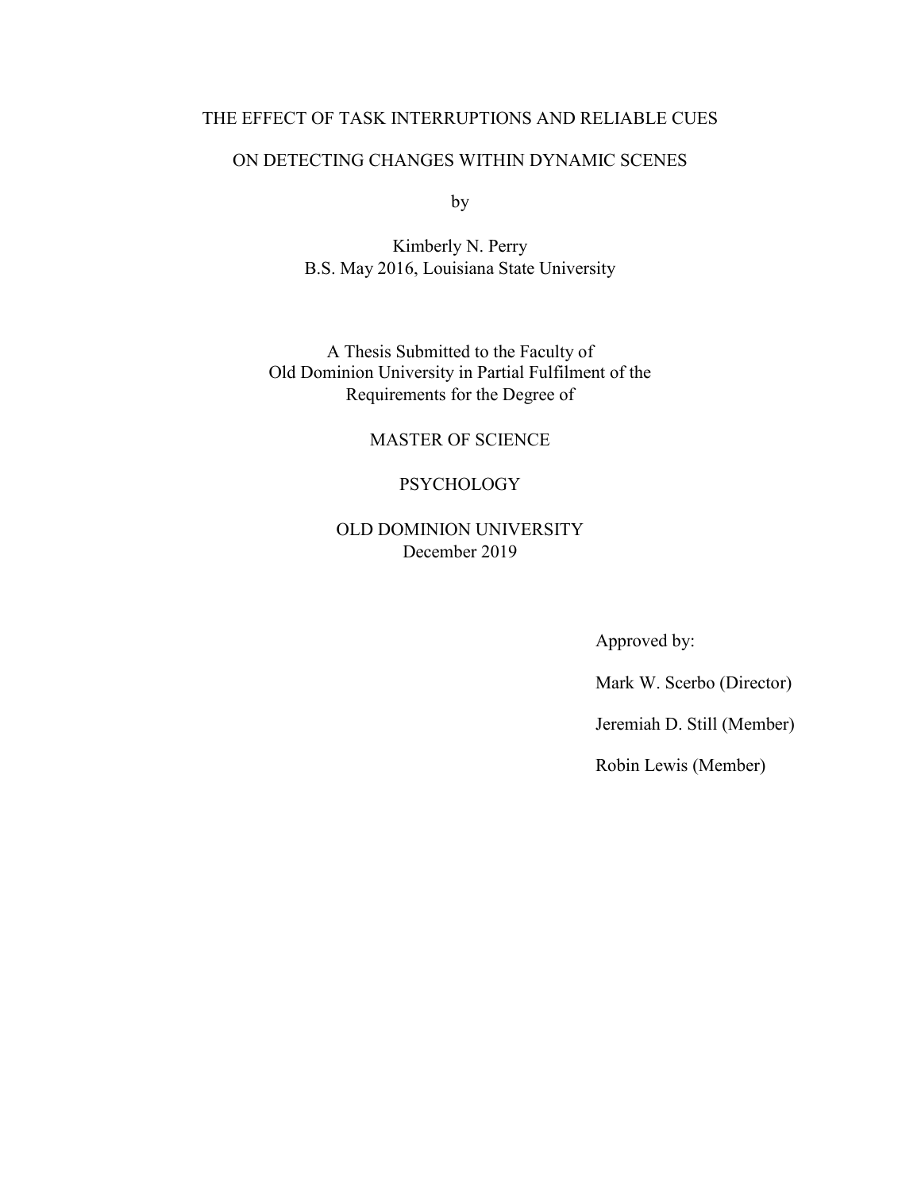THE EFFECT OF TASK INTERRUPTIONS AND RELIABLE CUES

ON DETECTING CHANGES WITHIN DYNAMIC SCENES

by

Kimberly N. Perry
B.S. May 2016, Louisiana State University

A Thesis Submitted to the Faculty of
Old Dominion University in Partial Fulfilment of the
Requirements for the Degree of

MASTER OF SCIENCE

PSYCHOLOGY

OLD DOMINION UNIVERSITY
December 2019

Approved by:

Mark W. Scerbo (Director)

Jeremiah D. Still (Member)

Robin Lewis (Member)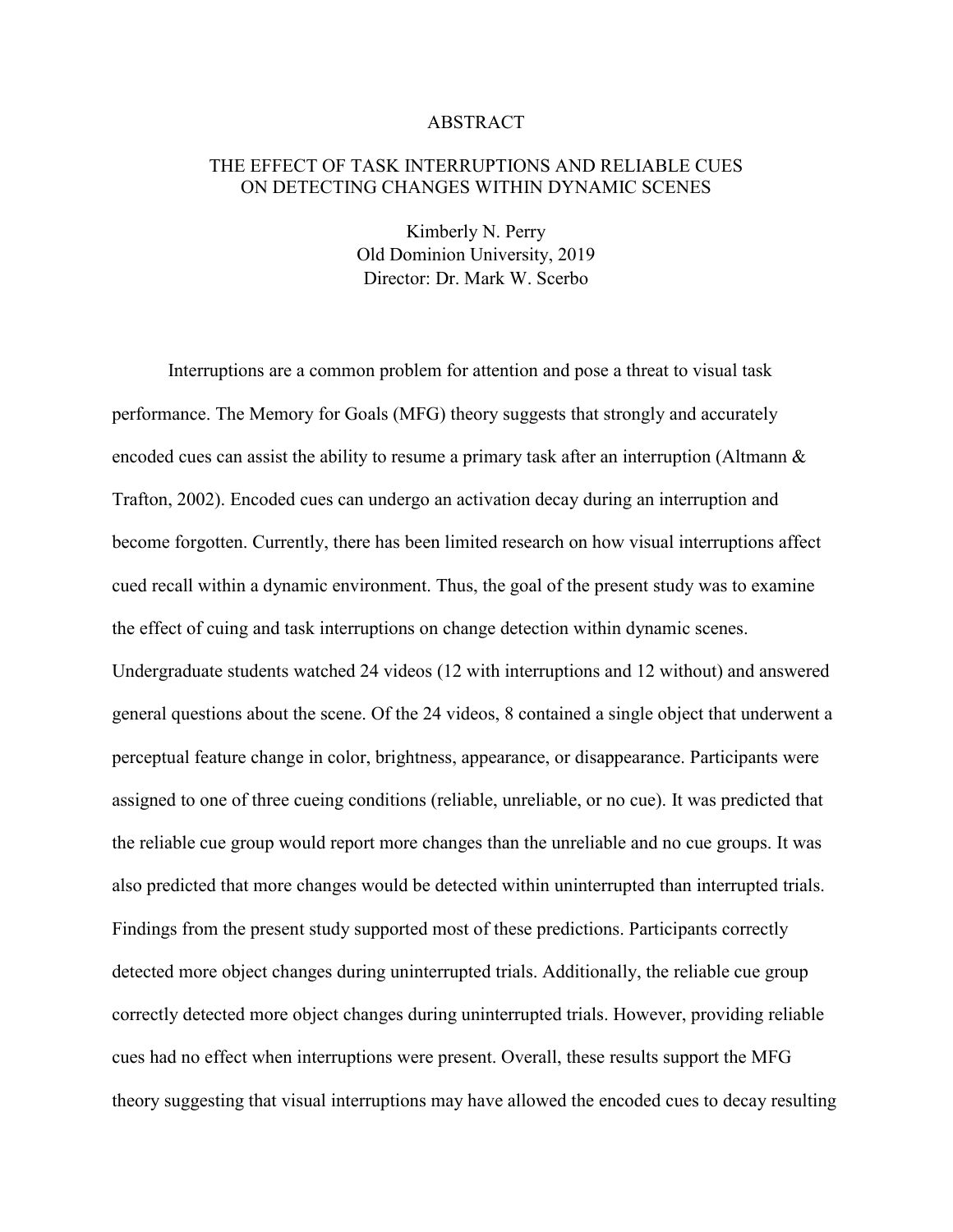# ABSTRACT

## THE EFFECT OF TASK INTERRUPTIONS AND RELIABLE CUES ON DETECTING CHANGES WITHIN DYNAMIC SCENES

Kimberly N. Perry
Old Dominion University, 2019
Director: Dr. Mark W. Scerbo

Interruptions are a common problem for attention and pose a threat to visual task performance. The Memory for Goals (MFG) theory suggests that strongly and accurately encoded cues can assist the ability to resume a primary task after an interruption (Altmann & Trafton, 2002). Encoded cues can undergo an activation decay during an interruption and become forgotten. Currently, there has been limited research on how visual interruptions affect cued recall within a dynamic environment. Thus, the goal of the present study was to examine the effect of cuing and task interruptions on change detection within dynamic scenes. Undergraduate students watched 24 videos (12 with interruptions and 12 without) and answered general questions about the scene. Of the 24 videos, 8 contained a single object that underwent a perceptual feature change in color, brightness, appearance, or disappearance. Participants were assigned to one of three cueing conditions (reliable, unreliable, or no cue). It was predicted that the reliable cue group would report more changes than the unreliable and no cue groups. It was also predicted that more changes would be detected within uninterrupted than interrupted trials. Findings from the present study supported most of these predictions. Participants correctly detected more object changes during uninterrupted trials. Additionally, the reliable cue group correctly detected more object changes during uninterrupted trials. However, providing reliable cues had no effect when interruptions were present. Overall, these results support the MFG theory suggesting that visual interruptions may have allowed the encoded cues to decay resulting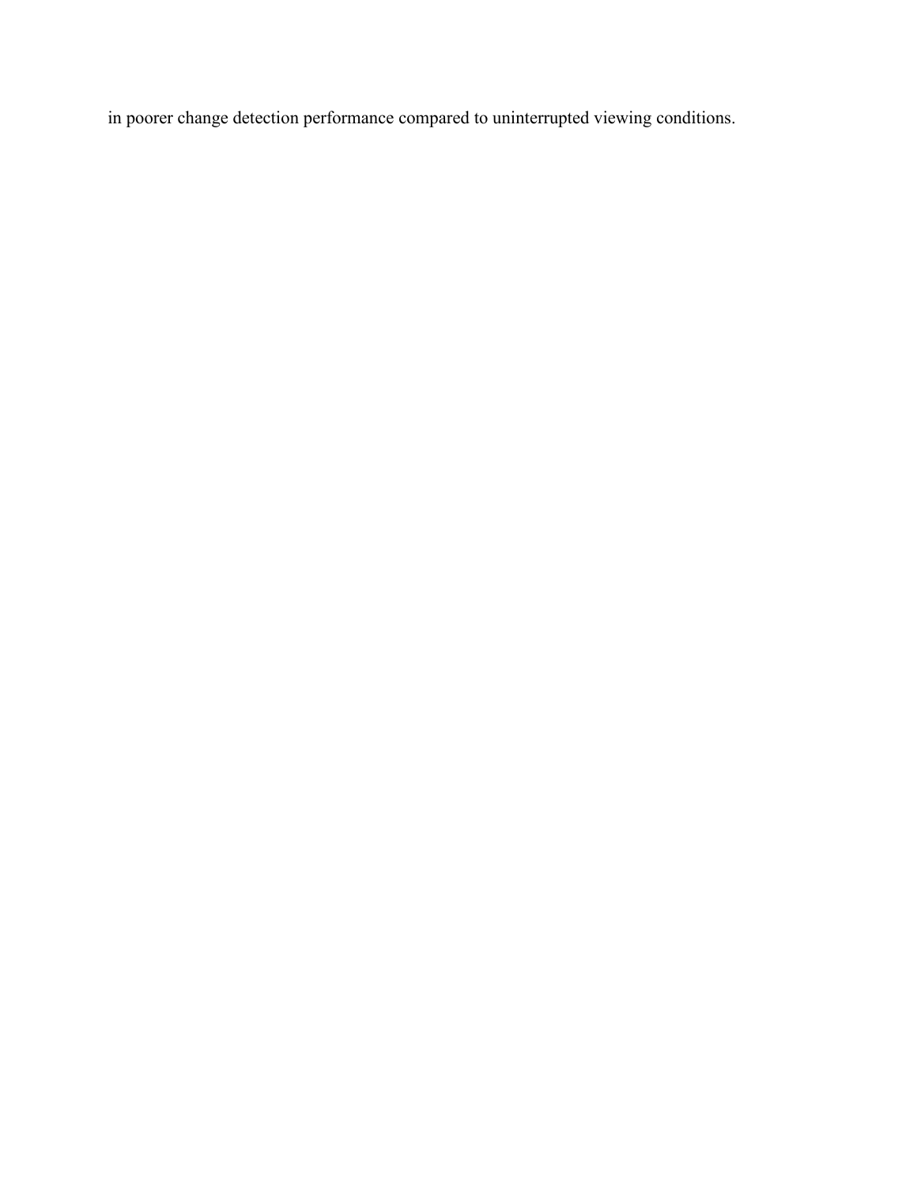in poorer change detection performance compared to uninterrupted viewing conditions.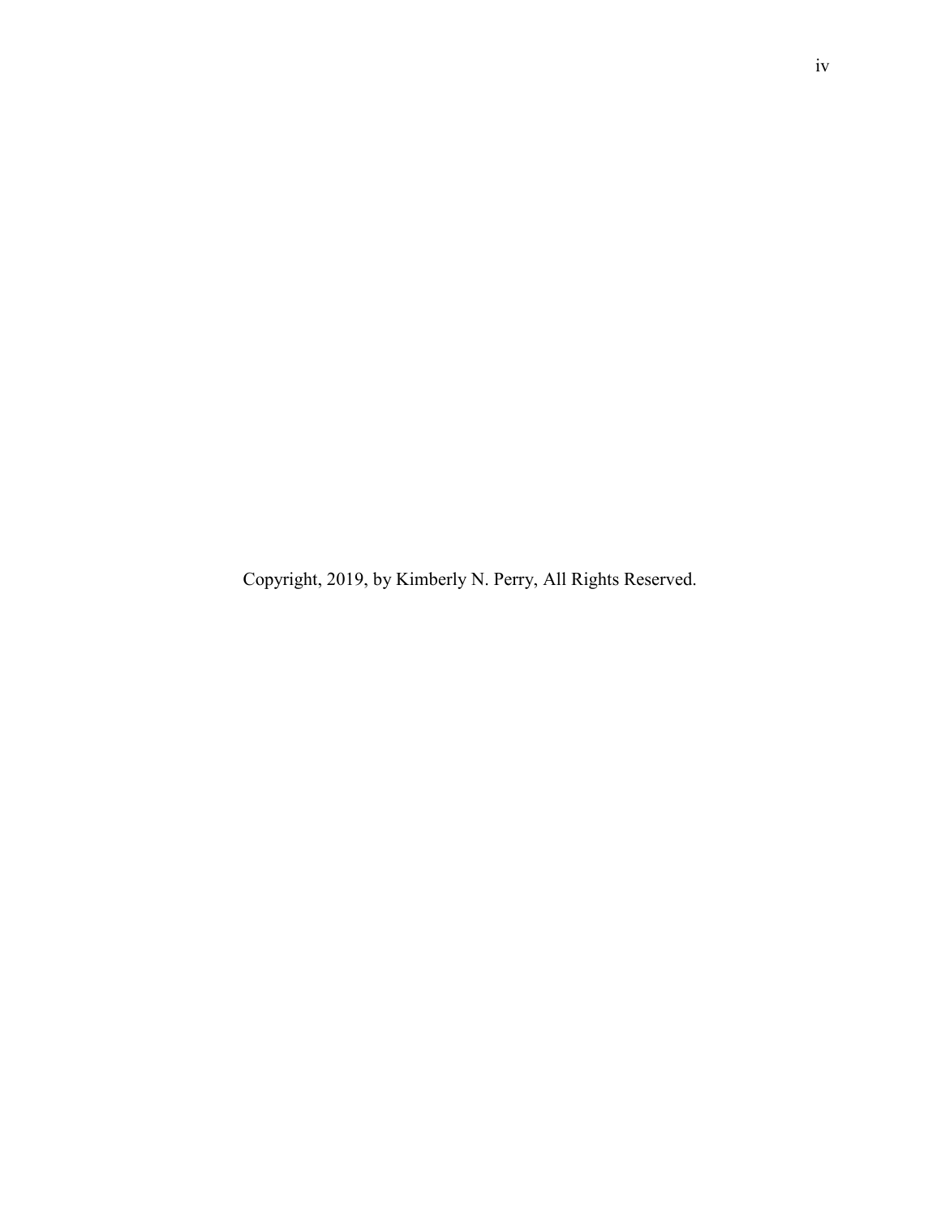Copyright, 2019, by Kimberly N. Perry, All Rights Reserved.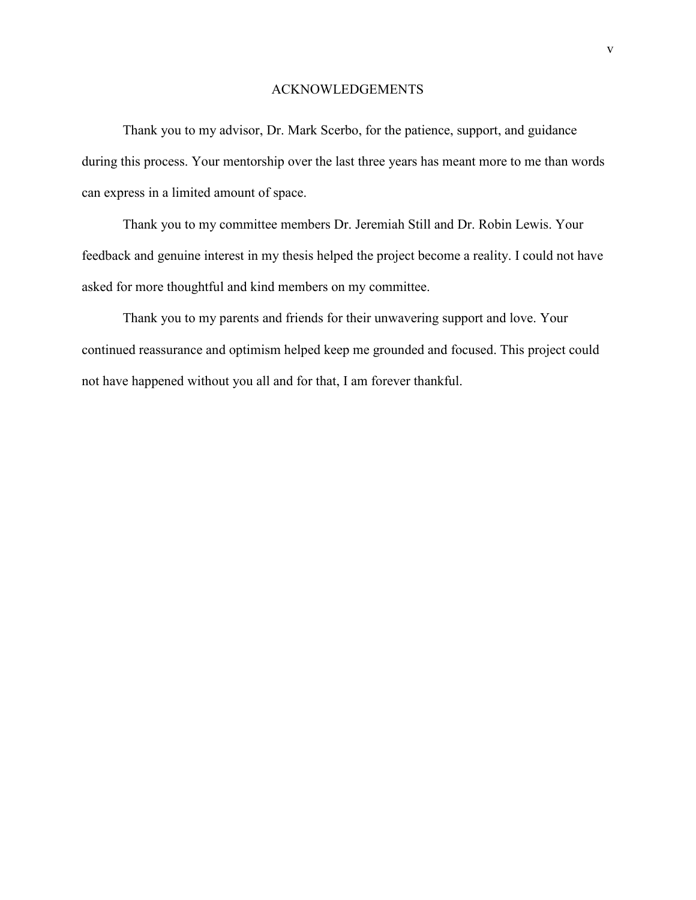# ACKNOWLEDGEMENTS

Thank you to my advisor, Dr. Mark Scerbo, for the patience, support, and guidance during this process. Your mentorship over the last three years has meant more to me than words can express in a limited amount of space.

Thank you to my committee members Dr. Jeremiah Still and Dr. Robin Lewis. Your feedback and genuine interest in my thesis helped the project become a reality. I could not have asked for more thoughtful and kind members on my committee.

Thank you to my parents and friends for their unwavering support and love. Your continued reassurance and optimism helped keep me grounded and focused. This project could not have happened without you all and for that, I am forever thankful.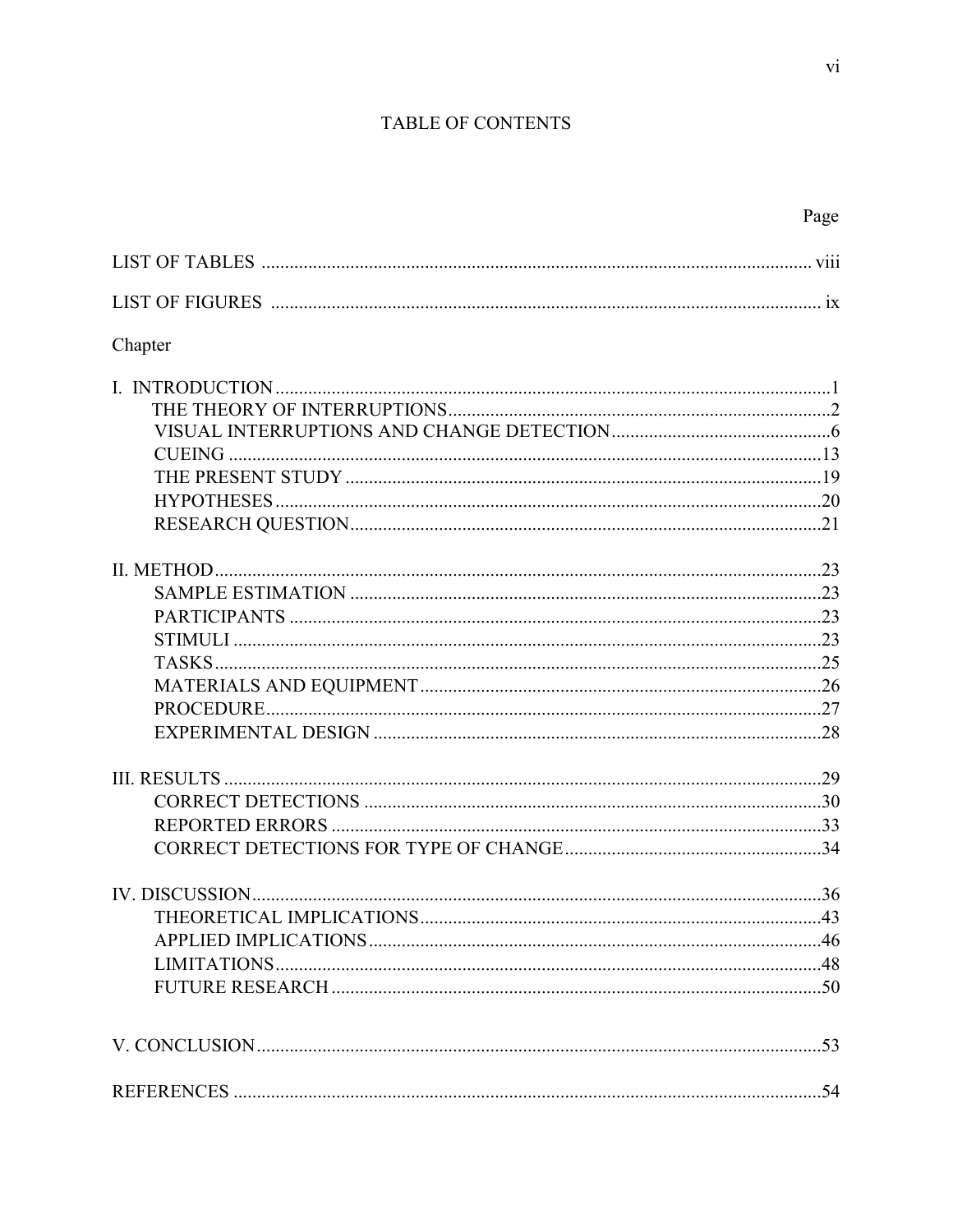# TABLE OF CONTENTS

| | Page |
|---|---|
| LIST OF TABLES | viii |
| LIST OF FIGURES | ix |

Chapter

| | |
|---|---|
| I. INTRODUCTION | 1 |
| THE THEORY OF INTERRUPTIONS | 2 |
| VISUAL INTERRUPTIONS AND CHANGE DETECTION | 6 |
| CUEING | 13 |
| THE PRESENT STUDY | 19 |
| HYPOTHESES | 20 |
| RESEARCH QUESTION | 21 |
| II. METHOD | 23 |
| SAMPLE ESTIMATION | 23 |
| PARTICIPANTS | 23 |
| STIMULI | 23 |
| TASKS | 25 |
| MATERIALS AND EQUIPMENT | 26 |
| PROCEDURE | 27 |
| EXPERIMENTAL DESIGN | 28 |
| III. RESULTS | 29 |
| CORRECT DETECTIONS | 30 |
| REPORTED ERRORS | 33 |
| CORRECT DETECTIONS FOR TYPE OF CHANGE | 34 |
| IV. DISCUSSION | 36 |
| THEORETICAL IMPLICATIONS | 43 |
| APPLIED IMPLICATIONS | 46 |
| LIMITATIONS | 48 |
| FUTURE RESEARCH | 50 |
| V. CONCLUSION | 53 |
| REFERENCES | 54 |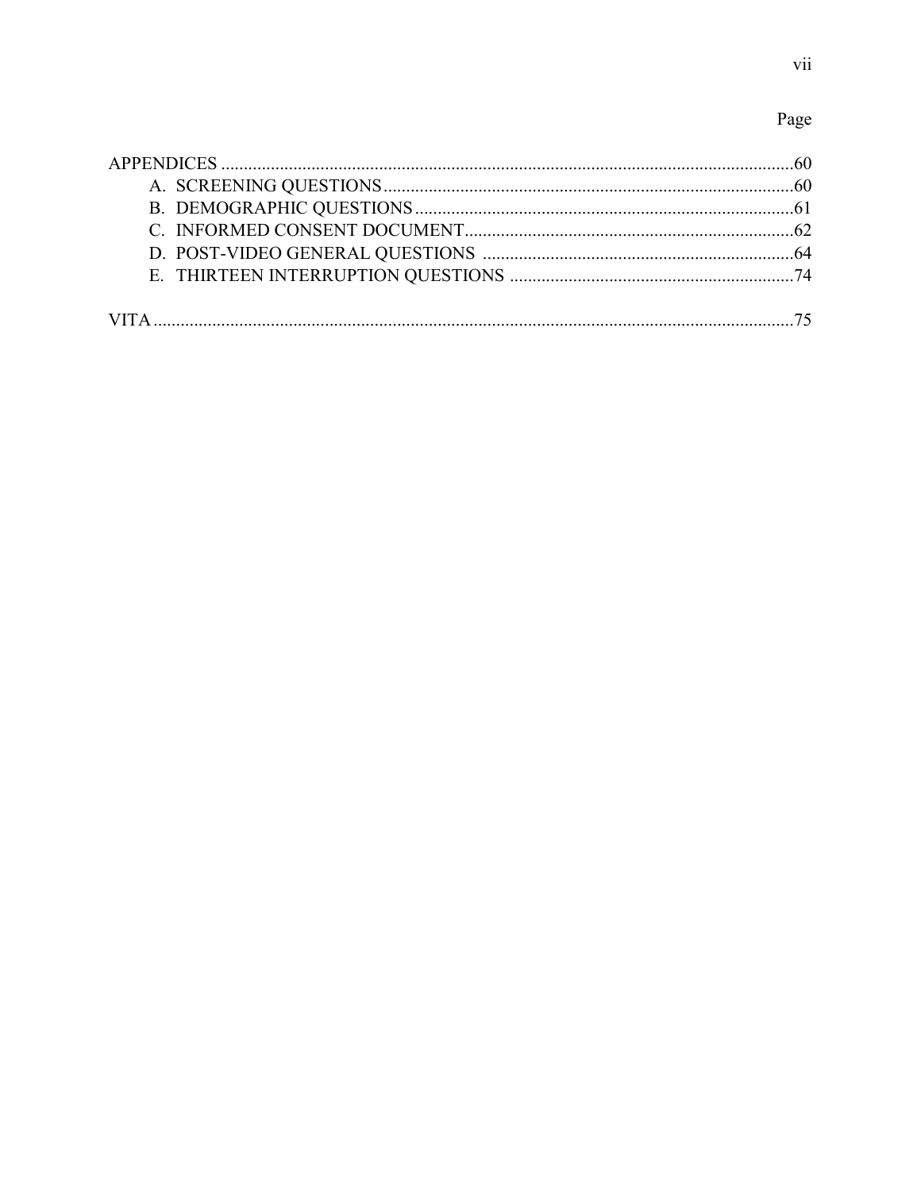| | Page |
|---|---|
| APPENDICES | 60 |
| A. SCREENING QUESTIONS | 60 |
| B. DEMOGRAPHIC QUESTIONS | 61 |
| C. INFORMED CONSENT DOCUMENT | 62 |
| D. POST-VIDEO GENERAL QUESTIONS | 64 |
| E. THIRTEEN INTERRUPTION QUESTIONS | 74 |
| VITA | 75 |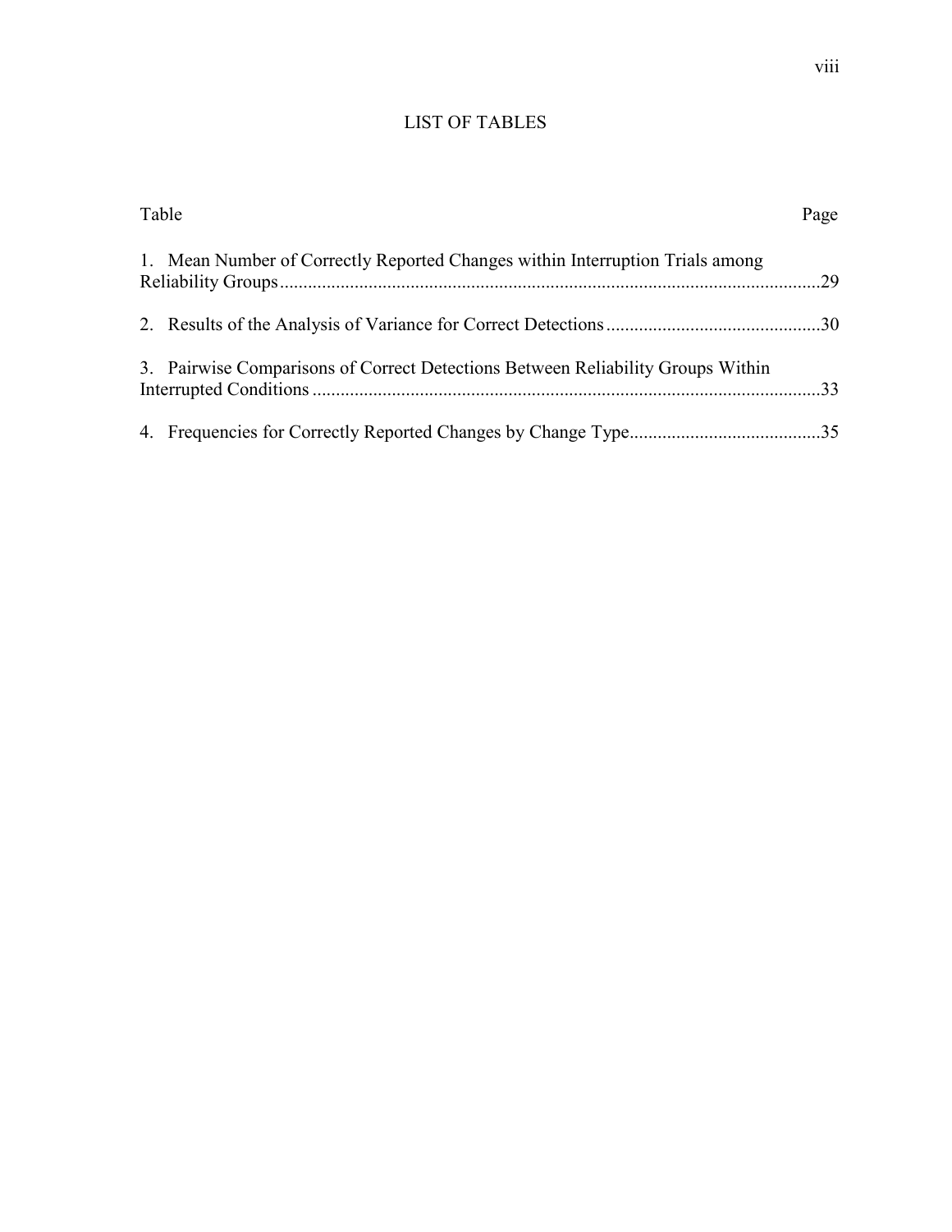# LIST OF TABLES

| Table | Page |
|---|---|
| 1. Mean Number of Correctly Reported Changes within Interruption Trials among Reliability Groups | 29 |
| 2. Results of the Analysis of Variance for Correct Detections | 30 |
| 3. Pairwise Comparisons of Correct Detections Between Reliability Groups Within Interrupted Conditions | 33 |
| 4. Frequencies for Correctly Reported Changes by Change Type | 35 |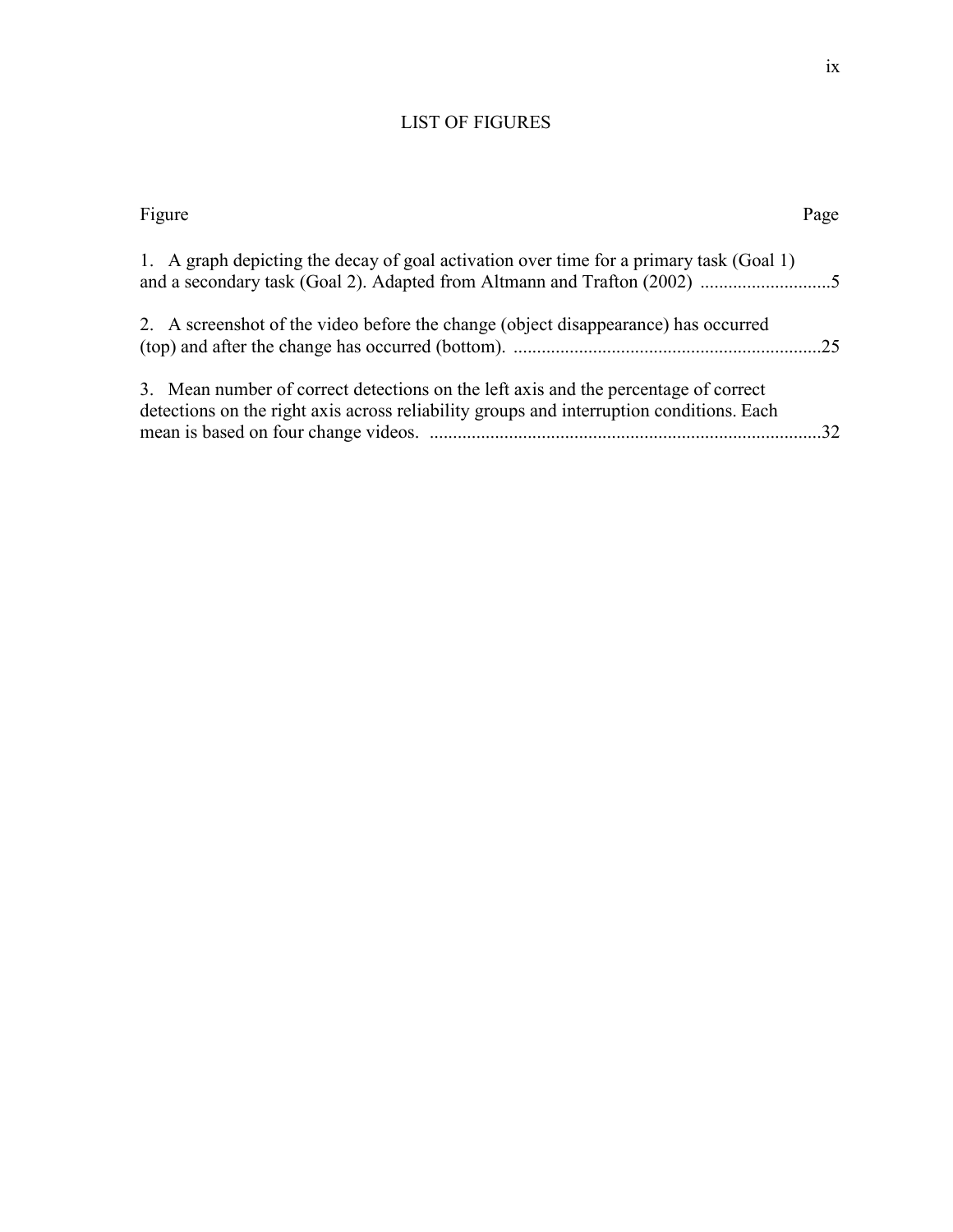# LIST OF FIGURES

| Figure | Page |
|---|---|
| 1. A graph depicting the decay of goal activation over time for a primary task (Goal 1) and a secondary task (Goal 2). Adapted from Altmann and Trafton (2002) | 5 |
| 2. A screenshot of the video before the change (object disappearance) has occurred (top) and after the change has occurred (bottom). | 25 |
| 3. Mean number of correct detections on the left axis and the percentage of correct detections on the right axis across reliability groups and interruption conditions. Each mean is based on four change videos. | 32 |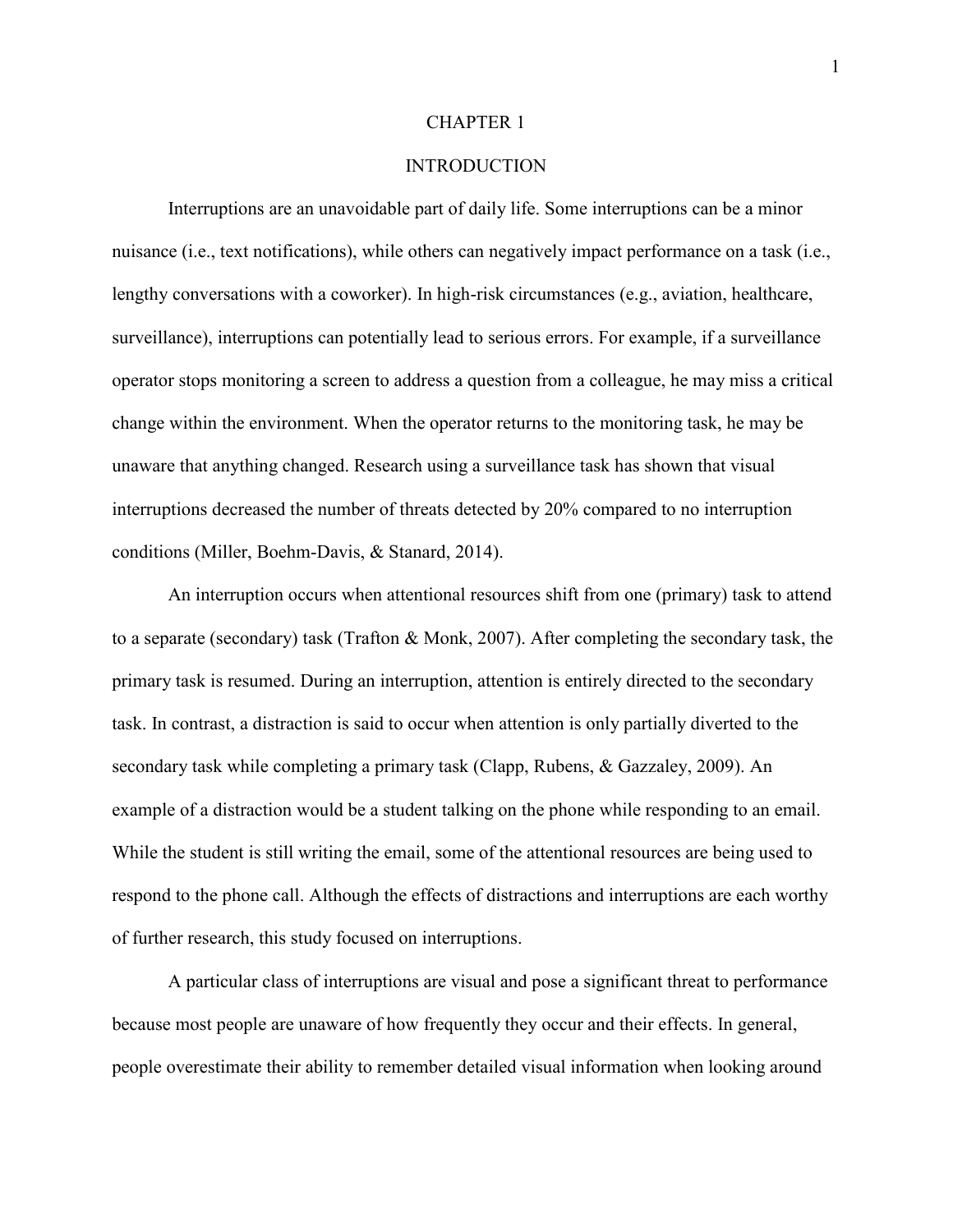# CHAPTER 1

## INTRODUCTION

Interruptions are an unavoidable part of daily life. Some interruptions can be a minor nuisance (i.e., text notifications), while others can negatively impact performance on a task (i.e., lengthy conversations with a coworker). In high-risk circumstances (e.g., aviation, healthcare, surveillance), interruptions can potentially lead to serious errors. For example, if a surveillance operator stops monitoring a screen to address a question from a colleague, he may miss a critical change within the environment. When the operator returns to the monitoring task, he may be unaware that anything changed. Research using a surveillance task has shown that visual interruptions decreased the number of threats detected by 20% compared to no interruption conditions (Miller, Boehm-Davis, & Stanard, 2014).

An interruption occurs when attentional resources shift from one (primary) task to attend to a separate (secondary) task (Trafton & Monk, 2007). After completing the secondary task, the primary task is resumed. During an interruption, attention is entirely directed to the secondary task. In contrast, a distraction is said to occur when attention is only partially diverted to the secondary task while completing a primary task (Clapp, Rubens, & Gazzaley, 2009). An example of a distraction would be a student talking on the phone while responding to an email. While the student is still writing the email, some of the attentional resources are being used to respond to the phone call. Although the effects of distractions and interruptions are each worthy of further research, this study focused on interruptions.

A particular class of interruptions are visual and pose a significant threat to performance because most people are unaware of how frequently they occur and their effects. In general, people overestimate their ability to remember detailed visual information when looking around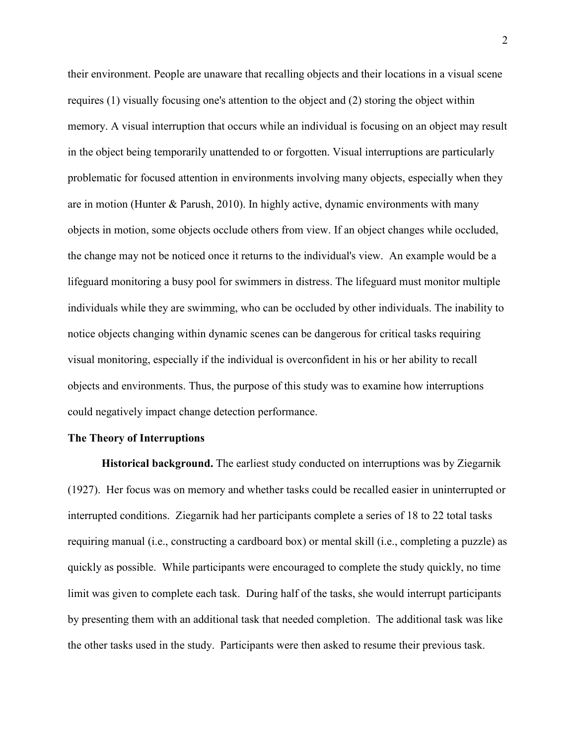their environment. People are unaware that recalling objects and their locations in a visual scene requires (1) visually focusing one's attention to the object and (2) storing the object within memory. A visual interruption that occurs while an individual is focusing on an object may result in the object being temporarily unattended to or forgotten. Visual interruptions are particularly problematic for focused attention in environments involving many objects, especially when they are in motion (Hunter & Parush, 2010). In highly active, dynamic environments with many objects in motion, some objects occlude others from view. If an object changes while occluded, the change may not be noticed once it returns to the individual's view. An example would be a lifeguard monitoring a busy pool for swimmers in distress. The lifeguard must monitor multiple individuals while they are swimming, who can be occluded by other individuals. The inability to notice objects changing within dynamic scenes can be dangerous for critical tasks requiring visual monitoring, especially if the individual is overconfident in his or her ability to recall objects and environments. Thus, the purpose of this study was to examine how interruptions could negatively impact change detection performance.

## The Theory of Interruptions

**Historical background.** The earliest study conducted on interruptions was by Ziegarnik (1927). Her focus was on memory and whether tasks could be recalled easier in uninterrupted or interrupted conditions. Ziegarnik had her participants complete a series of 18 to 22 total tasks requiring manual (i.e., constructing a cardboard box) or mental skill (i.e., completing a puzzle) as quickly as possible. While participants were encouraged to complete the study quickly, no time limit was given to complete each task. During half of the tasks, she would interrupt participants by presenting them with an additional task that needed completion. The additional task was like the other tasks used in the study. Participants were then asked to resume their previous task.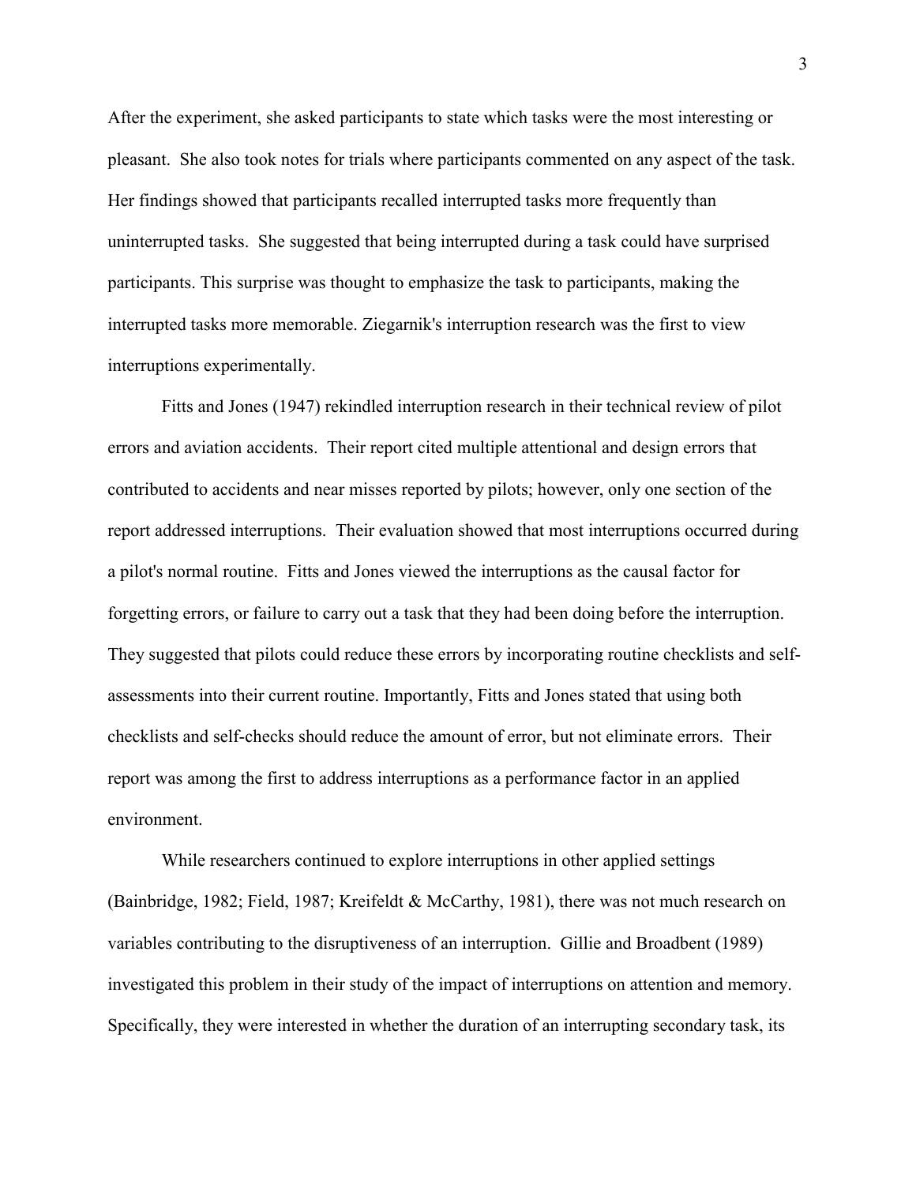After the experiment, she asked participants to state which tasks were the most interesting or pleasant. She also took notes for trials where participants commented on any aspect of the task. Her findings showed that participants recalled interrupted tasks more frequently than uninterrupted tasks. She suggested that being interrupted during a task could have surprised participants. This surprise was thought to emphasize the task to participants, making the interrupted tasks more memorable. Ziegarnik's interruption research was the first to view interruptions experimentally.

Fitts and Jones (1947) rekindled interruption research in their technical review of pilot errors and aviation accidents. Their report cited multiple attentional and design errors that contributed to accidents and near misses reported by pilots; however, only one section of the report addressed interruptions. Their evaluation showed that most interruptions occurred during a pilot's normal routine. Fitts and Jones viewed the interruptions as the causal factor for forgetting errors, or failure to carry out a task that they had been doing before the interruption. They suggested that pilots could reduce these errors by incorporating routine checklists and self-assessments into their current routine. Importantly, Fitts and Jones stated that using both checklists and self-checks should reduce the amount of error, but not eliminate errors. Their report was among the first to address interruptions as a performance factor in an applied environment.

While researchers continued to explore interruptions in other applied settings (Bainbridge, 1982; Field, 1987; Kreifeldt & McCarthy, 1981), there was not much research on variables contributing to the disruptiveness of an interruption. Gillie and Broadbent (1989) investigated this problem in their study of the impact of interruptions on attention and memory. Specifically, they were interested in whether the duration of an interrupting secondary task, its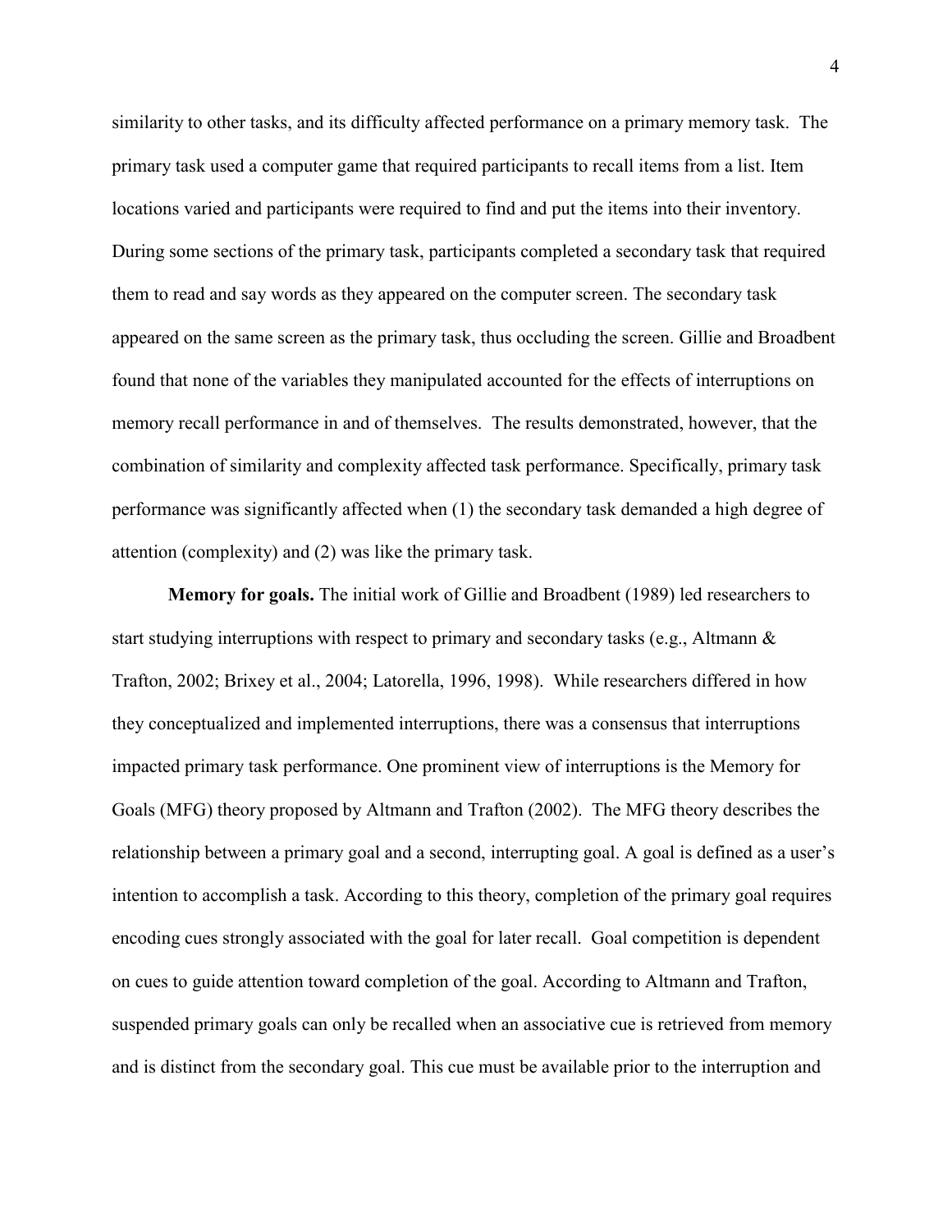similarity to other tasks, and its difficulty affected performance on a primary memory task. The primary task used a computer game that required participants to recall items from a list. Item locations varied and participants were required to find and put the items into their inventory. During some sections of the primary task, participants completed a secondary task that required them to read and say words as they appeared on the computer screen. The secondary task appeared on the same screen as the primary task, thus occluding the screen. Gillie and Broadbent found that none of the variables they manipulated accounted for the effects of interruptions on memory recall performance in and of themselves. The results demonstrated, however, that the combination of similarity and complexity affected task performance. Specifically, primary task performance was significantly affected when (1) the secondary task demanded a high degree of attention (complexity) and (2) was like the primary task.

**Memory for goals.** The initial work of Gillie and Broadbent (1989) led researchers to start studying interruptions with respect to primary and secondary tasks (e.g., Altmann & Trafton, 2002; Brixey et al., 2004; Latorella, 1996, 1998). While researchers differed in how they conceptualized and implemented interruptions, there was a consensus that interruptions impacted primary task performance. One prominent view of interruptions is the Memory for Goals (MFG) theory proposed by Altmann and Trafton (2002). The MFG theory describes the relationship between a primary goal and a second, interrupting goal. A goal is defined as a user's intention to accomplish a task. According to this theory, completion of the primary goal requires encoding cues strongly associated with the goal for later recall. Goal competition is dependent on cues to guide attention toward completion of the goal. According to Altmann and Trafton, suspended primary goals can only be recalled when an associative cue is retrieved from memory and is distinct from the secondary goal. This cue must be available prior to the interruption and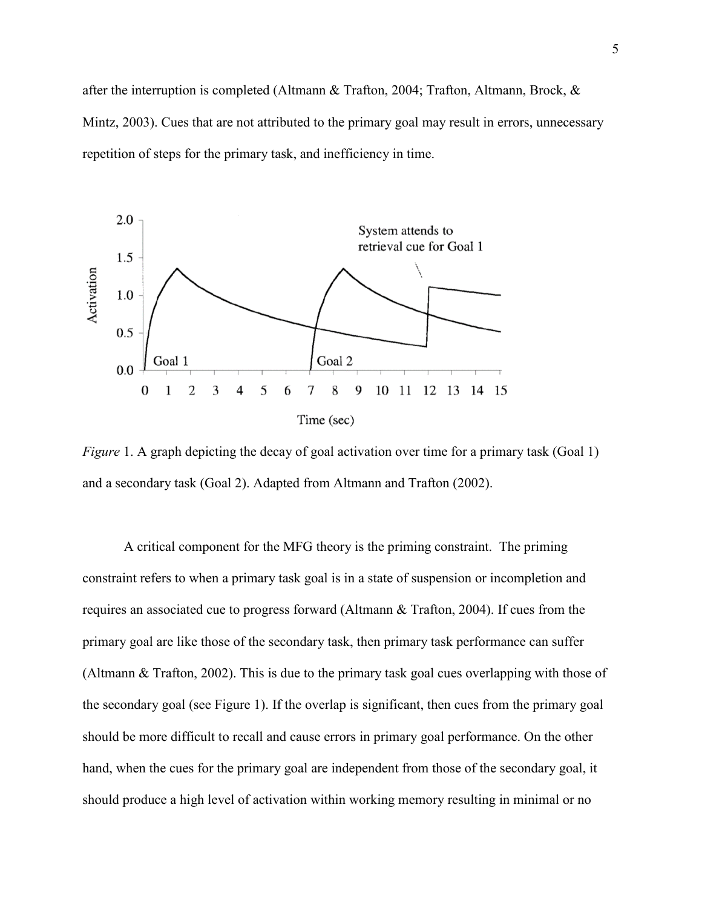after the interruption is completed (Altmann & Trafton, 2004; Trafton, Altmann, Brock, & Mintz, 2003). Cues that are not attributed to the primary goal may result in errors, unnecessary repetition of steps for the primary task, and inefficiency in time.

*Figure* 1. A graph depicting the decay of goal activation over time for a primary task (Goal 1) and a secondary task (Goal 2). Adapted from Altmann and Trafton (2002).

A critical component for the MFG theory is the priming constraint. The priming constraint refers to when a primary task goal is in a state of suspension or incompletion and requires an associated cue to progress forward (Altmann & Trafton, 2004). If cues from the primary goal are like those of the secondary task, then primary task performance can suffer (Altmann & Trafton, 2002). This is due to the primary task goal cues overlapping with those of the secondary goal (see Figure 1). If the overlap is significant, then cues from the primary goal should be more difficult to recall and cause errors in primary goal performance. On the other hand, when the cues for the primary goal are independent from those of the secondary goal, it should produce a high level of activation within working memory resulting in minimal or no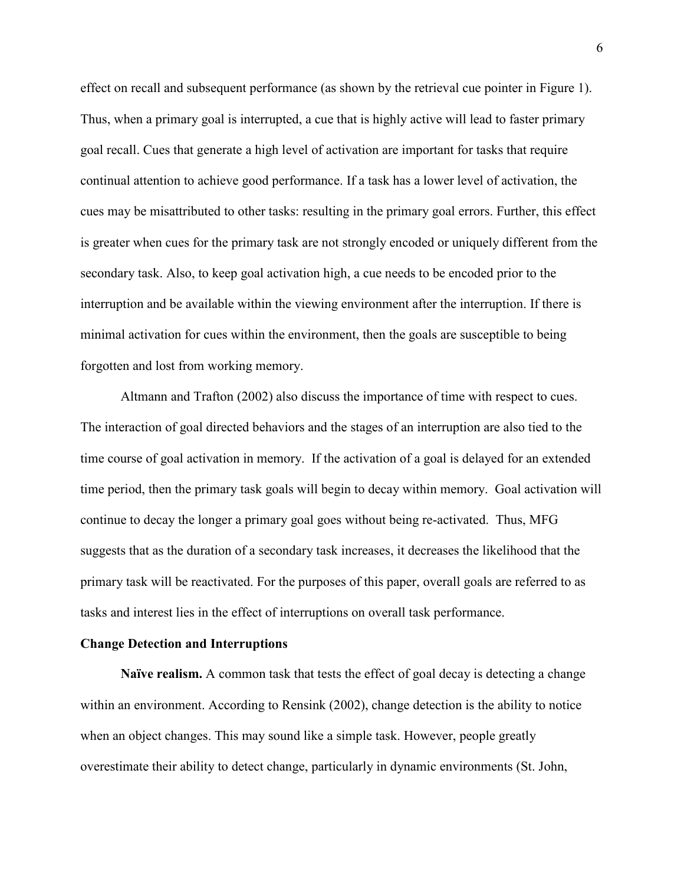effect on recall and subsequent performance (as shown by the retrieval cue pointer in Figure 1). Thus, when a primary goal is interrupted, a cue that is highly active will lead to faster primary goal recall. Cues that generate a high level of activation are important for tasks that require continual attention to achieve good performance. If a task has a lower level of activation, the cues may be misattributed to other tasks: resulting in the primary goal errors. Further, this effect is greater when cues for the primary task are not strongly encoded or uniquely different from the secondary task. Also, to keep goal activation high, a cue needs to be encoded prior to the interruption and be available within the viewing environment after the interruption. If there is minimal activation for cues within the environment, then the goals are susceptible to being forgotten and lost from working memory.

Altmann and Trafton (2002) also discuss the importance of time with respect to cues. The interaction of goal directed behaviors and the stages of an interruption are also tied to the time course of goal activation in memory. If the activation of a goal is delayed for an extended time period, then the primary task goals will begin to decay within memory. Goal activation will continue to decay the longer a primary goal goes without being re-activated. Thus, MFG suggests that as the duration of a secondary task increases, it decreases the likelihood that the primary task will be reactivated. For the purposes of this paper, overall goals are referred to as tasks and interest lies in the effect of interruptions on overall task performance.

**Change Detection and Interruptions**

**Naïve realism.** A common task that tests the effect of goal decay is detecting a change within an environment. According to Rensink (2002), change detection is the ability to notice when an object changes. This may sound like a simple task. However, people greatly overestimate their ability to detect change, particularly in dynamic environments (St. John,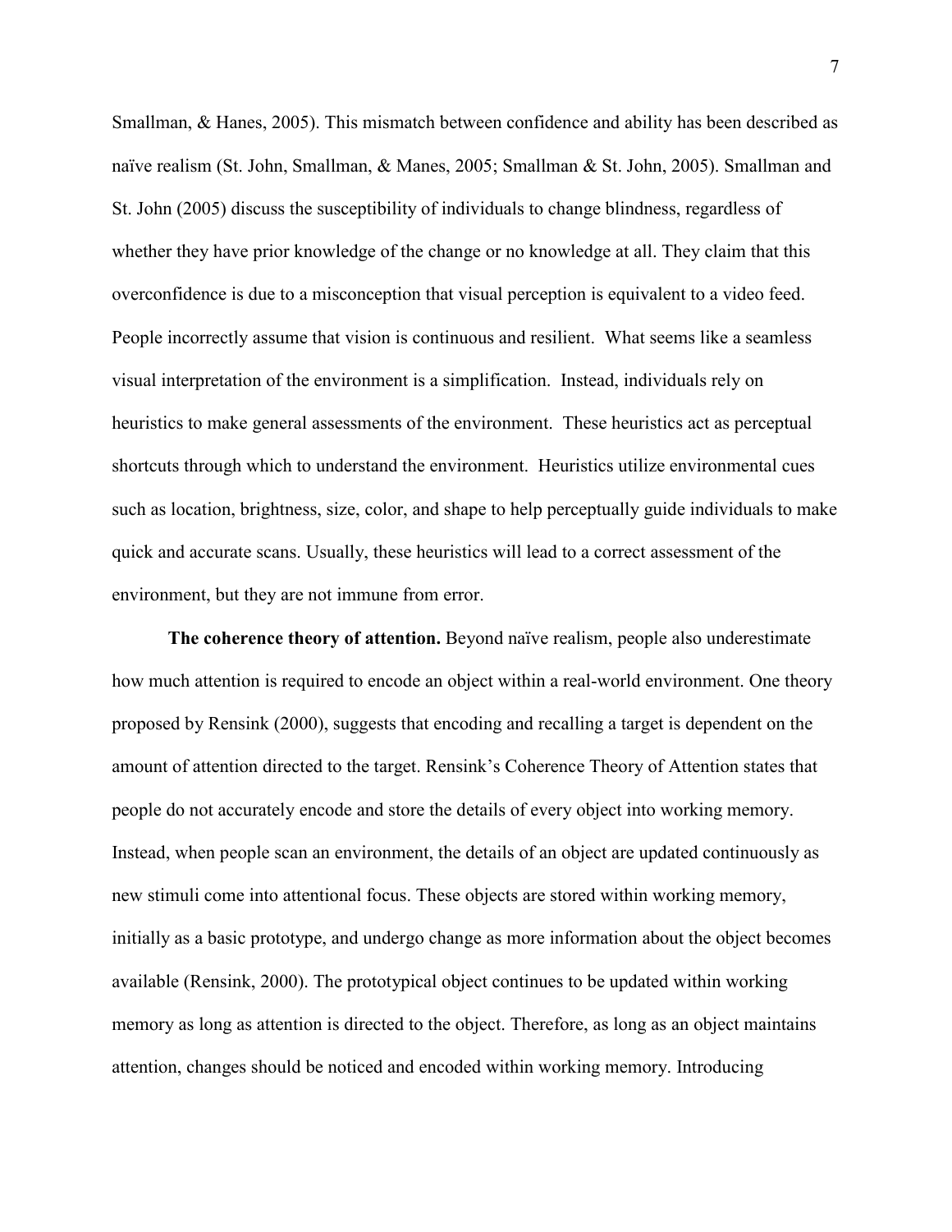Smallman, & Hanes, 2005). This mismatch between confidence and ability has been described as naïve realism (St. John, Smallman, & Manes, 2005; Smallman & St. John, 2005). Smallman and St. John (2005) discuss the susceptibility of individuals to change blindness, regardless of whether they have prior knowledge of the change or no knowledge at all. They claim that this overconfidence is due to a misconception that visual perception is equivalent to a video feed. People incorrectly assume that vision is continuous and resilient. What seems like a seamless visual interpretation of the environment is a simplification. Instead, individuals rely on heuristics to make general assessments of the environment. These heuristics act as perceptual shortcuts through which to understand the environment. Heuristics utilize environmental cues such as location, brightness, size, color, and shape to help perceptually guide individuals to make quick and accurate scans. Usually, these heuristics will lead to a correct assessment of the environment, but they are not immune from error.

**The coherence theory of attention.** Beyond naïve realism, people also underestimate how much attention is required to encode an object within a real-world environment. One theory proposed by Rensink (2000), suggests that encoding and recalling a target is dependent on the amount of attention directed to the target. Rensink's Coherence Theory of Attention states that people do not accurately encode and store the details of every object into working memory. Instead, when people scan an environment, the details of an object are updated continuously as new stimuli come into attentional focus. These objects are stored within working memory, initially as a basic prototype, and undergo change as more information about the object becomes available (Rensink, 2000). The prototypical object continues to be updated within working memory as long as attention is directed to the object. Therefore, as long as an object maintains attention, changes should be noticed and encoded within working memory. Introducing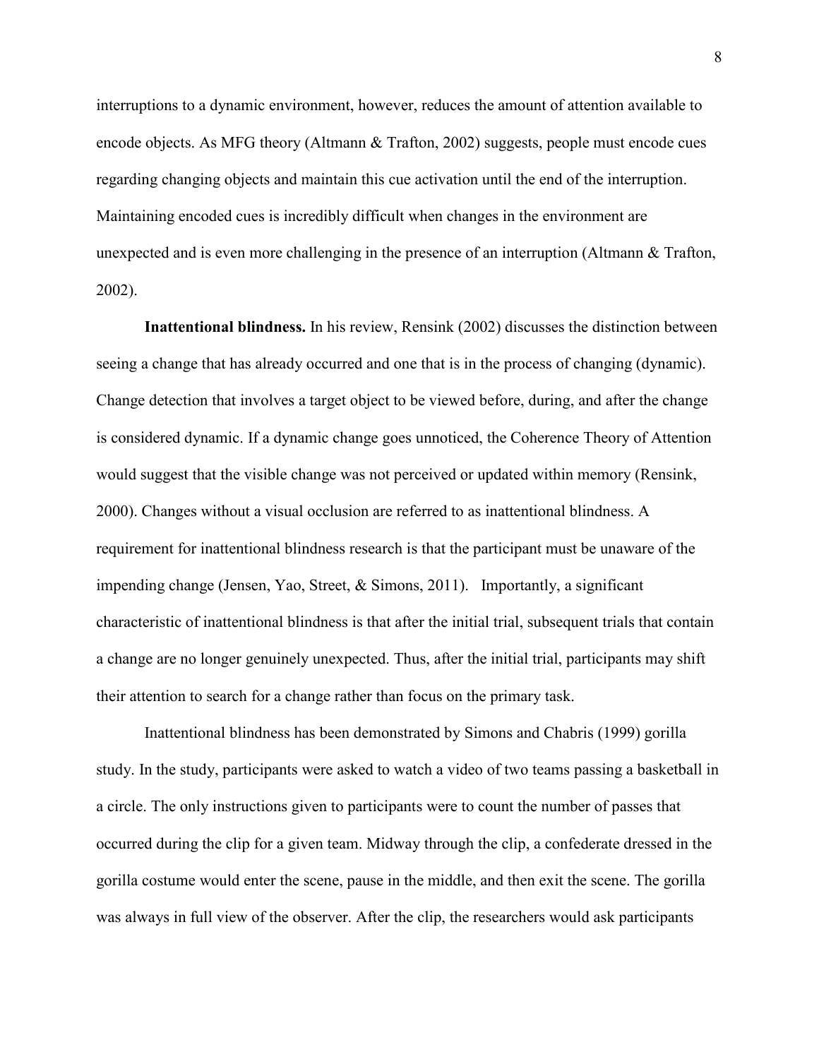interruptions to a dynamic environment, however, reduces the amount of attention available to encode objects. As MFG theory (Altmann & Trafton, 2002) suggests, people must encode cues regarding changing objects and maintain this cue activation until the end of the interruption. Maintaining encoded cues is incredibly difficult when changes in the environment are unexpected and is even more challenging in the presence of an interruption (Altmann & Trafton, 2002).

**Inattentional blindness.** In his review, Rensink (2002) discusses the distinction between seeing a change that has already occurred and one that is in the process of changing (dynamic). Change detection that involves a target object to be viewed before, during, and after the change is considered dynamic. If a dynamic change goes unnoticed, the Coherence Theory of Attention would suggest that the visible change was not perceived or updated within memory (Rensink, 2000). Changes without a visual occlusion are referred to as inattentional blindness. A requirement for inattentional blindness research is that the participant must be unaware of the impending change (Jensen, Yao, Street, & Simons, 2011). Importantly, a significant characteristic of inattentional blindness is that after the initial trial, subsequent trials that contain a change are no longer genuinely unexpected. Thus, after the initial trial, participants may shift their attention to search for a change rather than focus on the primary task.

Inattentional blindness has been demonstrated by Simons and Chabris (1999) gorilla study. In the study, participants were asked to watch a video of two teams passing a basketball in a circle. The only instructions given to participants were to count the number of passes that occurred during the clip for a given team. Midway through the clip, a confederate dressed in the gorilla costume would enter the scene, pause in the middle, and then exit the scene. The gorilla was always in full view of the observer. After the clip, the researchers would ask participants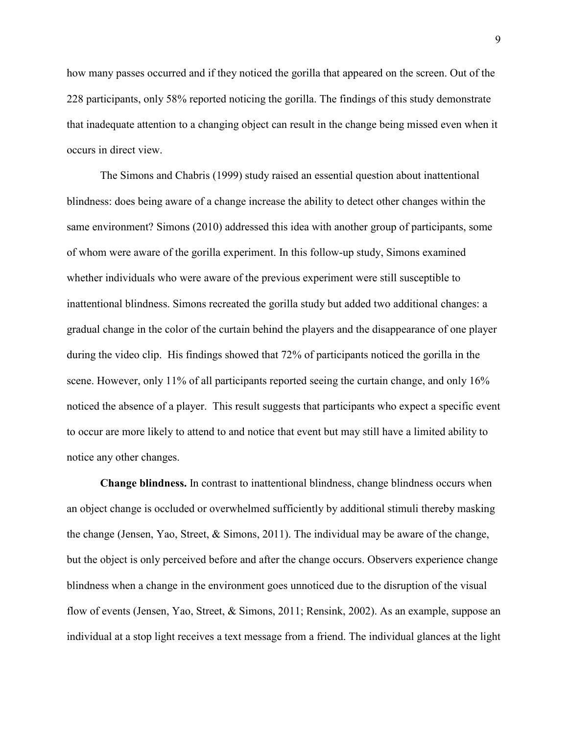how many passes occurred and if they noticed the gorilla that appeared on the screen. Out of the 228 participants, only 58% reported noticing the gorilla. The findings of this study demonstrate that inadequate attention to a changing object can result in the change being missed even when it occurs in direct view.

The Simons and Chabris (1999) study raised an essential question about inattentional blindness: does being aware of a change increase the ability to detect other changes within the same environment? Simons (2010) addressed this idea with another group of participants, some of whom were aware of the gorilla experiment. In this follow-up study, Simons examined whether individuals who were aware of the previous experiment were still susceptible to inattentional blindness. Simons recreated the gorilla study but added two additional changes: a gradual change in the color of the curtain behind the players and the disappearance of one player during the video clip. His findings showed that 72% of participants noticed the gorilla in the scene. However, only 11% of all participants reported seeing the curtain change, and only 16% noticed the absence of a player. This result suggests that participants who expect a specific event to occur are more likely to attend to and notice that event but may still have a limited ability to notice any other changes.

**Change blindness.** In contrast to inattentional blindness, change blindness occurs when an object change is occluded or overwhelmed sufficiently by additional stimuli thereby masking the change (Jensen, Yao, Street, & Simons, 2011). The individual may be aware of the change, but the object is only perceived before and after the change occurs. Observers experience change blindness when a change in the environment goes unnoticed due to the disruption of the visual flow of events (Jensen, Yao, Street, & Simons, 2011; Rensink, 2002). As an example, suppose an individual at a stop light receives a text message from a friend. The individual glances at the light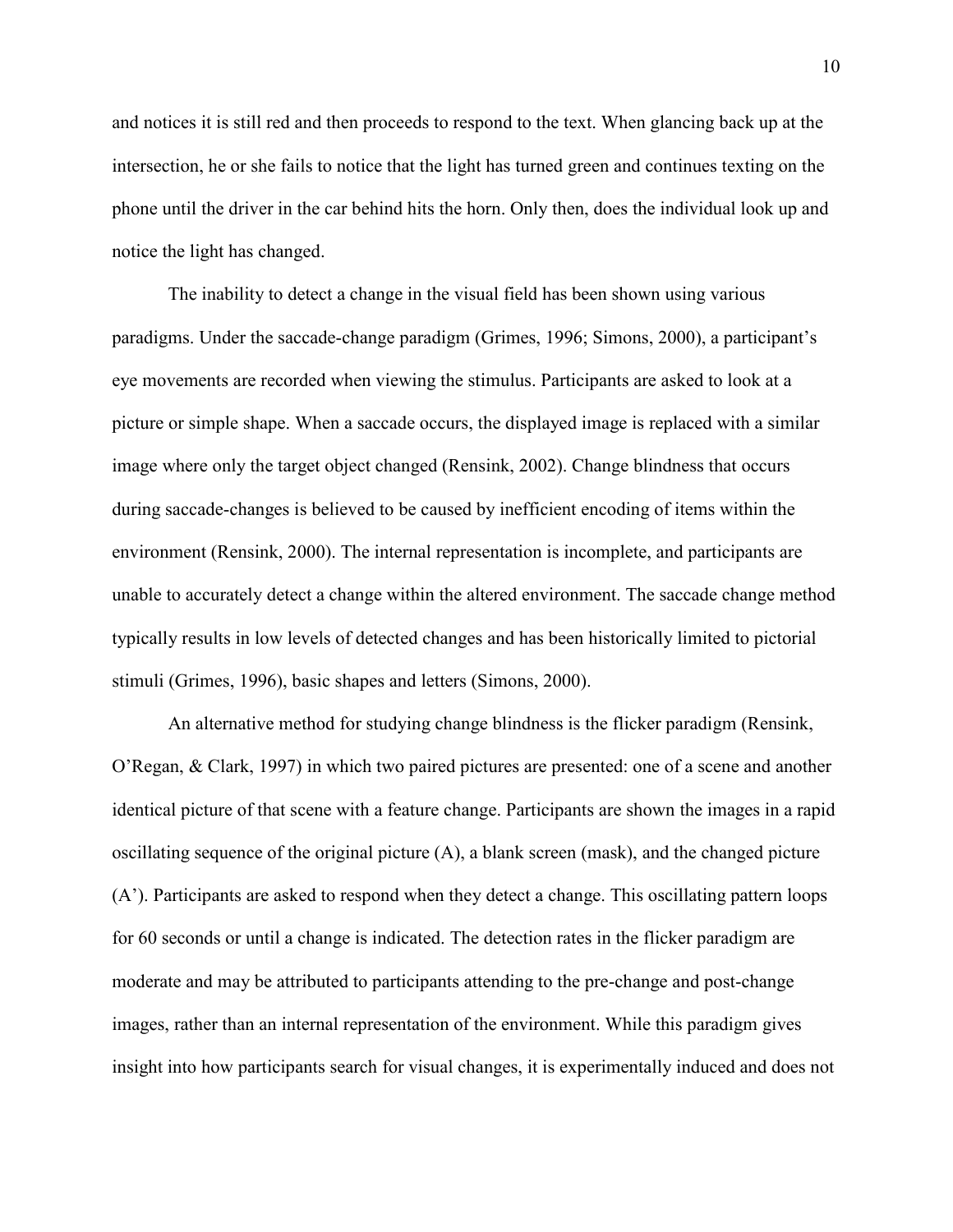and notices it is still red and then proceeds to respond to the text. When glancing back up at the intersection, he or she fails to notice that the light has turned green and continues texting on the phone until the driver in the car behind hits the horn. Only then, does the individual look up and notice the light has changed.

The inability to detect a change in the visual field has been shown using various paradigms. Under the saccade-change paradigm (Grimes, 1996; Simons, 2000), a participant's eye movements are recorded when viewing the stimulus. Participants are asked to look at a picture or simple shape. When a saccade occurs, the displayed image is replaced with a similar image where only the target object changed (Rensink, 2002). Change blindness that occurs during saccade-changes is believed to be caused by inefficient encoding of items within the environment (Rensink, 2000). The internal representation is incomplete, and participants are unable to accurately detect a change within the altered environment. The saccade change method typically results in low levels of detected changes and has been historically limited to pictorial stimuli (Grimes, 1996), basic shapes and letters (Simons, 2000).

An alternative method for studying change blindness is the flicker paradigm (Rensink, O'Regan, & Clark, 1997) in which two paired pictures are presented: one of a scene and another identical picture of that scene with a feature change. Participants are shown the images in a rapid oscillating sequence of the original picture (A), a blank screen (mask), and the changed picture (A'). Participants are asked to respond when they detect a change. This oscillating pattern loops for 60 seconds or until a change is indicated. The detection rates in the flicker paradigm are moderate and may be attributed to participants attending to the pre-change and post-change images, rather than an internal representation of the environment. While this paradigm gives insight into how participants search for visual changes, it is experimentally induced and does not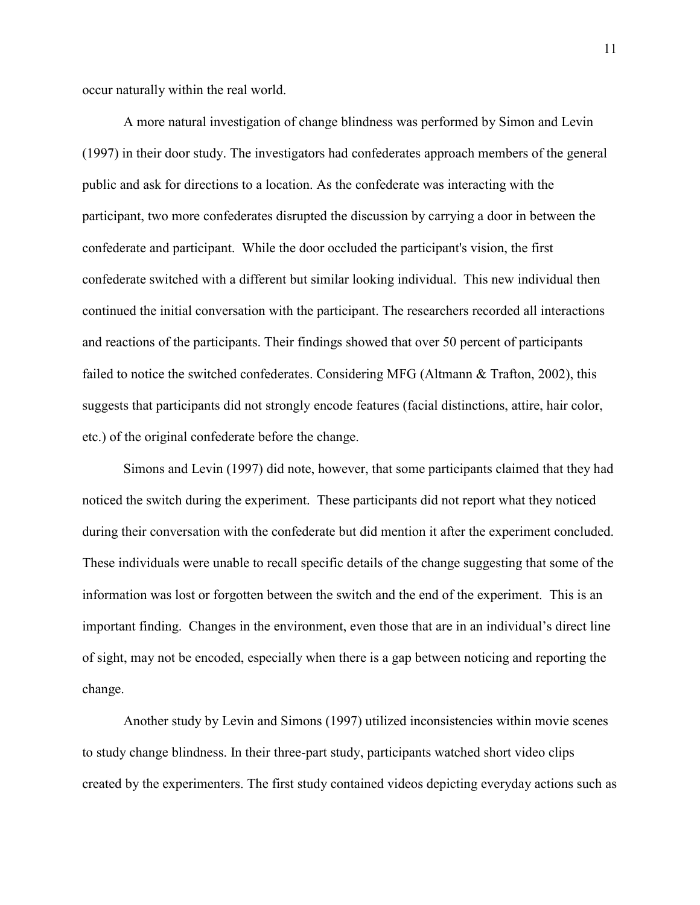occur naturally within the real world.

A more natural investigation of change blindness was performed by Simon and Levin (1997) in their door study. The investigators had confederates approach members of the general public and ask for directions to a location. As the confederate was interacting with the participant, two more confederates disrupted the discussion by carrying a door in between the confederate and participant. While the door occluded the participant's vision, the first confederate switched with a different but similar looking individual. This new individual then continued the initial conversation with the participant. The researchers recorded all interactions and reactions of the participants. Their findings showed that over 50 percent of participants failed to notice the switched confederates. Considering MFG (Altmann & Trafton, 2002), this suggests that participants did not strongly encode features (facial distinctions, attire, hair color, etc.) of the original confederate before the change.

Simons and Levin (1997) did note, however, that some participants claimed that they had noticed the switch during the experiment. These participants did not report what they noticed during their conversation with the confederate but did mention it after the experiment concluded. These individuals were unable to recall specific details of the change suggesting that some of the information was lost or forgotten between the switch and the end of the experiment. This is an important finding. Changes in the environment, even those that are in an individual's direct line of sight, may not be encoded, especially when there is a gap between noticing and reporting the change.

Another study by Levin and Simons (1997) utilized inconsistencies within movie scenes to study change blindness. In their three-part study, participants watched short video clips created by the experimenters. The first study contained videos depicting everyday actions such as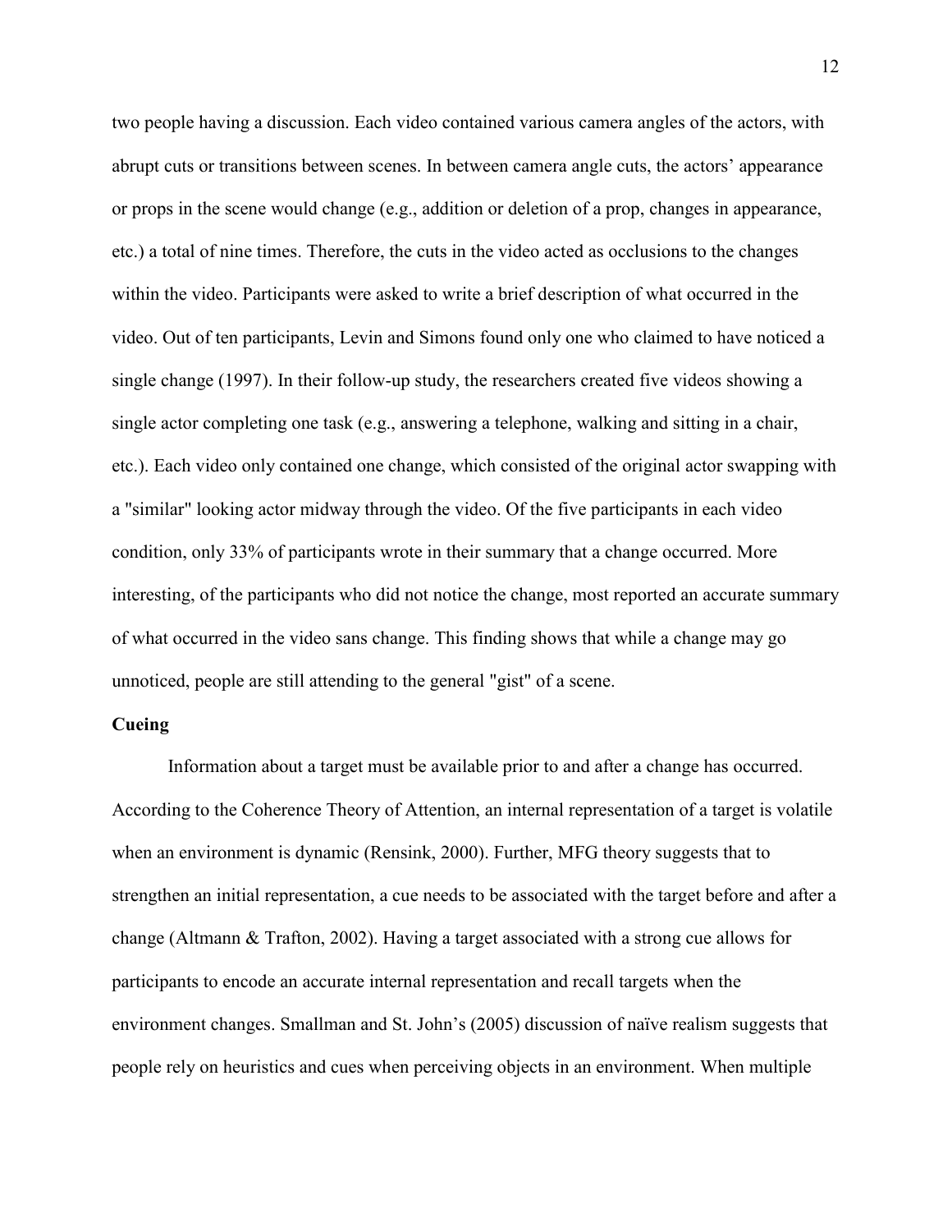two people having a discussion. Each video contained various camera angles of the actors, with abrupt cuts or transitions between scenes. In between camera angle cuts, the actors' appearance or props in the scene would change (e.g., addition or deletion of a prop, changes in appearance, etc.) a total of nine times. Therefore, the cuts in the video acted as occlusions to the changes within the video. Participants were asked to write a brief description of what occurred in the video. Out of ten participants, Levin and Simons found only one who claimed to have noticed a single change (1997). In their follow-up study, the researchers created five videos showing a single actor completing one task (e.g., answering a telephone, walking and sitting in a chair, etc.). Each video only contained one change, which consisted of the original actor swapping with a "similar" looking actor midway through the video. Of the five participants in each video condition, only 33% of participants wrote in their summary that a change occurred. More interesting, of the participants who did not notice the change, most reported an accurate summary of what occurred in the video sans change. This finding shows that while a change may go unnoticed, people are still attending to the general "gist" of a scene.

**Cueing**

Information about a target must be available prior to and after a change has occurred. According to the Coherence Theory of Attention, an internal representation of a target is volatile when an environment is dynamic (Rensink, 2000). Further, MFG theory suggests that to strengthen an initial representation, a cue needs to be associated with the target before and after a change (Altmann & Trafton, 2002). Having a target associated with a strong cue allows for participants to encode an accurate internal representation and recall targets when the environment changes. Smallman and St. John's (2005) discussion of naïve realism suggests that people rely on heuristics and cues when perceiving objects in an environment. When multiple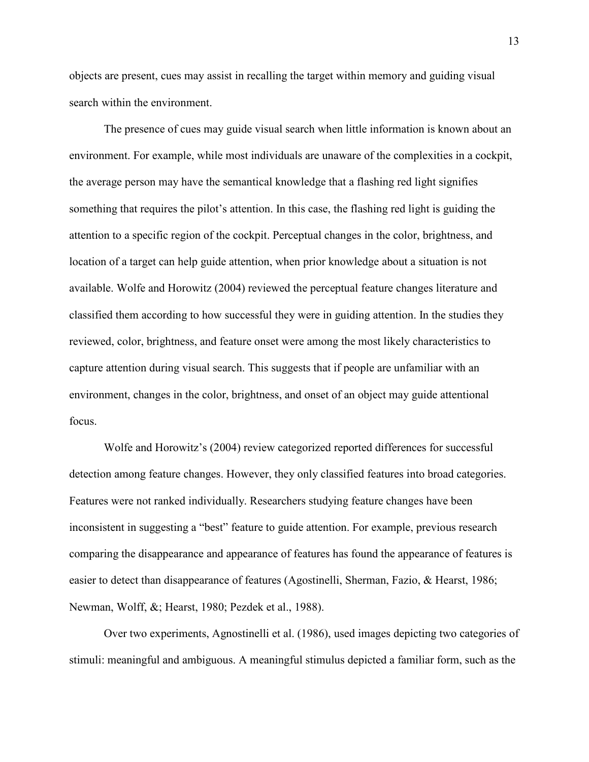objects are present, cues may assist in recalling the target within memory and guiding visual search within the environment.

The presence of cues may guide visual search when little information is known about an environment. For example, while most individuals are unaware of the complexities in a cockpit, the average person may have the semantical knowledge that a flashing red light signifies something that requires the pilot's attention. In this case, the flashing red light is guiding the attention to a specific region of the cockpit. Perceptual changes in the color, brightness, and location of a target can help guide attention, when prior knowledge about a situation is not available. Wolfe and Horowitz (2004) reviewed the perceptual feature changes literature and classified them according to how successful they were in guiding attention. In the studies they reviewed, color, brightness, and feature onset were among the most likely characteristics to capture attention during visual search. This suggests that if people are unfamiliar with an environment, changes in the color, brightness, and onset of an object may guide attentional focus.

Wolfe and Horowitz's (2004) review categorized reported differences for successful detection among feature changes. However, they only classified features into broad categories. Features were not ranked individually. Researchers studying feature changes have been inconsistent in suggesting a "best" feature to guide attention. For example, previous research comparing the disappearance and appearance of features has found the appearance of features is easier to detect than disappearance of features (Agostinelli, Sherman, Fazio, & Hearst, 1986; Newman, Wolff, &; Hearst, 1980; Pezdek et al., 1988).

Over two experiments, Agnostinelli et al. (1986), used images depicting two categories of stimuli: meaningful and ambiguous. A meaningful stimulus depicted a familiar form, such as the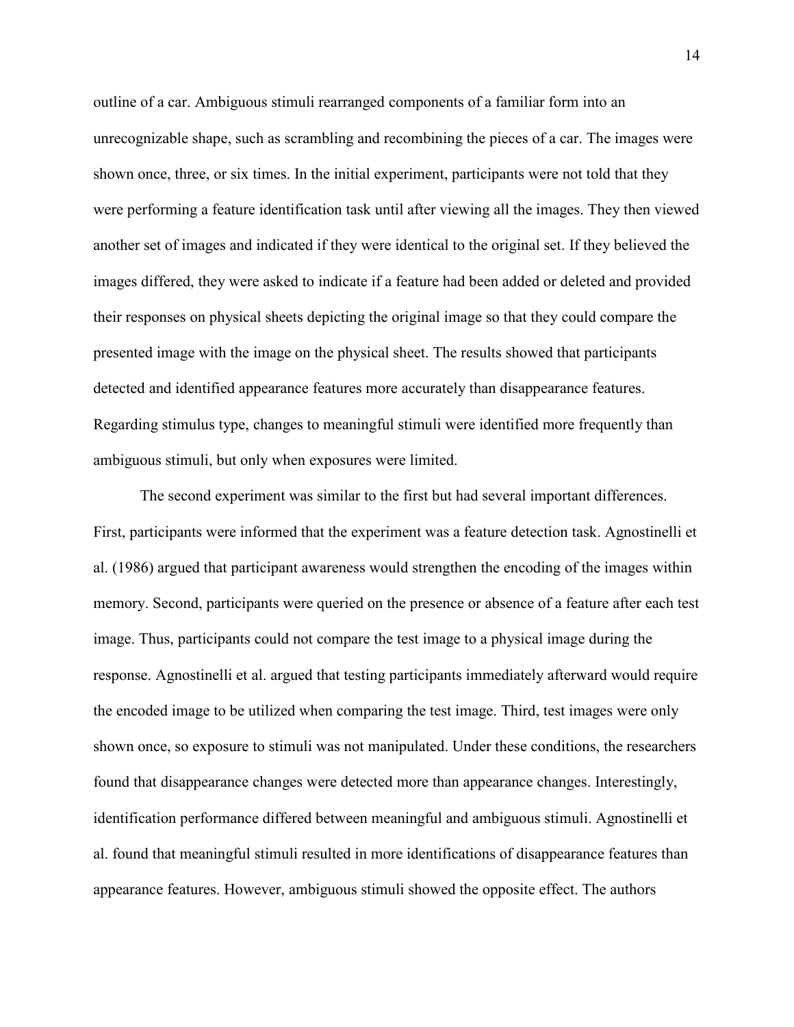outline of a car. Ambiguous stimuli rearranged components of a familiar form into an unrecognizable shape, such as scrambling and recombining the pieces of a car. The images were shown once, three, or six times. In the initial experiment, participants were not told that they were performing a feature identification task until after viewing all the images. They then viewed another set of images and indicated if they were identical to the original set. If they believed the images differed, they were asked to indicate if a feature had been added or deleted and provided their responses on physical sheets depicting the original image so that they could compare the presented image with the image on the physical sheet. The results showed that participants detected and identified appearance features more accurately than disappearance features. Regarding stimulus type, changes to meaningful stimuli were identified more frequently than ambiguous stimuli, but only when exposures were limited.

The second experiment was similar to the first but had several important differences. First, participants were informed that the experiment was a feature detection task. Agnostinelli et al. (1986) argued that participant awareness would strengthen the encoding of the images within memory. Second, participants were queried on the presence or absence of a feature after each test image. Thus, participants could not compare the test image to a physical image during the response. Agnostinelli et al. argued that testing participants immediately afterward would require the encoded image to be utilized when comparing the test image. Third, test images were only shown once, so exposure to stimuli was not manipulated. Under these conditions, the researchers found that disappearance changes were detected more than appearance changes. Interestingly, identification performance differed between meaningful and ambiguous stimuli. Agnostinelli et al. found that meaningful stimuli resulted in more identifications of disappearance features than appearance features. However, ambiguous stimuli showed the opposite effect. The authors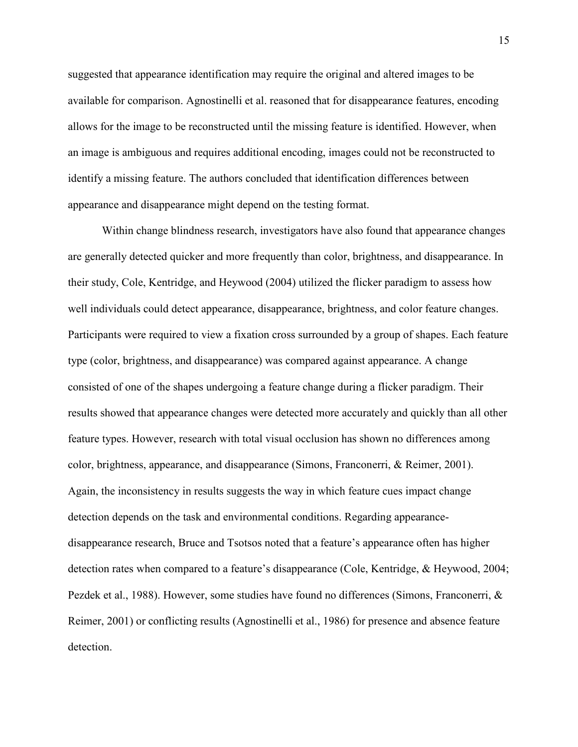suggested that appearance identification may require the original and altered images to be available for comparison. Agnostinelli et al. reasoned that for disappearance features, encoding allows for the image to be reconstructed until the missing feature is identified. However, when an image is ambiguous and requires additional encoding, images could not be reconstructed to identify a missing feature. The authors concluded that identification differences between appearance and disappearance might depend on the testing format.

Within change blindness research, investigators have also found that appearance changes are generally detected quicker and more frequently than color, brightness, and disappearance. In their study, Cole, Kentridge, and Heywood (2004) utilized the flicker paradigm to assess how well individuals could detect appearance, disappearance, brightness, and color feature changes. Participants were required to view a fixation cross surrounded by a group of shapes. Each feature type (color, brightness, and disappearance) was compared against appearance. A change consisted of one of the shapes undergoing a feature change during a flicker paradigm. Their results showed that appearance changes were detected more accurately and quickly than all other feature types. However, research with total visual occlusion has shown no differences among color, brightness, appearance, and disappearance (Simons, Franconerri, & Reimer, 2001). Again, the inconsistency in results suggests the way in which feature cues impact change detection depends on the task and environmental conditions. Regarding appearance-disappearance research, Bruce and Tsotsos noted that a feature's appearance often has higher detection rates when compared to a feature's disappearance (Cole, Kentridge, & Heywood, 2004; Pezdek et al., 1988). However, some studies have found no differences (Simons, Franconerri, & Reimer, 2001) or conflicting results (Agnostinelli et al., 1986) for presence and absence feature detection.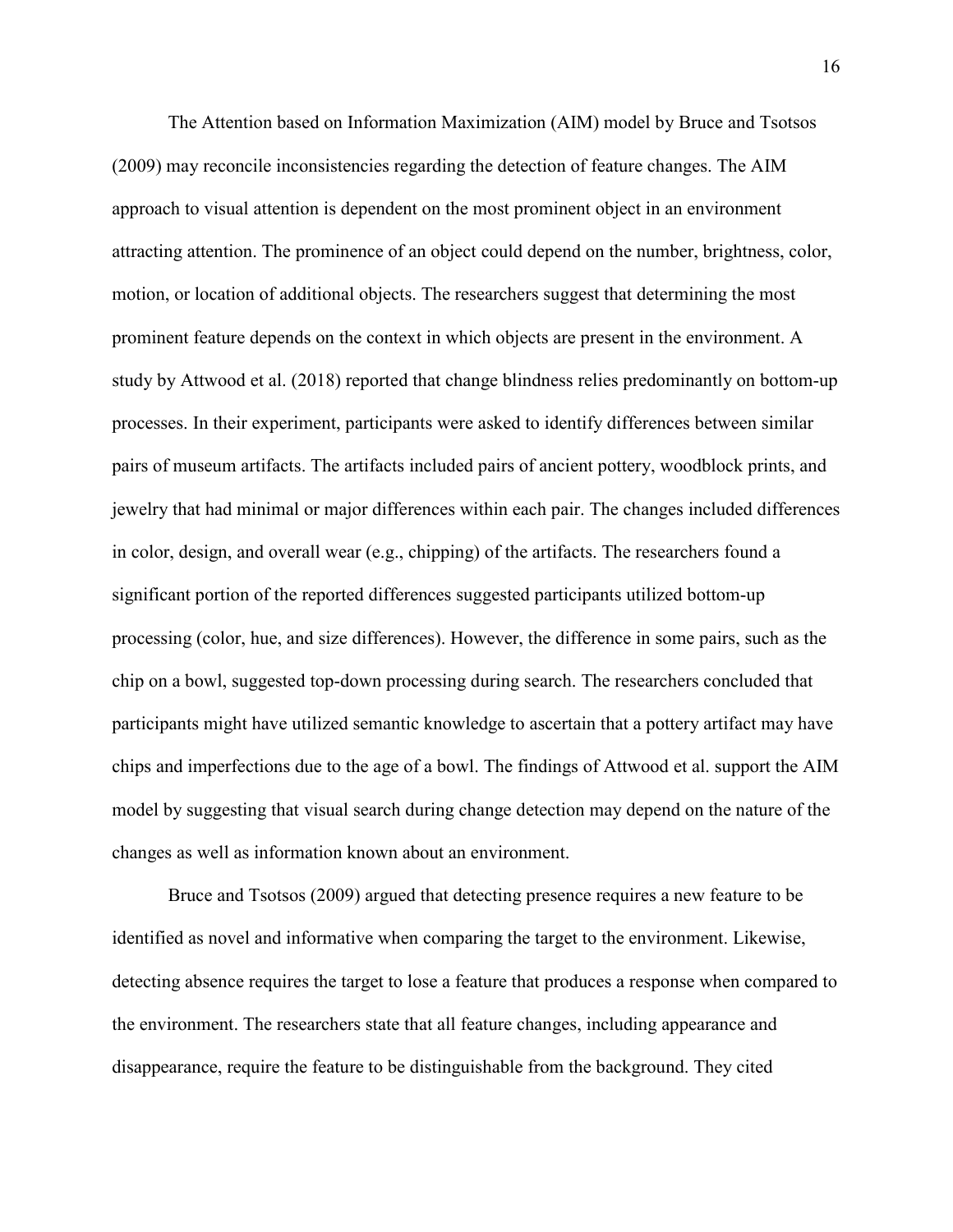The Attention based on Information Maximization (AIM) model by Bruce and Tsotsos (2009) may reconcile inconsistencies regarding the detection of feature changes. The AIM approach to visual attention is dependent on the most prominent object in an environment attracting attention. The prominence of an object could depend on the number, brightness, color, motion, or location of additional objects. The researchers suggest that determining the most prominent feature depends on the context in which objects are present in the environment. A study by Attwood et al. (2018) reported that change blindness relies predominantly on bottom-up processes. In their experiment, participants were asked to identify differences between similar pairs of museum artifacts. The artifacts included pairs of ancient pottery, woodblock prints, and jewelry that had minimal or major differences within each pair. The changes included differences in color, design, and overall wear (e.g., chipping) of the artifacts. The researchers found a significant portion of the reported differences suggested participants utilized bottom-up processing (color, hue, and size differences). However, the difference in some pairs, such as the chip on a bowl, suggested top-down processing during search. The researchers concluded that participants might have utilized semantic knowledge to ascertain that a pottery artifact may have chips and imperfections due to the age of a bowl. The findings of Attwood et al. support the AIM model by suggesting that visual search during change detection may depend on the nature of the changes as well as information known about an environment.

Bruce and Tsotsos (2009) argued that detecting presence requires a new feature to be identified as novel and informative when comparing the target to the environment. Likewise, detecting absence requires the target to lose a feature that produces a response when compared to the environment. The researchers state that all feature changes, including appearance and disappearance, require the feature to be distinguishable from the background. They cited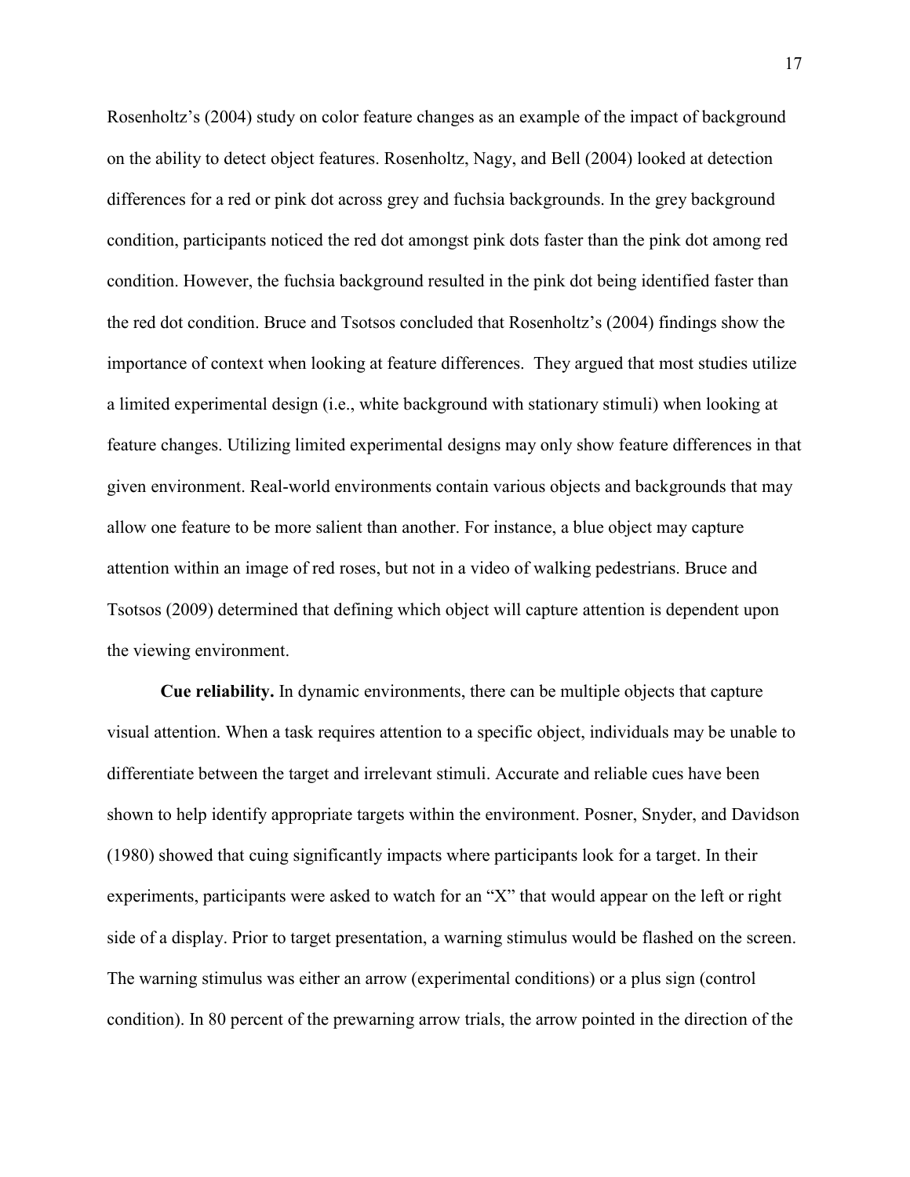Rosenholtz's (2004) study on color feature changes as an example of the impact of background on the ability to detect object features. Rosenholtz, Nagy, and Bell (2004) looked at detection differences for a red or pink dot across grey and fuchsia backgrounds. In the grey background condition, participants noticed the red dot amongst pink dots faster than the pink dot among red condition. However, the fuchsia background resulted in the pink dot being identified faster than the red dot condition. Bruce and Tsotsos concluded that Rosenholtz's (2004) findings show the importance of context when looking at feature differences. They argued that most studies utilize a limited experimental design (i.e., white background with stationary stimuli) when looking at feature changes. Utilizing limited experimental designs may only show feature differences in that given environment. Real-world environments contain various objects and backgrounds that may allow one feature to be more salient than another. For instance, a blue object may capture attention within an image of red roses, but not in a video of walking pedestrians. Bruce and Tsotsos (2009) determined that defining which object will capture attention is dependent upon the viewing environment.

**Cue reliability.** In dynamic environments, there can be multiple objects that capture visual attention. When a task requires attention to a specific object, individuals may be unable to differentiate between the target and irrelevant stimuli. Accurate and reliable cues have been shown to help identify appropriate targets within the environment. Posner, Snyder, and Davidson (1980) showed that cuing significantly impacts where participants look for a target. In their experiments, participants were asked to watch for an "X" that would appear on the left or right side of a display. Prior to target presentation, a warning stimulus would be flashed on the screen. The warning stimulus was either an arrow (experimental conditions) or a plus sign (control condition). In 80 percent of the prewarning arrow trials, the arrow pointed in the direction of the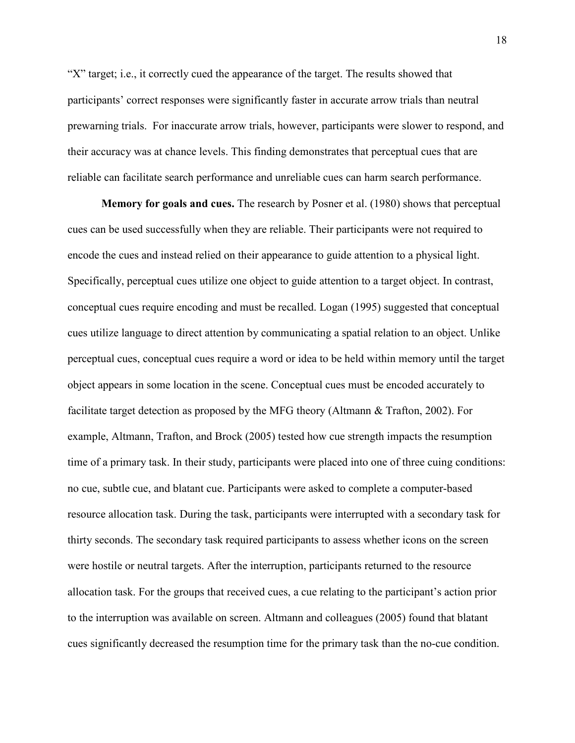"X" target; i.e., it correctly cued the appearance of the target. The results showed that participants' correct responses were significantly faster in accurate arrow trials than neutral prewarning trials.  For inaccurate arrow trials, however, participants were slower to respond, and their accuracy was at chance levels. This finding demonstrates that perceptual cues that are reliable can facilitate search performance and unreliable cues can harm search performance.

**Memory for goals and cues.** The research by Posner et al. (1980) shows that perceptual cues can be used successfully when they are reliable. Their participants were not required to encode the cues and instead relied on their appearance to guide attention to a physical light. Specifically, perceptual cues utilize one object to guide attention to a target object. In contrast, conceptual cues require encoding and must be recalled. Logan (1995) suggested that conceptual cues utilize language to direct attention by communicating a spatial relation to an object. Unlike perceptual cues, conceptual cues require a word or idea to be held within memory until the target object appears in some location in the scene. Conceptual cues must be encoded accurately to facilitate target detection as proposed by the MFG theory (Altmann & Trafton, 2002). For example, Altmann, Trafton, and Brock (2005) tested how cue strength impacts the resumption time of a primary task. In their study, participants were placed into one of three cuing conditions: no cue, subtle cue, and blatant cue. Participants were asked to complete a computer-based resource allocation task. During the task, participants were interrupted with a secondary task for thirty seconds. The secondary task required participants to assess whether icons on the screen were hostile or neutral targets. After the interruption, participants returned to the resource allocation task. For the groups that received cues, a cue relating to the participant's action prior to the interruption was available on screen. Altmann and colleagues (2005) found that blatant cues significantly decreased the resumption time for the primary task than the no-cue condition.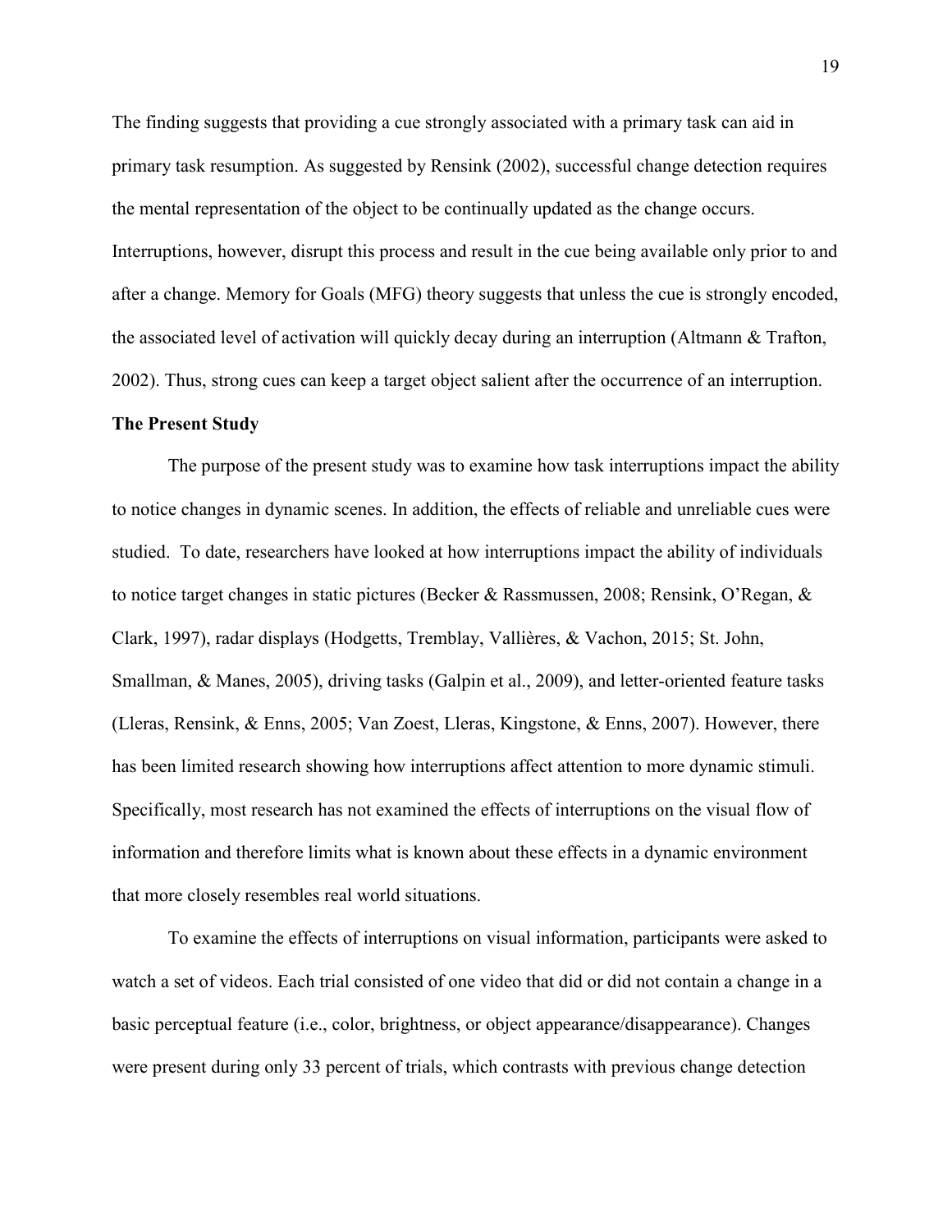The finding suggests that providing a cue strongly associated with a primary task can aid in primary task resumption. As suggested by Rensink (2002), successful change detection requires the mental representation of the object to be continually updated as the change occurs. Interruptions, however, disrupt this process and result in the cue being available only prior to and after a change. Memory for Goals (MFG) theory suggests that unless the cue is strongly encoded, the associated level of activation will quickly decay during an interruption (Altmann & Trafton, 2002). Thus, strong cues can keep a target object salient after the occurrence of an interruption.

**The Present Study**

The purpose of the present study was to examine how task interruptions impact the ability to notice changes in dynamic scenes. In addition, the effects of reliable and unreliable cues were studied. To date, researchers have looked at how interruptions impact the ability of individuals to notice target changes in static pictures (Becker & Rassmussen, 2008; Rensink, O'Regan, & Clark, 1997), radar displays (Hodgetts, Tremblay, Vallières, & Vachon, 2015; St. John, Smallman, & Manes, 2005), driving tasks (Galpin et al., 2009), and letter-oriented feature tasks (Lleras, Rensink, & Enns, 2005; Van Zoest, Lleras, Kingstone, & Enns, 2007). However, there has been limited research showing how interruptions affect attention to more dynamic stimuli. Specifically, most research has not examined the effects of interruptions on the visual flow of information and therefore limits what is known about these effects in a dynamic environment that more closely resembles real world situations.

To examine the effects of interruptions on visual information, participants were asked to watch a set of videos. Each trial consisted of one video that did or did not contain a change in a basic perceptual feature (i.e., color, brightness, or object appearance/disappearance). Changes were present during only 33 percent of trials, which contrasts with previous change detection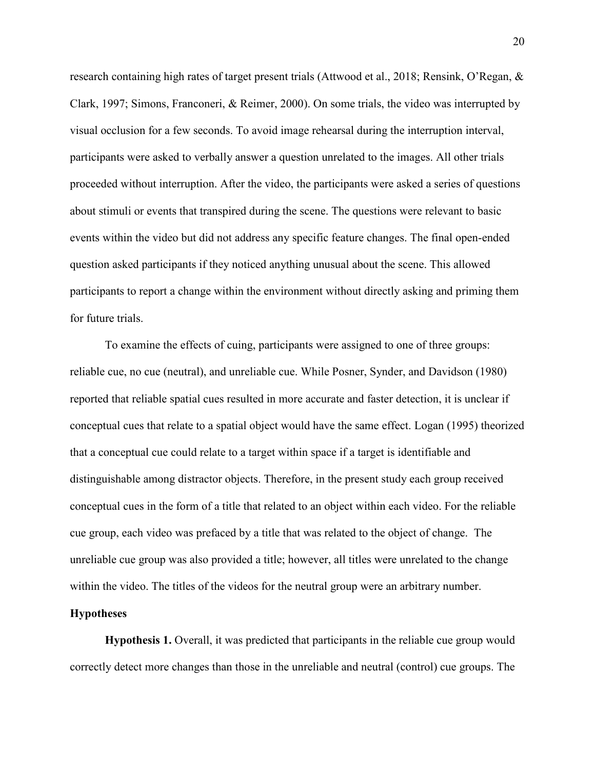research containing high rates of target present trials (Attwood et al., 2018; Rensink, O'Regan, & Clark, 1997; Simons, Franconeri, & Reimer, 2000). On some trials, the video was interrupted by visual occlusion for a few seconds. To avoid image rehearsal during the interruption interval, participants were asked to verbally answer a question unrelated to the images. All other trials proceeded without interruption. After the video, the participants were asked a series of questions about stimuli or events that transpired during the scene. The questions were relevant to basic events within the video but did not address any specific feature changes. The final open-ended question asked participants if they noticed anything unusual about the scene. This allowed participants to report a change within the environment without directly asking and priming them for future trials.

To examine the effects of cuing, participants were assigned to one of three groups: reliable cue, no cue (neutral), and unreliable cue. While Posner, Synder, and Davidson (1980) reported that reliable spatial cues resulted in more accurate and faster detection, it is unclear if conceptual cues that relate to a spatial object would have the same effect. Logan (1995) theorized that a conceptual cue could relate to a target within space if a target is identifiable and distinguishable among distractor objects. Therefore, in the present study each group received conceptual cues in the form of a title that related to an object within each video. For the reliable cue group, each video was prefaced by a title that was related to the object of change. The unreliable cue group was also provided a title; however, all titles were unrelated to the change within the video. The titles of the videos for the neutral group were an arbitrary number.

## Hypotheses

**Hypothesis 1.** Overall, it was predicted that participants in the reliable cue group would correctly detect more changes than those in the unreliable and neutral (control) cue groups. The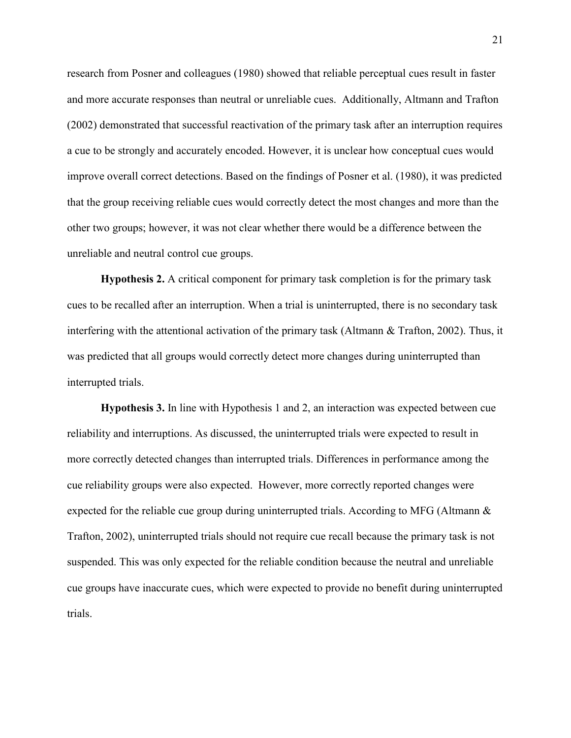research from Posner and colleagues (1980) showed that reliable perceptual cues result in faster and more accurate responses than neutral or unreliable cues. Additionally, Altmann and Trafton (2002) demonstrated that successful reactivation of the primary task after an interruption requires a cue to be strongly and accurately encoded. However, it is unclear how conceptual cues would improve overall correct detections. Based on the findings of Posner et al. (1980), it was predicted that the group receiving reliable cues would correctly detect the most changes and more than the other two groups; however, it was not clear whether there would be a difference between the unreliable and neutral control cue groups.

**Hypothesis 2.** A critical component for primary task completion is for the primary task cues to be recalled after an interruption. When a trial is uninterrupted, there is no secondary task interfering with the attentional activation of the primary task (Altmann & Trafton, 2002). Thus, it was predicted that all groups would correctly detect more changes during uninterrupted than interrupted trials.

**Hypothesis 3.** In line with Hypothesis 1 and 2, an interaction was expected between cue reliability and interruptions. As discussed, the uninterrupted trials were expected to result in more correctly detected changes than interrupted trials. Differences in performance among the cue reliability groups were also expected. However, more correctly reported changes were expected for the reliable cue group during uninterrupted trials. According to MFG (Altmann & Trafton, 2002), uninterrupted trials should not require cue recall because the primary task is not suspended. This was only expected for the reliable condition because the neutral and unreliable cue groups have inaccurate cues, which were expected to provide no benefit during uninterrupted trials.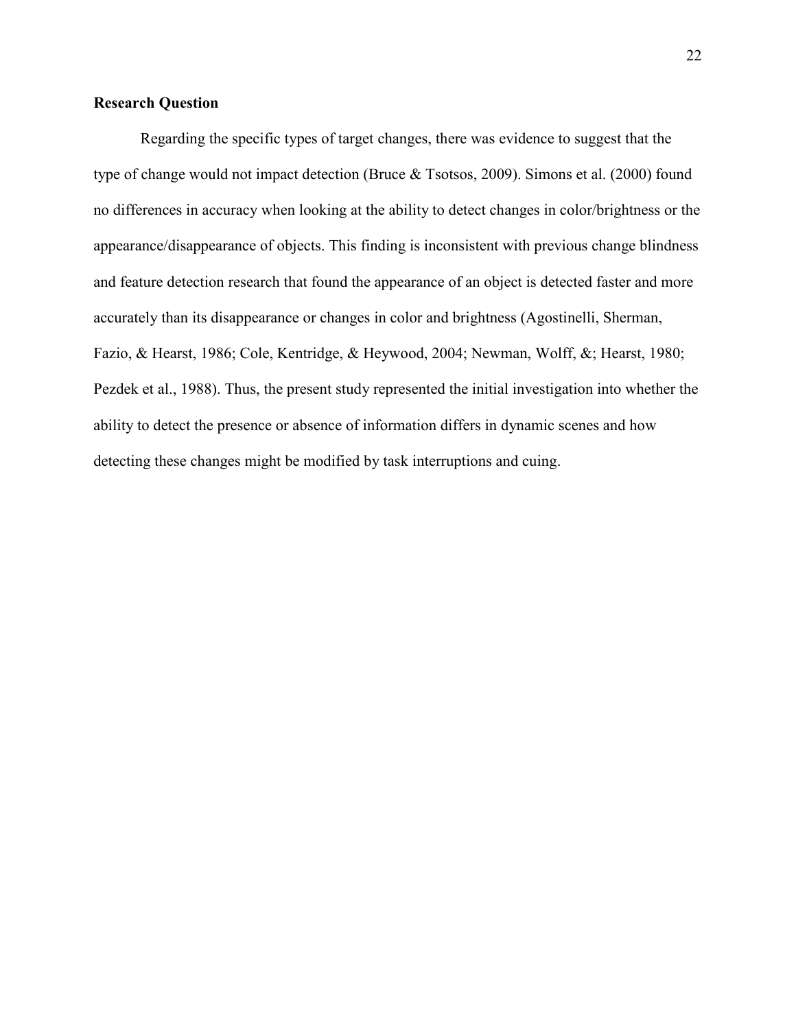**Research Question**

Regarding the specific types of target changes, there was evidence to suggest that the type of change would not impact detection (Bruce & Tsotsos, 2009). Simons et al. (2000) found no differences in accuracy when looking at the ability to detect changes in color/brightness or the appearance/disappearance of objects. This finding is inconsistent with previous change blindness and feature detection research that found the appearance of an object is detected faster and more accurately than its disappearance or changes in color and brightness (Agostinelli, Sherman, Fazio, & Hearst, 1986; Cole, Kentridge, & Heywood, 2004; Newman, Wolff, &; Hearst, 1980; Pezdek et al., 1988). Thus, the present study represented the initial investigation into whether the ability to detect the presence or absence of information differs in dynamic scenes and how detecting these changes might be modified by task interruptions and cuing.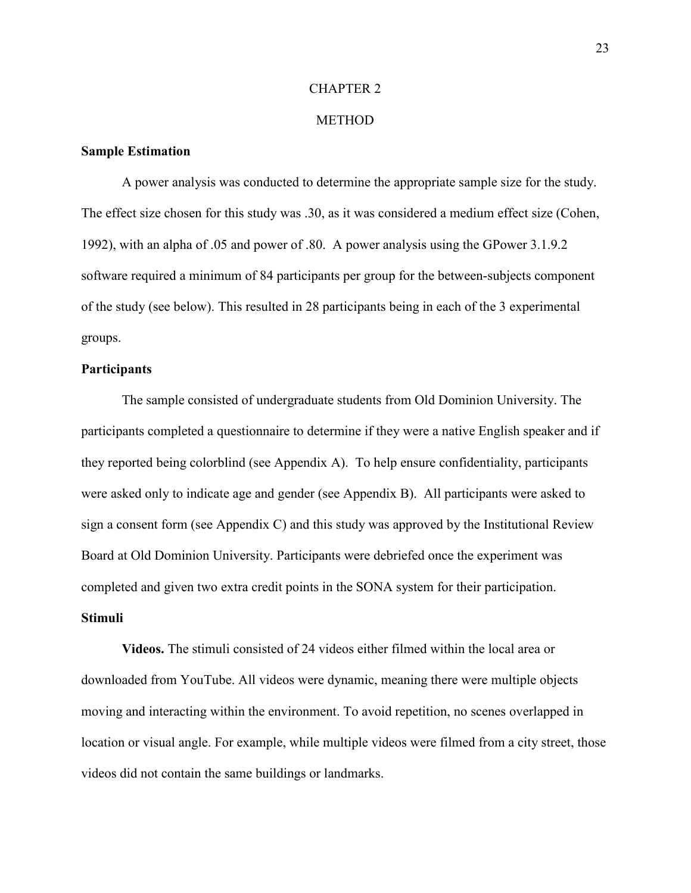# CHAPTER 2

# METHOD

## Sample Estimation

A power analysis was conducted to determine the appropriate sample size for the study. The effect size chosen for this study was .30, as it was considered a medium effect size (Cohen, 1992), with an alpha of .05 and power of .80. A power analysis using the GPower 3.1.9.2 software required a minimum of 84 participants per group for the between-subjects component of the study (see below). This resulted in 28 participants being in each of the 3 experimental groups.

## Participants

The sample consisted of undergraduate students from Old Dominion University. The participants completed a questionnaire to determine if they were a native English speaker and if they reported being colorblind (see Appendix A). To help ensure confidentiality, participants were asked only to indicate age and gender (see Appendix B). All participants were asked to sign a consent form (see Appendix C) and this study was approved by the Institutional Review Board at Old Dominion University. Participants were debriefed once the experiment was completed and given two extra credit points in the SONA system for their participation.

## Stimuli

**Videos.** The stimuli consisted of 24 videos either filmed within the local area or downloaded from YouTube. All videos were dynamic, meaning there were multiple objects moving and interacting within the environment. To avoid repetition, no scenes overlapped in location or visual angle. For example, while multiple videos were filmed from a city street, those videos did not contain the same buildings or landmarks.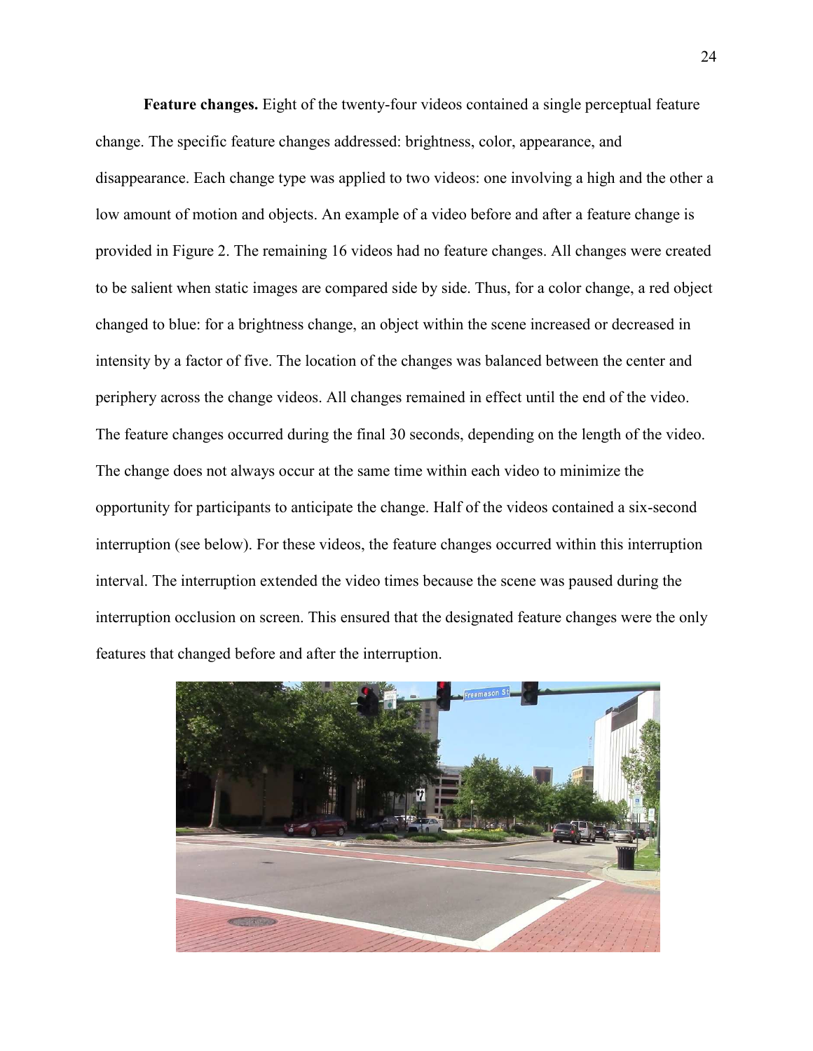**Feature changes.** Eight of the twenty-four videos contained a single perceptual feature change. The specific feature changes addressed: brightness, color, appearance, and disappearance. Each change type was applied to two videos: one involving a high and the other a low amount of motion and objects. An example of a video before and after a feature change is provided in Figure 2. The remaining 16 videos had no feature changes. All changes were created to be salient when static images are compared side by side. Thus, for a color change, a red object changed to blue: for a brightness change, an object within the scene increased or decreased in intensity by a factor of five. The location of the changes was balanced between the center and periphery across the change videos. All changes remained in effect until the end of the video. The feature changes occurred during the final 30 seconds, depending on the length of the video. The change does not always occur at the same time within each video to minimize the opportunity for participants to anticipate the change. Half of the videos contained a six-second interruption (see below). For these videos, the feature changes occurred within this interruption interval. The interruption extended the video times because the scene was paused during the interruption occlusion on screen. This ensured that the designated feature changes were the only features that changed before and after the interruption.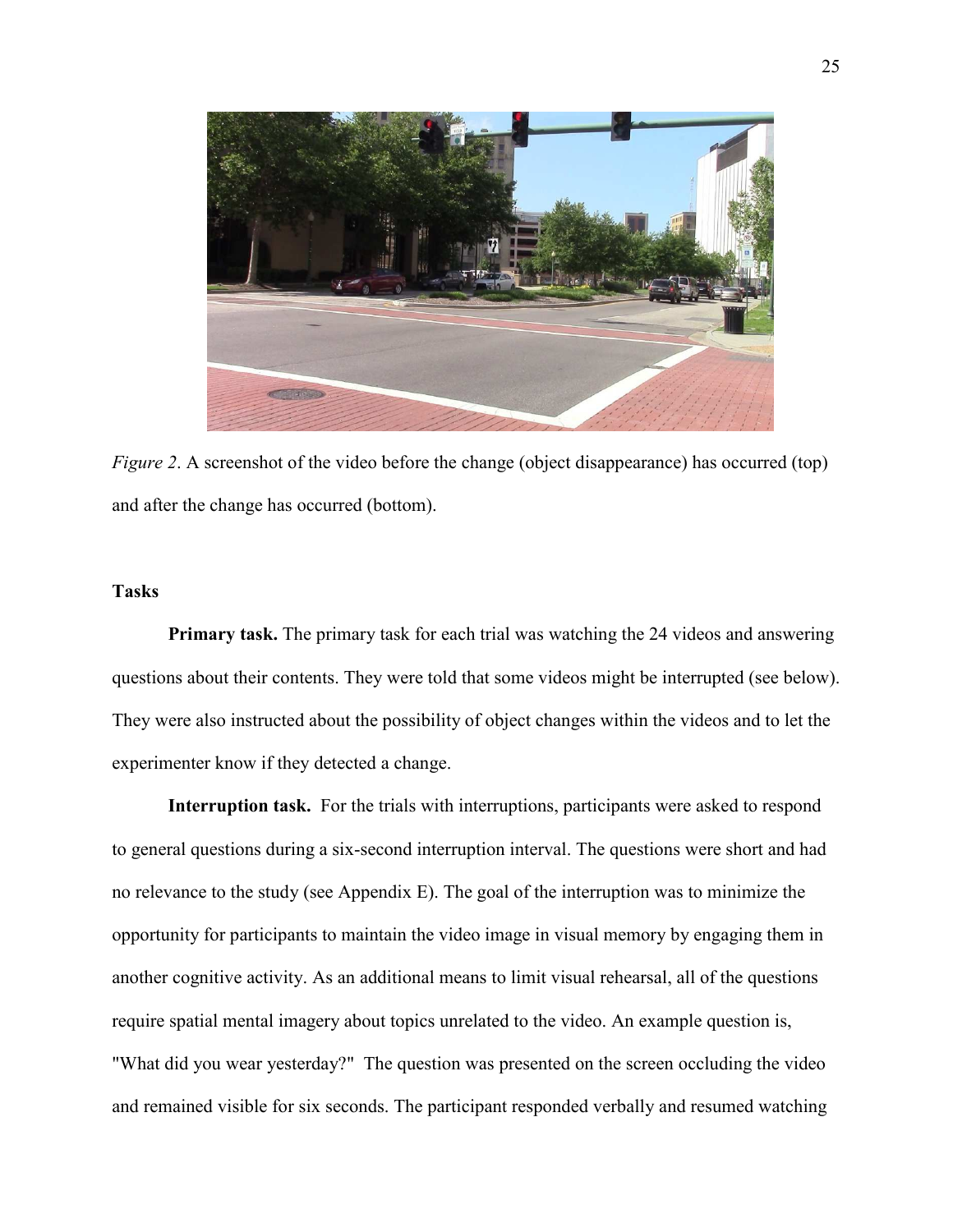*Figure 2*. A screenshot of the video before the change (object disappearance) has occurred (top) and after the change has occurred (bottom).

**Tasks**

**Primary task.** The primary task for each trial was watching the 24 videos and answering questions about their contents. They were told that some videos might be interrupted (see below). They were also instructed about the possibility of object changes within the videos and to let the experimenter know if they detected a change.

**Interruption task.** For the trials with interruptions, participants were asked to respond to general questions during a six-second interruption interval. The questions were short and had no relevance to the study (see Appendix E). The goal of the interruption was to minimize the opportunity for participants to maintain the video image in visual memory by engaging them in another cognitive activity. As an additional means to limit visual rehearsal, all of the questions require spatial mental imagery about topics unrelated to the video. An example question is, "What did you wear yesterday?" The question was presented on the screen occluding the video and remained visible for six seconds. The participant responded verbally and resumed watching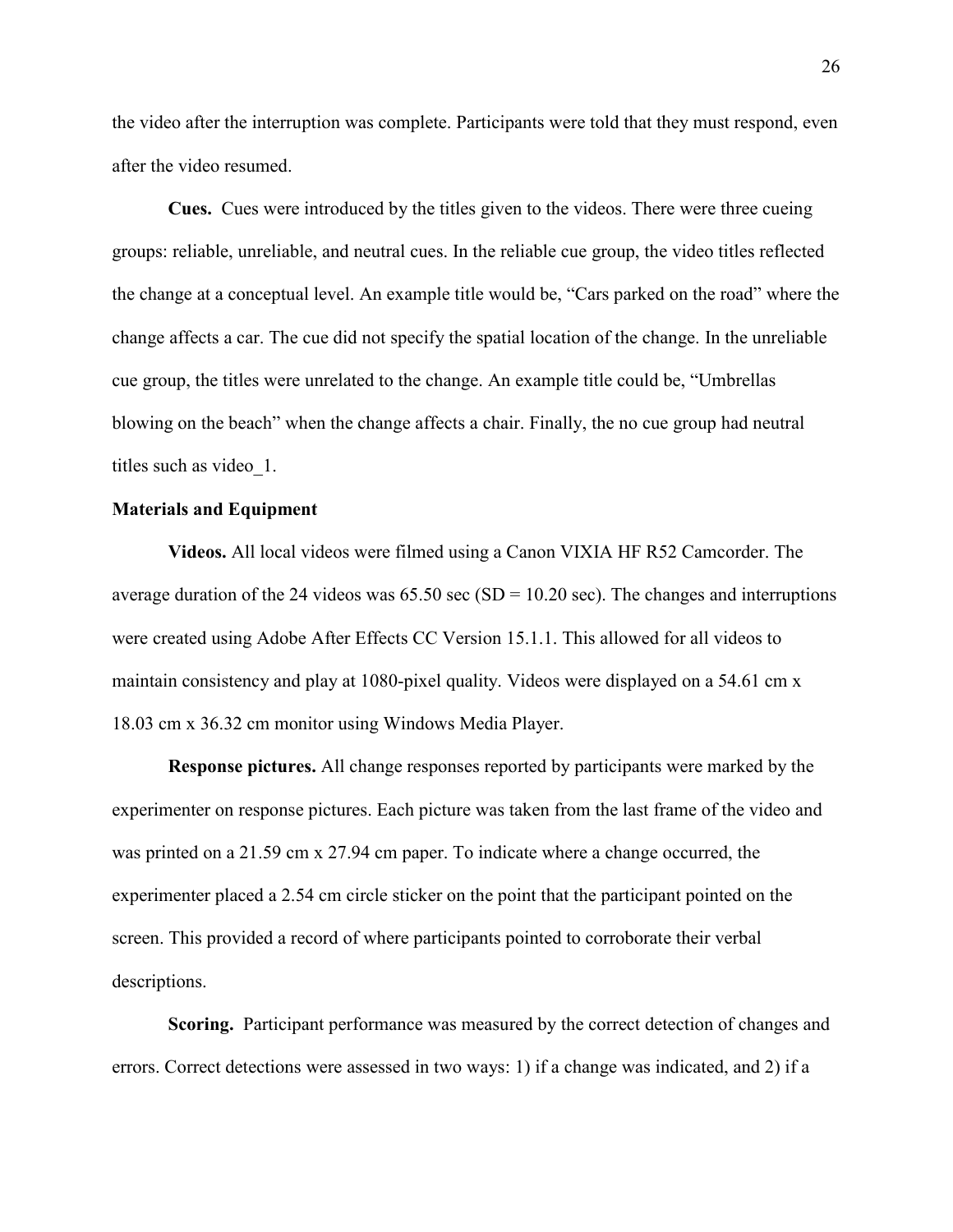the video after the interruption was complete. Participants were told that they must respond, even after the video resumed.

**Cues.** Cues were introduced by the titles given to the videos. There were three cueing groups: reliable, unreliable, and neutral cues. In the reliable cue group, the video titles reflected the change at a conceptual level. An example title would be, "Cars parked on the road" where the change affects a car. The cue did not specify the spatial location of the change. In the unreliable cue group, the titles were unrelated to the change. An example title could be, "Umbrellas blowing on the beach" when the change affects a chair. Finally, the no cue group had neutral titles such as video_1.

### Materials and Equipment

**Videos.** All local videos were filmed using a Canon VIXIA HF R52 Camcorder. The average duration of the 24 videos was 65.50 sec (SD = 10.20 sec). The changes and interruptions were created using Adobe After Effects CC Version 15.1.1. This allowed for all videos to maintain consistency and play at 1080-pixel quality. Videos were displayed on a 54.61 cm x 18.03 cm x 36.32 cm monitor using Windows Media Player.

**Response pictures.** All change responses reported by participants were marked by the experimenter on response pictures. Each picture was taken from the last frame of the video and was printed on a 21.59 cm x 27.94 cm paper. To indicate where a change occurred, the experimenter placed a 2.54 cm circle sticker on the point that the participant pointed on the screen. This provided a record of where participants pointed to corroborate their verbal descriptions.

**Scoring.** Participant performance was measured by the correct detection of changes and errors. Correct detections were assessed in two ways: 1) if a change was indicated, and 2) if a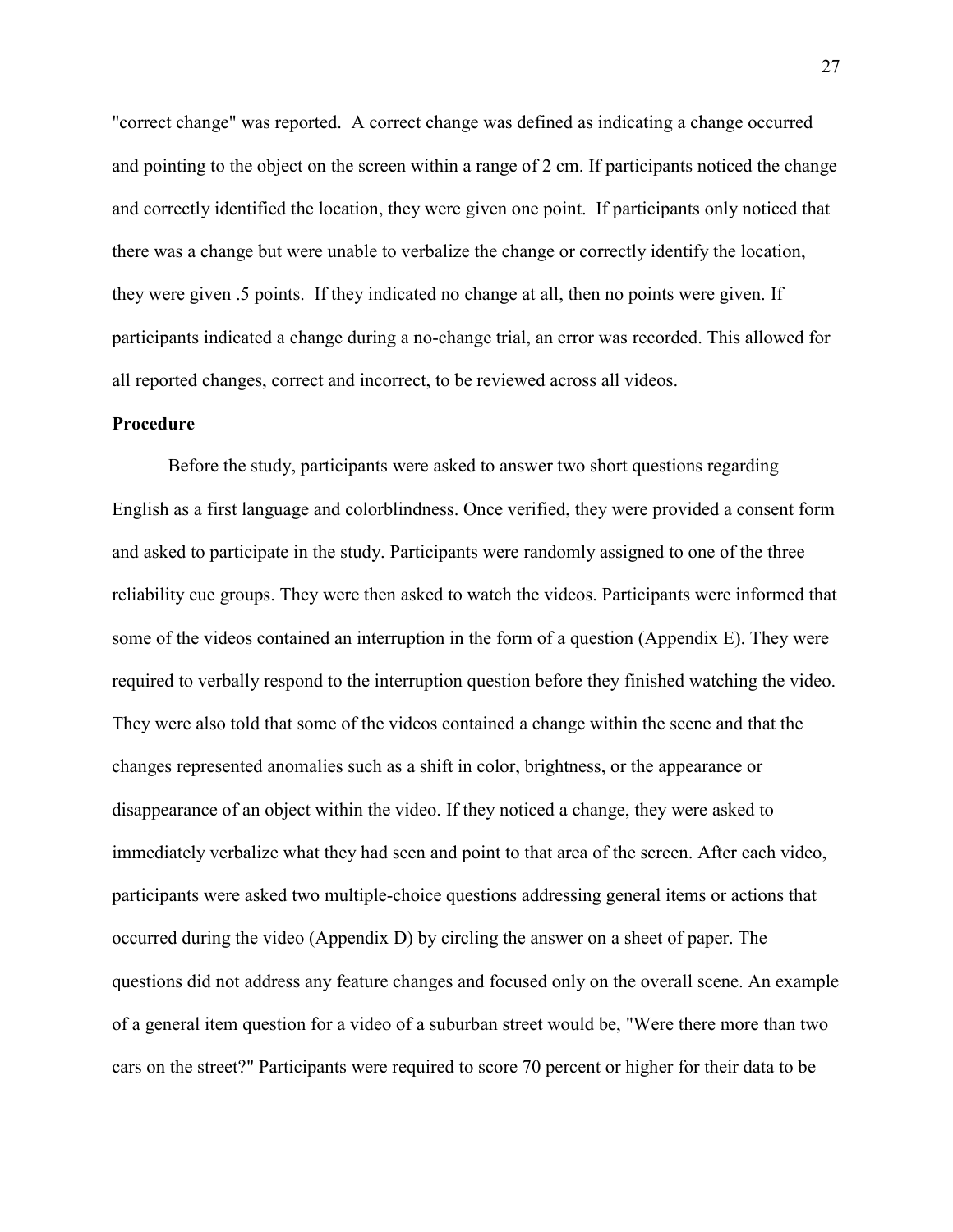"correct change" was reported. A correct change was defined as indicating a change occurred and pointing to the object on the screen within a range of 2 cm. If participants noticed the change and correctly identified the location, they were given one point. If participants only noticed that there was a change but were unable to verbalize the change or correctly identify the location, they were given .5 points. If they indicated no change at all, then no points were given. If participants indicated a change during a no-change trial, an error was recorded. This allowed for all reported changes, correct and incorrect, to be reviewed across all videos.

**Procedure**

Before the study, participants were asked to answer two short questions regarding English as a first language and colorblindness. Once verified, they were provided a consent form and asked to participate in the study. Participants were randomly assigned to one of the three reliability cue groups. They were then asked to watch the videos. Participants were informed that some of the videos contained an interruption in the form of a question (Appendix E). They were required to verbally respond to the interruption question before they finished watching the video. They were also told that some of the videos contained a change within the scene and that the changes represented anomalies such as a shift in color, brightness, or the appearance or disappearance of an object within the video. If they noticed a change, they were asked to immediately verbalize what they had seen and point to that area of the screen. After each video, participants were asked two multiple-choice questions addressing general items or actions that occurred during the video (Appendix D) by circling the answer on a sheet of paper. The questions did not address any feature changes and focused only on the overall scene. An example of a general item question for a video of a suburban street would be, "Were there more than two cars on the street?" Participants were required to score 70 percent or higher for their data to be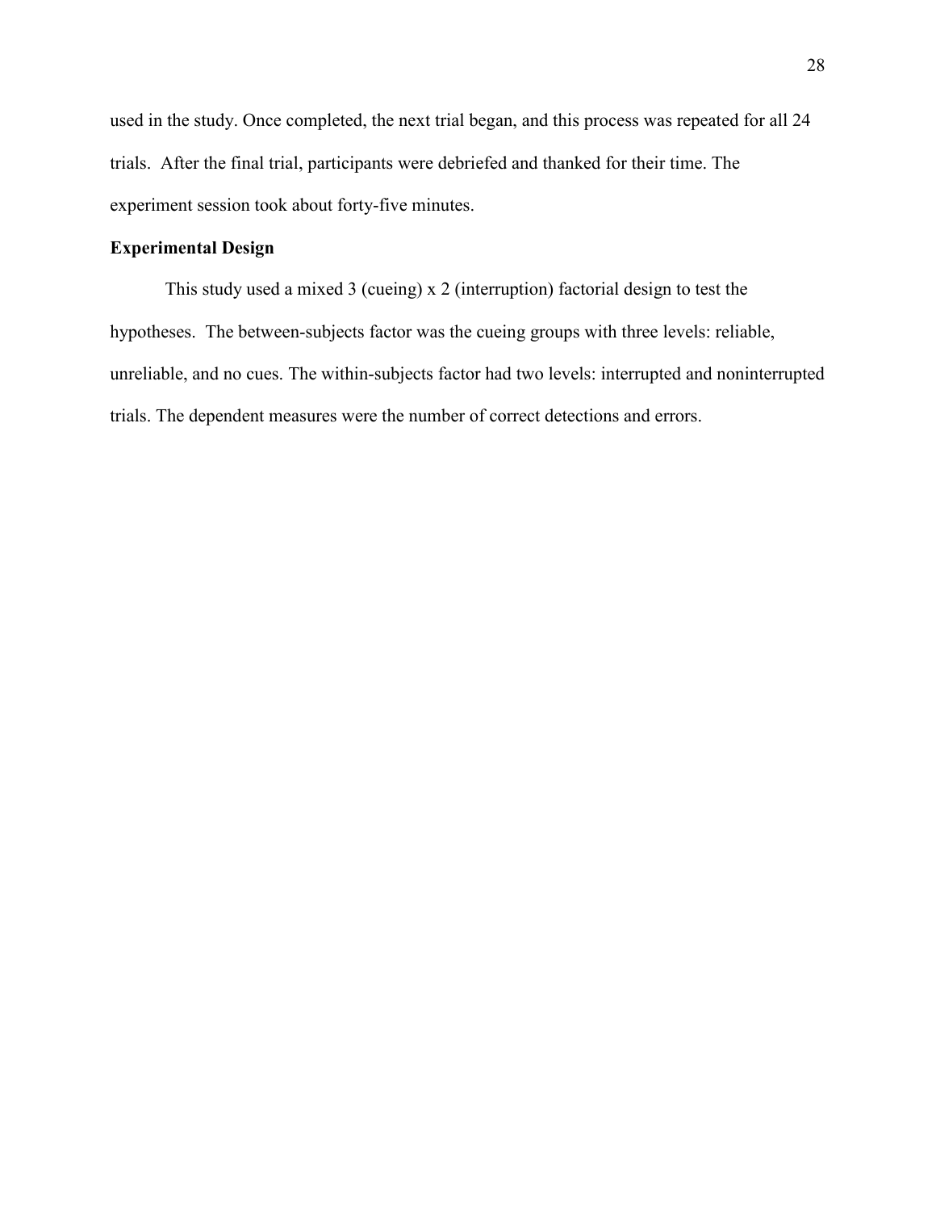used in the study. Once completed, the next trial began, and this process was repeated for all 24 trials. After the final trial, participants were debriefed and thanked for their time. The experiment session took about forty-five minutes.

**Experimental Design**

This study used a mixed 3 (cueing) x 2 (interruption) factorial design to test the hypotheses. The between-subjects factor was the cueing groups with three levels: reliable, unreliable, and no cues. The within-subjects factor had two levels: interrupted and noninterrupted trials. The dependent measures were the number of correct detections and errors.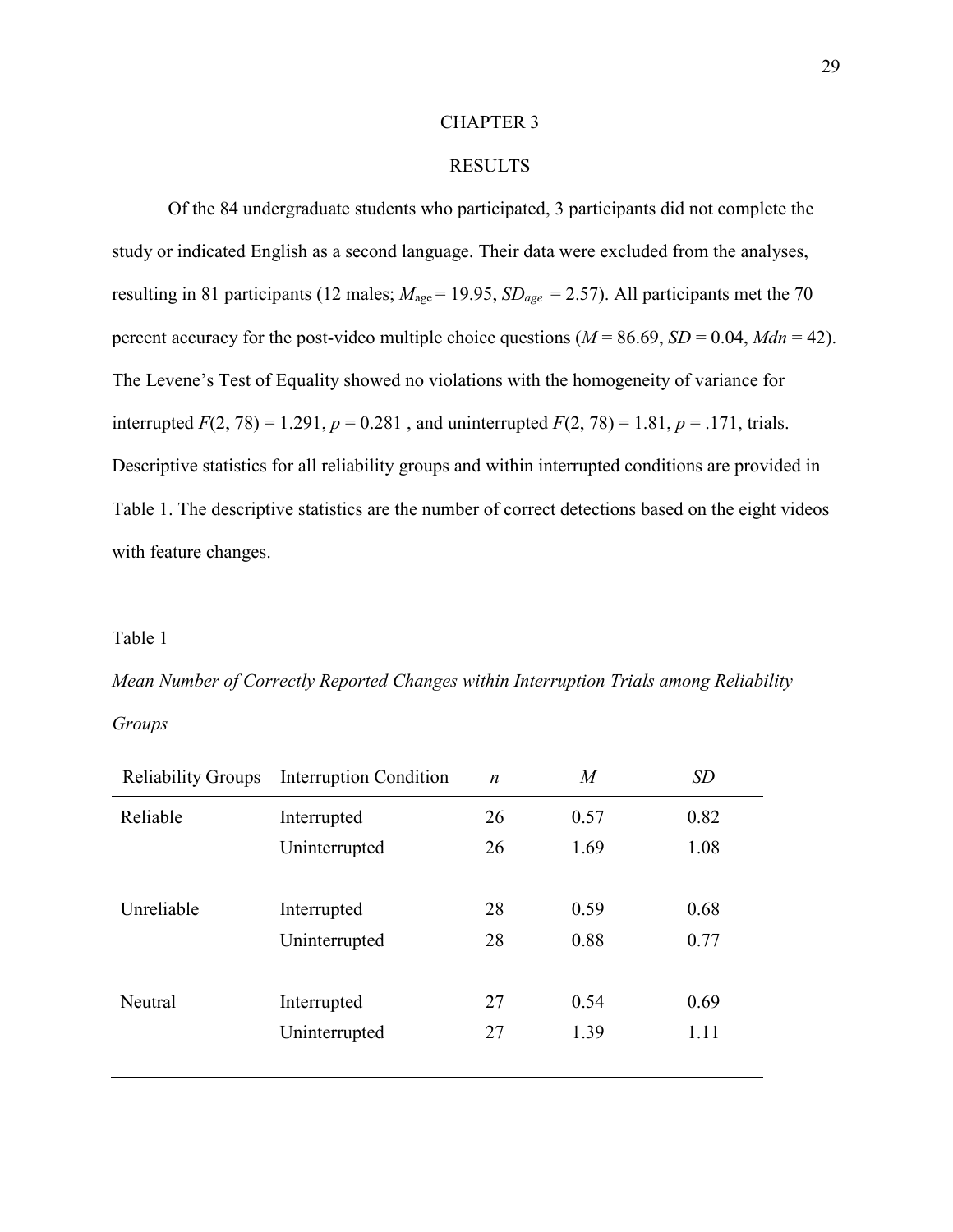# CHAPTER 3

## RESULTS

Of the 84 undergraduate students who participated, 3 participants did not complete the study or indicated English as a second language. Their data were excluded from the analyses, resulting in 81 participants (12 males; $M_{\text{age}} = 19.95$, $SD_{age} = 2.57$). All participants met the 70 percent accuracy for the post-video multiple choice questions ($M = 86.69$, $SD = 0.04$, $Mdn = 42$). The Levene's Test of Equality showed no violations with the homogeneity of variance for interrupted $F(2, 78) = 1.291$, $p = 0.281$ , and uninterrupted $F(2, 78) = 1.81$, $p = .171$, trials. Descriptive statistics for all reliability groups and within interrupted conditions are provided in Table 1. The descriptive statistics are the number of correct detections based on the eight videos with feature changes.

Table 1

*Mean Number of Correctly Reported Changes within Interruption Trials among Reliability Groups*

| Reliability Groups | Interruption Condition | *n* | *M* | *SD* |
|---|---|---|---|---|
| Reliable | Interrupted | 26 | 0.57 | 0.82 |
| | Uninterrupted | 26 | 1.69 | 1.08 |
| Unreliable | Interrupted | 28 | 0.59 | 0.68 |
| | Uninterrupted | 28 | 0.88 | 0.77 |
| Neutral | Interrupted | 27 | 0.54 | 0.69 |
| | Uninterrupted | 27 | 1.39 | 1.11 |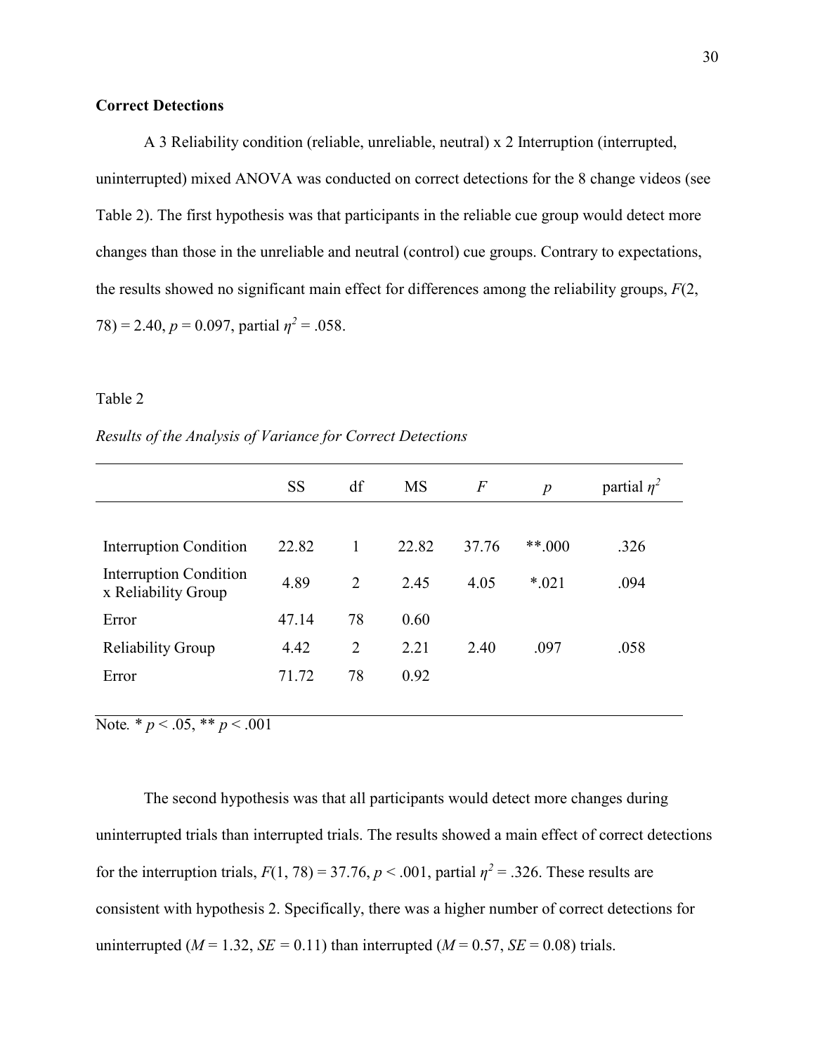**Correct Detections**

A 3 Reliability condition (reliable, unreliable, neutral) x 2 Interruption (interrupted, uninterrupted) mixed ANOVA was conducted on correct detections for the 8 change videos (see Table 2). The first hypothesis was that participants in the reliable cue group would detect more changes than those in the unreliable and neutral (control) cue groups. Contrary to expectations, the results showed no significant main effect for differences among the reliability groups, $F(2, 78) = 2.40$, $p = 0.097$, partial $\eta^2 = .058$.

Table 2

*Results of the Analysis of Variance for Correct Detections*

| | SS | df | MS | $F$ | $p$ | partial $\eta^2$ |
|---|---|---|---|---|---|---|
| Interruption Condition | 22.82 | 1 | 22.82 | 37.76 | **.000 | .326 |
| Interruption Condition x Reliability Group | 4.89 | 2 | 2.45 | 4.05 | *.021 | .094 |
| Error | 47.14 | 78 | 0.60 | | | |
| Reliability Group | 4.42 | 2 | 2.21 | 2.40 | .097 | .058 |
| Error | 71.72 | 78 | 0.92 | | | |

*Note.* * $p < .05$, ** $p < .001$

The second hypothesis was that all participants would detect more changes during uninterrupted trials than interrupted trials. The results showed a main effect of correct detections for the interruption trials, $F(1, 78) = 37.76$, $p < .001$, partial $\eta^2 = .326$. These results are consistent with hypothesis 2. Specifically, there was a higher number of correct detections for uninterrupted ($M = 1.32$, $SE = 0.11$) than interrupted ($M = 0.57$, $SE = 0.08$) trials.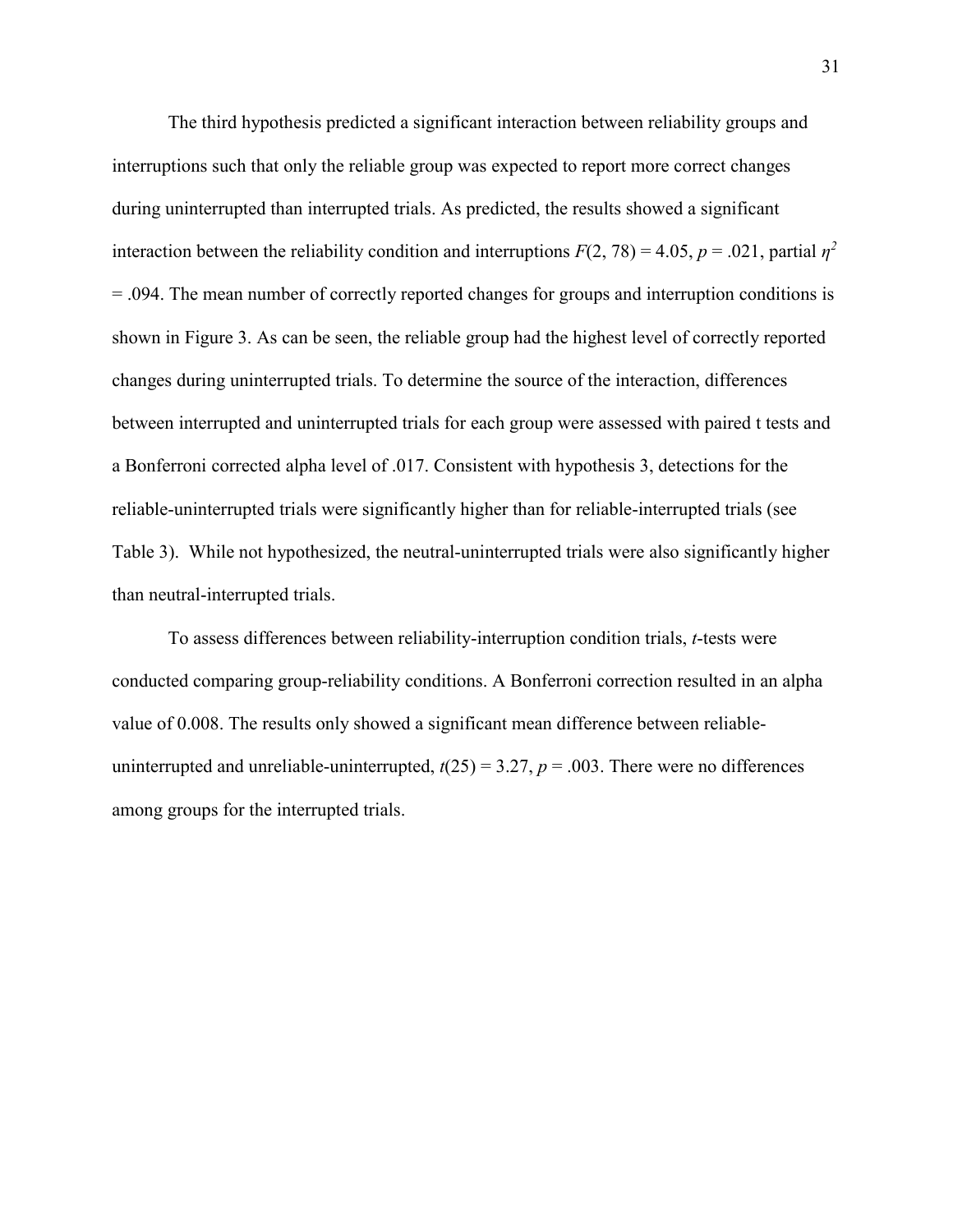The third hypothesis predicted a significant interaction between reliability groups and interruptions such that only the reliable group was expected to report more correct changes during uninterrupted than interrupted trials. As predicted, the results showed a significant interaction between the reliability condition and interruptions $F(2, 78) = 4.05$, $p = .021$, partial $\eta^2 = .094$. The mean number of correctly reported changes for groups and interruption conditions is shown in Figure 3. As can be seen, the reliable group had the highest level of correctly reported changes during uninterrupted trials. To determine the source of the interaction, differences between interrupted and uninterrupted trials for each group were assessed with paired t tests and a Bonferroni corrected alpha level of .017. Consistent with hypothesis 3, detections for the reliable-uninterrupted trials were significantly higher than for reliable-interrupted trials (see Table 3). While not hypothesized, the neutral-uninterrupted trials were also significantly higher than neutral-interrupted trials.

To assess differences between reliability-interruption condition trials, *t*-tests were conducted comparing group-reliability conditions. A Bonferroni correction resulted in an alpha value of 0.008. The results only showed a significant mean difference between reliable-uninterrupted and unreliable-uninterrupted, $t(25) = 3.27$, $p = .003$. There were no differences among groups for the interrupted trials.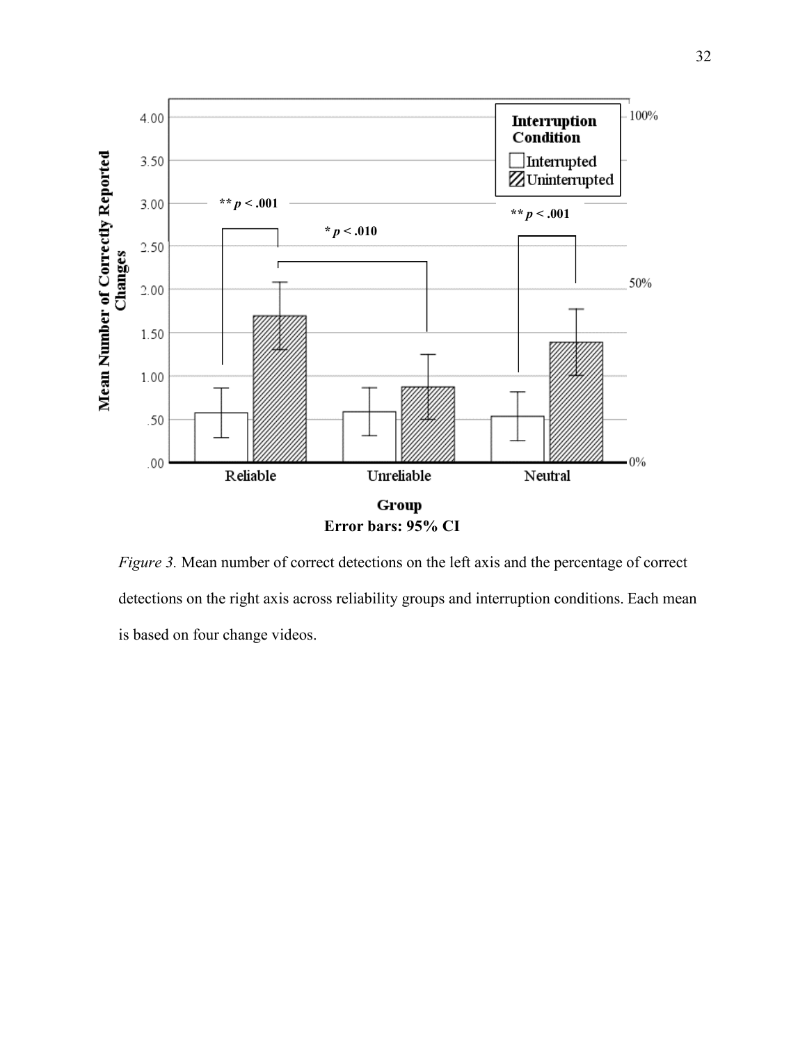*Figure 3.* Mean number of correct detections on the left axis and the percentage of correct detections on the right axis across reliability groups and interruption conditions. Each mean is based on four change videos.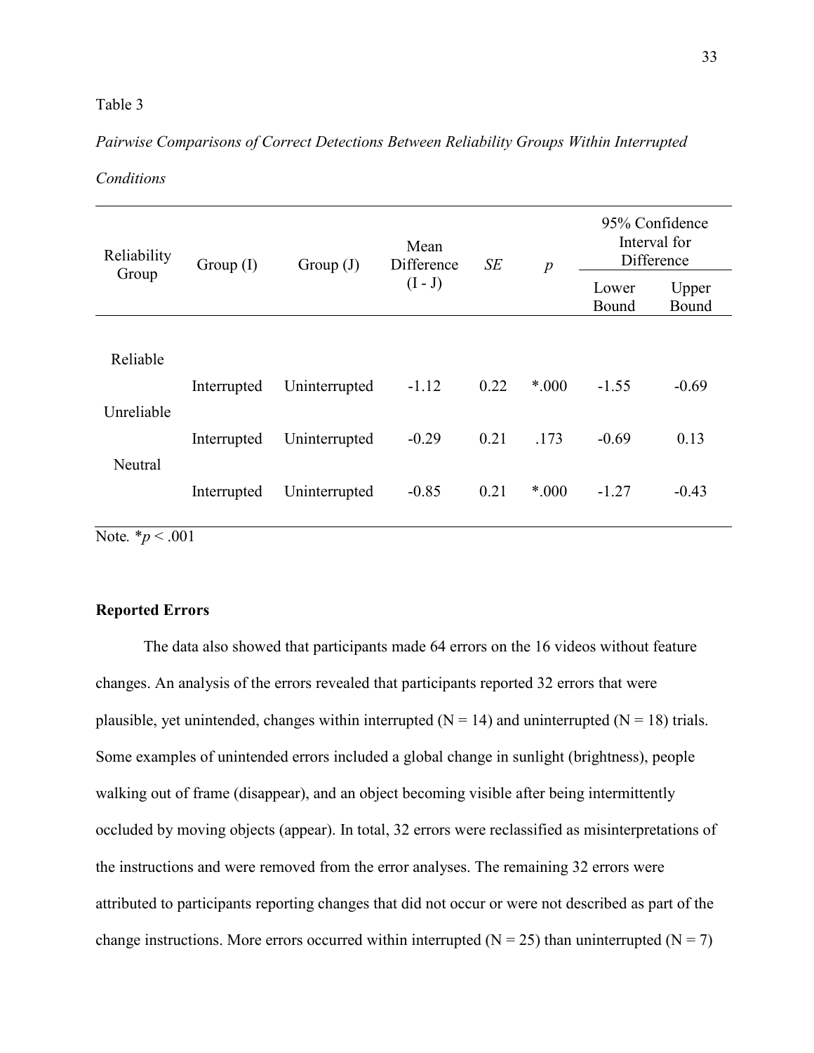Table 3

*Pairwise Comparisons of Correct Detections Between Reliability Groups Within Interrupted Conditions*

| Reliability Group | Group (I) | Group (J) | Mean Difference (I - J) | *SE* | *p* | 95% Confidence Interval for Difference | |
|---|---|---|---|---|---|---|---|
| | | | | | | Lower Bound | Upper Bound |
| Reliable | | | | | | | |
| | Interrupted | Uninterrupted | -1.12 | 0.22 | *.000 | -1.55 | -0.69 |
| Unreliable | | | | | | | |
| | Interrupted | Uninterrupted | -0.29 | 0.21 | .173 | -0.69 | 0.13 |
| Neutral | | | | | | | |
| | Interrupted | Uninterrupted | -0.85 | 0.21 | *.000 | -1.27 | -0.43 |

Note. $^*p < .001$

**Reported Errors**

The data also showed that participants made 64 errors on the 16 videos without feature changes. An analysis of the errors revealed that participants reported 32 errors that were plausible, yet unintended, changes within interrupted (N = 14) and uninterrupted (N = 18) trials. Some examples of unintended errors included a global change in sunlight (brightness), people walking out of frame (disappear), and an object becoming visible after being intermittently occluded by moving objects (appear). In total, 32 errors were reclassified as misinterpretations of the instructions and were removed from the error analyses. The remaining 32 errors were attributed to participants reporting changes that did not occur or were not described as part of the change instructions. More errors occurred within interrupted (N = 25) than uninterrupted (N = 7)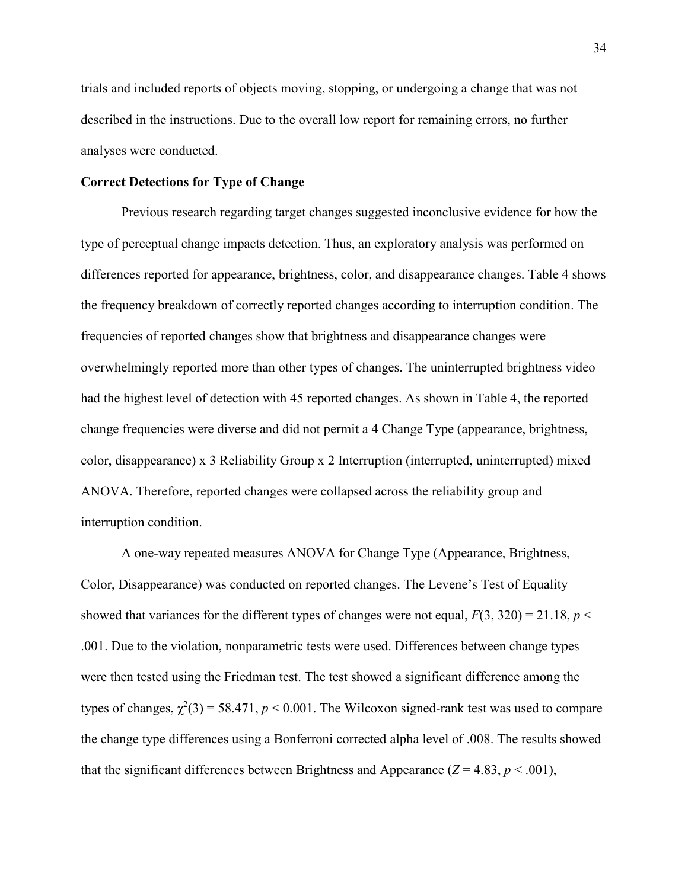trials and included reports of objects moving, stopping, or undergoing a change that was not described in the instructions. Due to the overall low report for remaining errors, no further analyses were conducted.

**Correct Detections for Type of Change**

Previous research regarding target changes suggested inconclusive evidence for how the type of perceptual change impacts detection. Thus, an exploratory analysis was performed on differences reported for appearance, brightness, color, and disappearance changes. Table 4 shows the frequency breakdown of correctly reported changes according to interruption condition. The frequencies of reported changes show that brightness and disappearance changes were overwhelmingly reported more than other types of changes. The uninterrupted brightness video had the highest level of detection with 45 reported changes. As shown in Table 4, the reported change frequencies were diverse and did not permit a 4 Change Type (appearance, brightness, color, disappearance) x 3 Reliability Group x 2 Interruption (interrupted, uninterrupted) mixed ANOVA. Therefore, reported changes were collapsed across the reliability group and interruption condition.

A one-way repeated measures ANOVA for Change Type (Appearance, Brightness, Color, Disappearance) was conducted on reported changes. The Levene's Test of Equality showed that variances for the different types of changes were not equal, $F(3, 320) = 21.18$, $p < .001$. Due to the violation, nonparametric tests were used. Differences between change types were then tested using the Friedman test. The test showed a significant difference among the types of changes, $\chi^2(3) = 58.471$, $p < 0.001$. The Wilcoxon signed-rank test was used to compare the change type differences using a Bonferroni corrected alpha level of .008. The results showed that the significant differences between Brightness and Appearance ($Z = 4.83$, $p < .001$),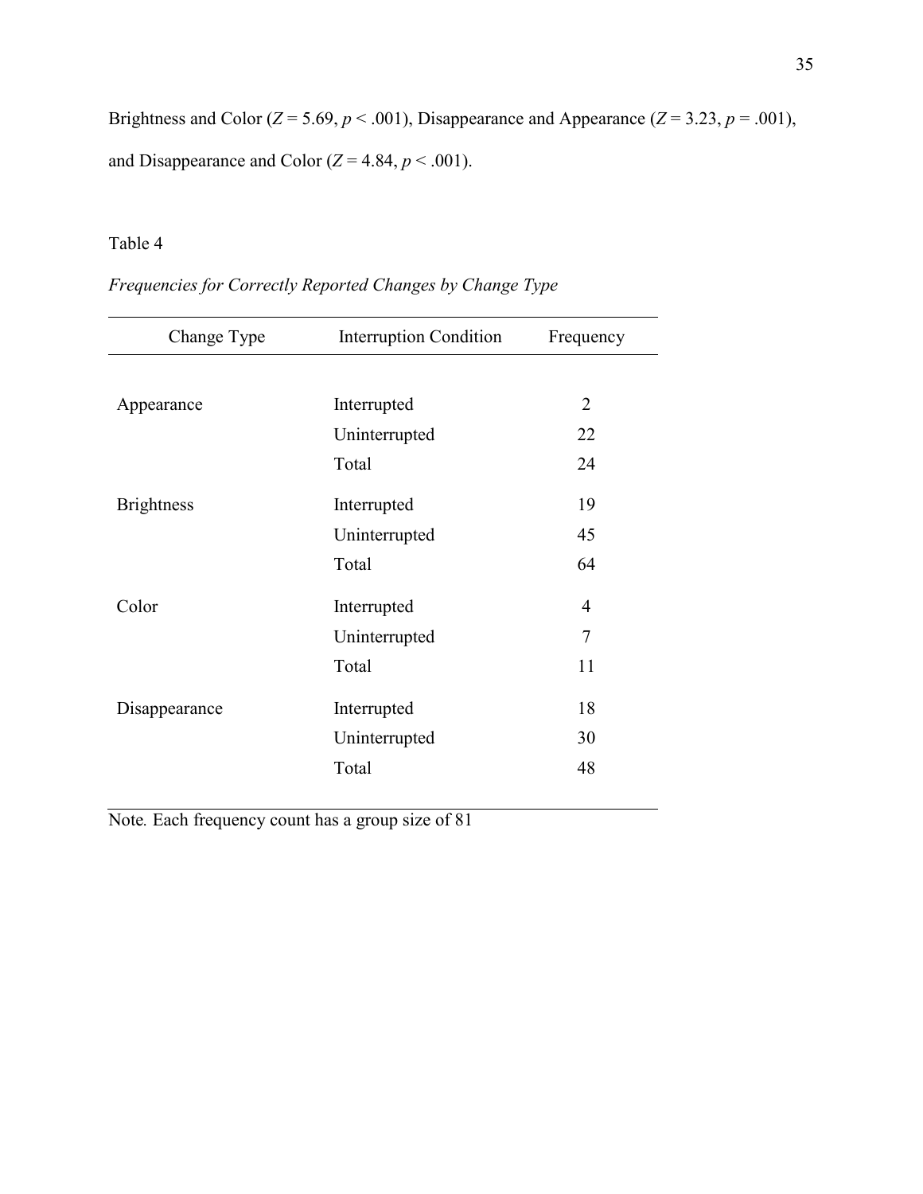Brightness and Color ($Z = 5.69$, $p < .001$), Disappearance and Appearance ($Z = 3.23$, $p = .001$), and Disappearance and Color ($Z = 4.84$, $p < .001$).

Table 4

*Frequencies for Correctly Reported Changes by Change Type*

| Change Type | Interruption Condition | Frequency |
|---|---|---|
| Appearance | Interrupted | 2 |
| | Uninterrupted | 22 |
| | Total | 24 |
| Brightness | Interrupted | 19 |
| | Uninterrupted | 45 |
| | Total | 64 |
| Color | Interrupted | 4 |
| | Uninterrupted | 7 |
| | Total | 11 |
| Disappearance | Interrupted | 18 |
| | Uninterrupted | 30 |
| | Total | 48 |

*Note.* Each frequency count has a group size of 81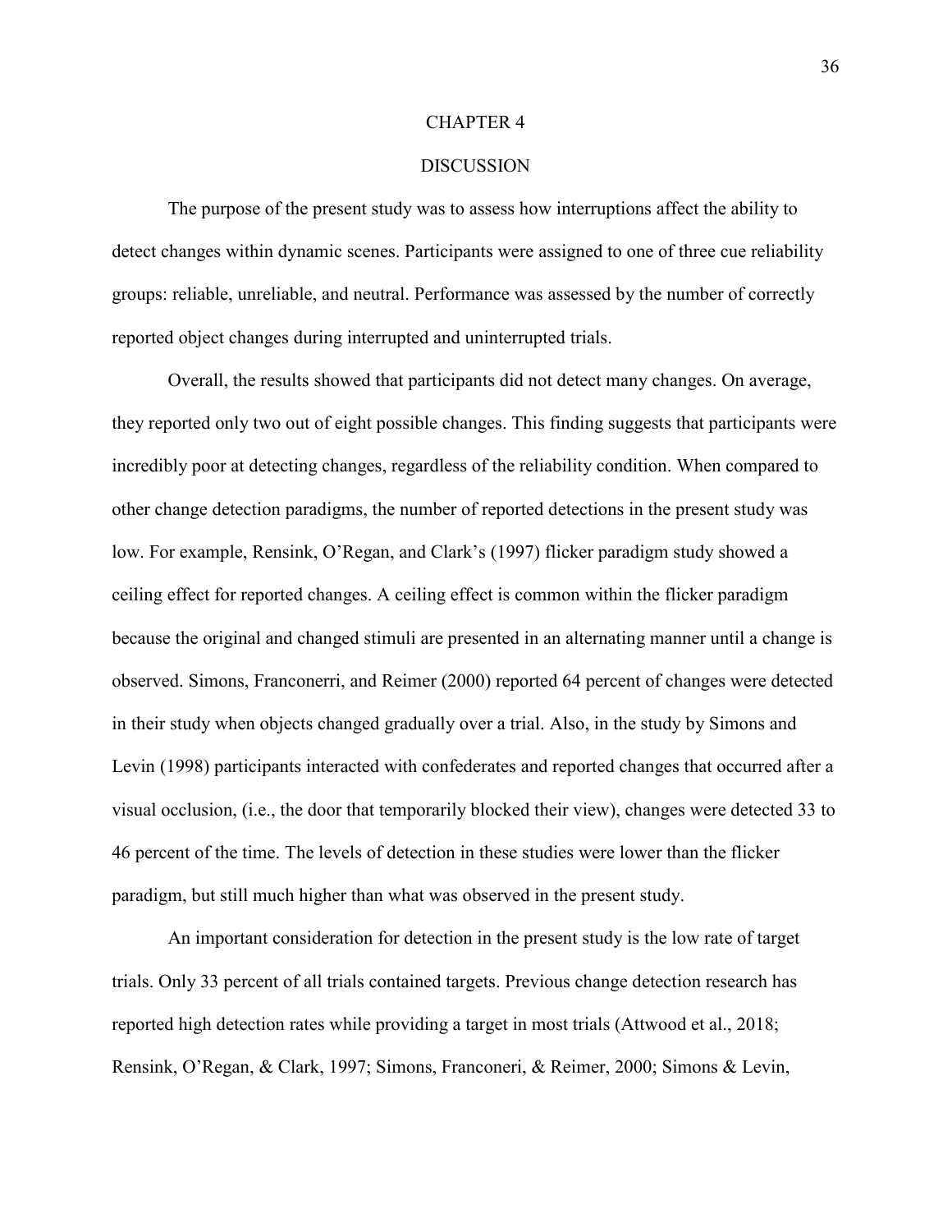# CHAPTER 4

# DISCUSSION

The purpose of the present study was to assess how interruptions affect the ability to detect changes within dynamic scenes. Participants were assigned to one of three cue reliability groups: reliable, unreliable, and neutral. Performance was assessed by the number of correctly reported object changes during interrupted and uninterrupted trials.

Overall, the results showed that participants did not detect many changes. On average, they reported only two out of eight possible changes. This finding suggests that participants were incredibly poor at detecting changes, regardless of the reliability condition. When compared to other change detection paradigms, the number of reported detections in the present study was low. For example, Rensink, O'Regan, and Clark's (1997) flicker paradigm study showed a ceiling effect for reported changes. A ceiling effect is common within the flicker paradigm because the original and changed stimuli are presented in an alternating manner until a change is observed. Simons, Franconerri, and Reimer (2000) reported 64 percent of changes were detected in their study when objects changed gradually over a trial. Also, in the study by Simons and Levin (1998) participants interacted with confederates and reported changes that occurred after a visual occlusion, (i.e., the door that temporarily blocked their view), changes were detected 33 to 46 percent of the time. The levels of detection in these studies were lower than the flicker paradigm, but still much higher than what was observed in the present study.

An important consideration for detection in the present study is the low rate of target trials. Only 33 percent of all trials contained targets. Previous change detection research has reported high detection rates while providing a target in most trials (Attwood et al., 2018; Rensink, O'Regan, & Clark, 1997; Simons, Franconeri, & Reimer, 2000; Simons & Levin,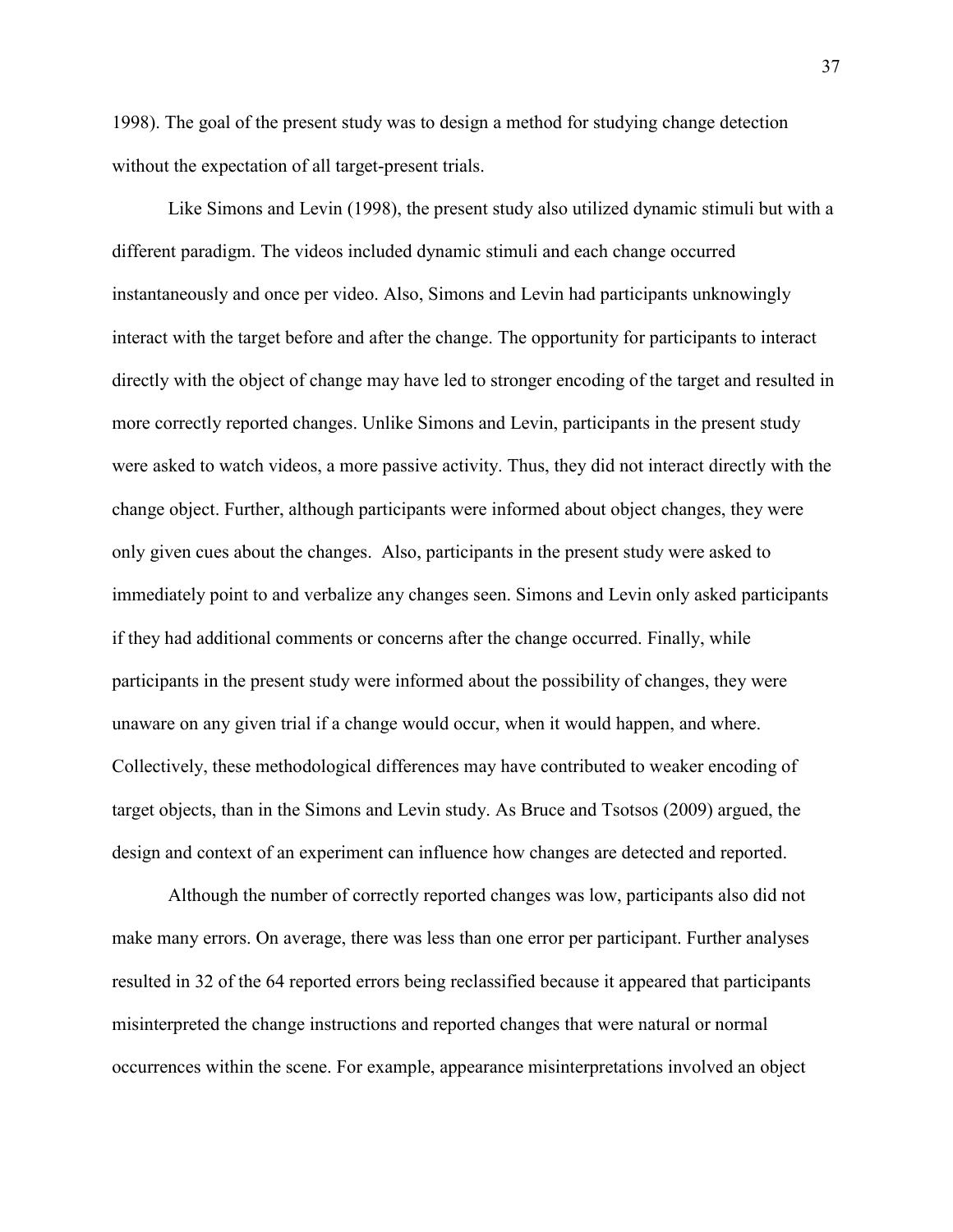1998). The goal of the present study was to design a method for studying change detection without the expectation of all target-present trials.

Like Simons and Levin (1998), the present study also utilized dynamic stimuli but with a different paradigm. The videos included dynamic stimuli and each change occurred instantaneously and once per video. Also, Simons and Levin had participants unknowingly interact with the target before and after the change. The opportunity for participants to interact directly with the object of change may have led to stronger encoding of the target and resulted in more correctly reported changes. Unlike Simons and Levin, participants in the present study were asked to watch videos, a more passive activity. Thus, they did not interact directly with the change object. Further, although participants were informed about object changes, they were only given cues about the changes. Also, participants in the present study were asked to immediately point to and verbalize any changes seen. Simons and Levin only asked participants if they had additional comments or concerns after the change occurred. Finally, while participants in the present study were informed about the possibility of changes, they were unaware on any given trial if a change would occur, when it would happen, and where. Collectively, these methodological differences may have contributed to weaker encoding of target objects, than in the Simons and Levin study. As Bruce and Tsotsos (2009) argued, the design and context of an experiment can influence how changes are detected and reported.

Although the number of correctly reported changes was low, participants also did not make many errors. On average, there was less than one error per participant. Further analyses resulted in 32 of the 64 reported errors being reclassified because it appeared that participants misinterpreted the change instructions and reported changes that were natural or normal occurrences within the scene. For example, appearance misinterpretations involved an object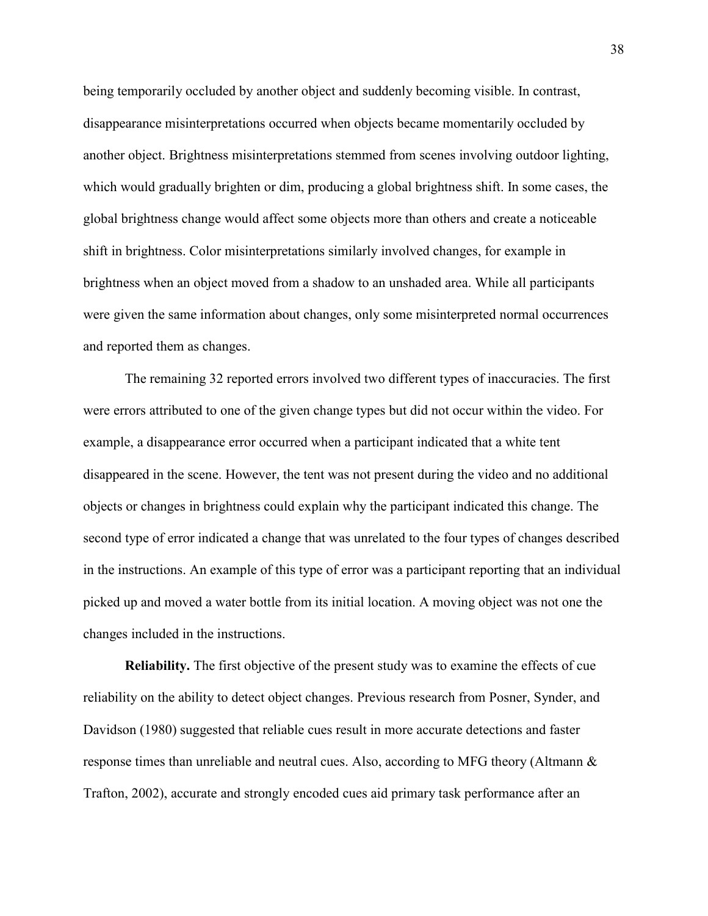being temporarily occluded by another object and suddenly becoming visible. In contrast, disappearance misinterpretations occurred when objects became momentarily occluded by another object. Brightness misinterpretations stemmed from scenes involving outdoor lighting, which would gradually brighten or dim, producing a global brightness shift. In some cases, the global brightness change would affect some objects more than others and create a noticeable shift in brightness. Color misinterpretations similarly involved changes, for example in brightness when an object moved from a shadow to an unshaded area. While all participants were given the same information about changes, only some misinterpreted normal occurrences and reported them as changes.

The remaining 32 reported errors involved two different types of inaccuracies. The first were errors attributed to one of the given change types but did not occur within the video. For example, a disappearance error occurred when a participant indicated that a white tent disappeared in the scene. However, the tent was not present during the video and no additional objects or changes in brightness could explain why the participant indicated this change. The second type of error indicated a change that was unrelated to the four types of changes described in the instructions. An example of this type of error was a participant reporting that an individual picked up and moved a water bottle from its initial location. A moving object was not one the changes included in the instructions.

**Reliability.** The first objective of the present study was to examine the effects of cue reliability on the ability to detect object changes. Previous research from Posner, Synder, and Davidson (1980) suggested that reliable cues result in more accurate detections and faster response times than unreliable and neutral cues. Also, according to MFG theory (Altmann & Trafton, 2002), accurate and strongly encoded cues aid primary task performance after an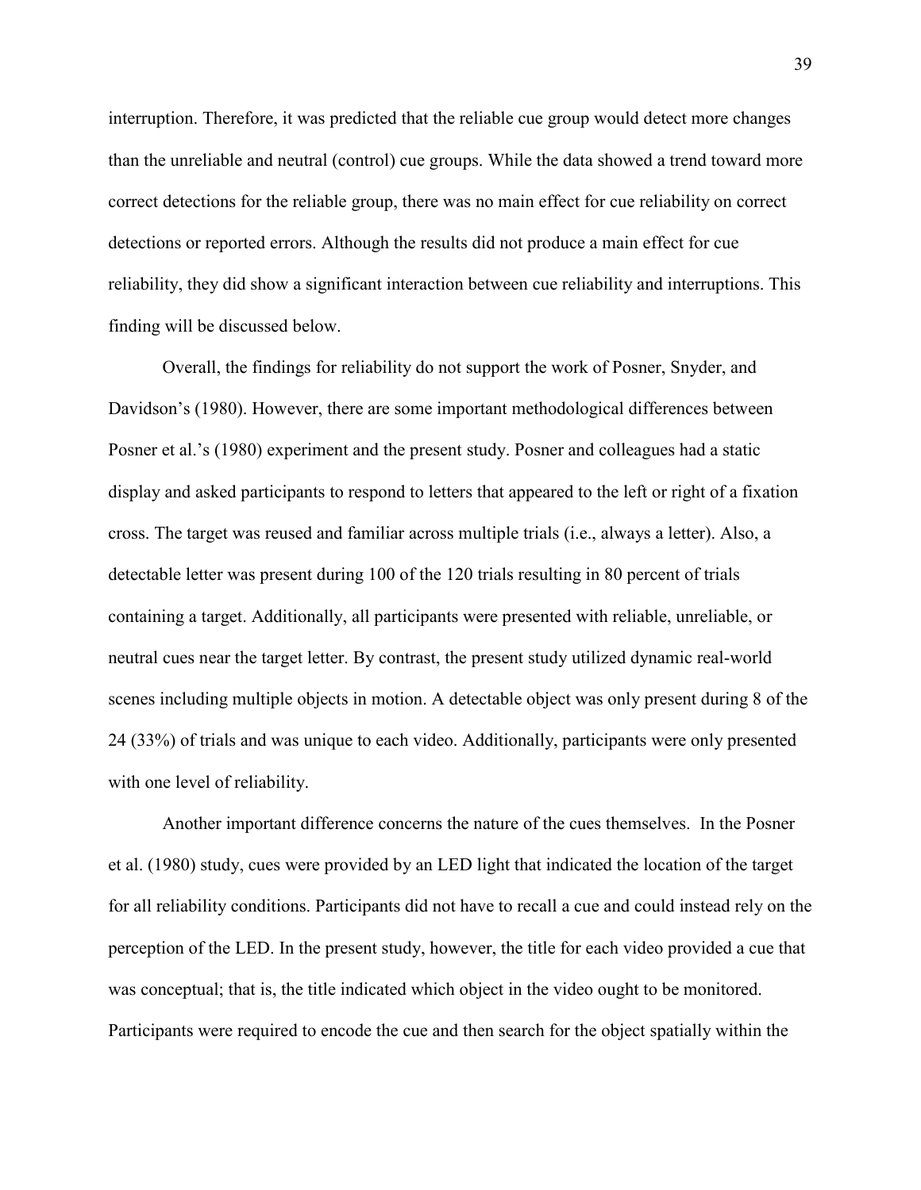interruption. Therefore, it was predicted that the reliable cue group would detect more changes than the unreliable and neutral (control) cue groups. While the data showed a trend toward more correct detections for the reliable group, there was no main effect for cue reliability on correct detections or reported errors. Although the results did not produce a main effect for cue reliability, they did show a significant interaction between cue reliability and interruptions. This finding will be discussed below.

Overall, the findings for reliability do not support the work of Posner, Snyder, and Davidson's (1980). However, there are some important methodological differences between Posner et al.'s (1980) experiment and the present study. Posner and colleagues had a static display and asked participants to respond to letters that appeared to the left or right of a fixation cross. The target was reused and familiar across multiple trials (i.e., always a letter). Also, a detectable letter was present during 100 of the 120 trials resulting in 80 percent of trials containing a target. Additionally, all participants were presented with reliable, unreliable, or neutral cues near the target letter. By contrast, the present study utilized dynamic real-world scenes including multiple objects in motion. A detectable object was only present during 8 of the 24 (33%) of trials and was unique to each video. Additionally, participants were only presented with one level of reliability.

Another important difference concerns the nature of the cues themselves. In the Posner et al. (1980) study, cues were provided by an LED light that indicated the location of the target for all reliability conditions. Participants did not have to recall a cue and could instead rely on the perception of the LED. In the present study, however, the title for each video provided a cue that was conceptual; that is, the title indicated which object in the video ought to be monitored. Participants were required to encode the cue and then search for the object spatially within the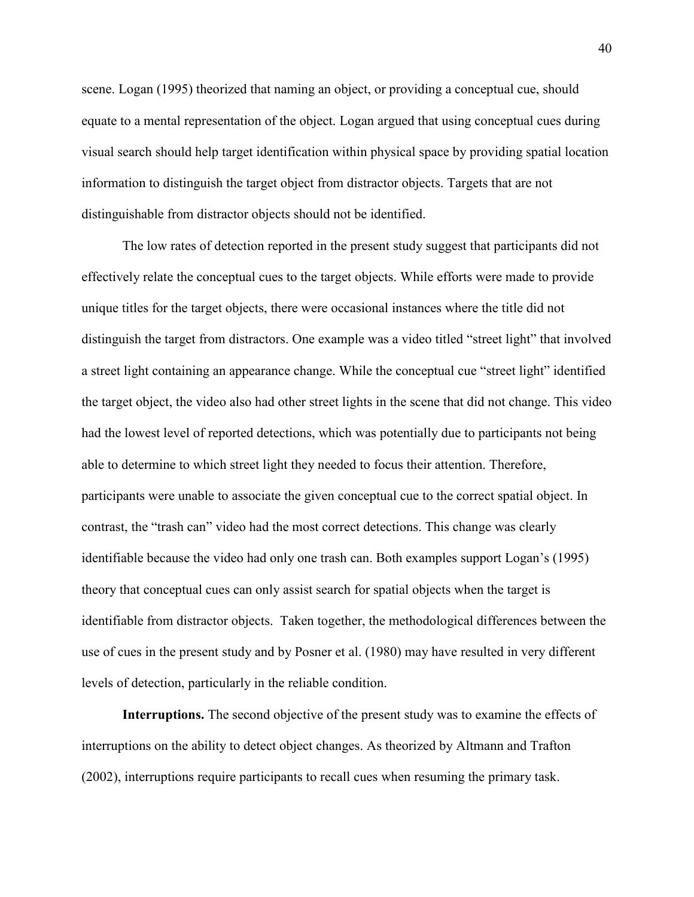scene. Logan (1995) theorized that naming an object, or providing a conceptual cue, should equate to a mental representation of the object. Logan argued that using conceptual cues during visual search should help target identification within physical space by providing spatial location information to distinguish the target object from distractor objects. Targets that are not distinguishable from distractor objects should not be identified.

The low rates of detection reported in the present study suggest that participants did not effectively relate the conceptual cues to the target objects. While efforts were made to provide unique titles for the target objects, there were occasional instances where the title did not distinguish the target from distractors. One example was a video titled "street light" that involved a street light containing an appearance change. While the conceptual cue "street light" identified the target object, the video also had other street lights in the scene that did not change. This video had the lowest level of reported detections, which was potentially due to participants not being able to determine to which street light they needed to focus their attention. Therefore, participants were unable to associate the given conceptual cue to the correct spatial object. In contrast, the "trash can" video had the most correct detections. This change was clearly identifiable because the video had only one trash can. Both examples support Logan's (1995) theory that conceptual cues can only assist search for spatial objects when the target is identifiable from distractor objects. Taken together, the methodological differences between the use of cues in the present study and by Posner et al. (1980) may have resulted in very different levels of detection, particularly in the reliable condition.

**Interruptions.** The second objective of the present study was to examine the effects of interruptions on the ability to detect object changes. As theorized by Altmann and Trafton (2002), interruptions require participants to recall cues when resuming the primary task.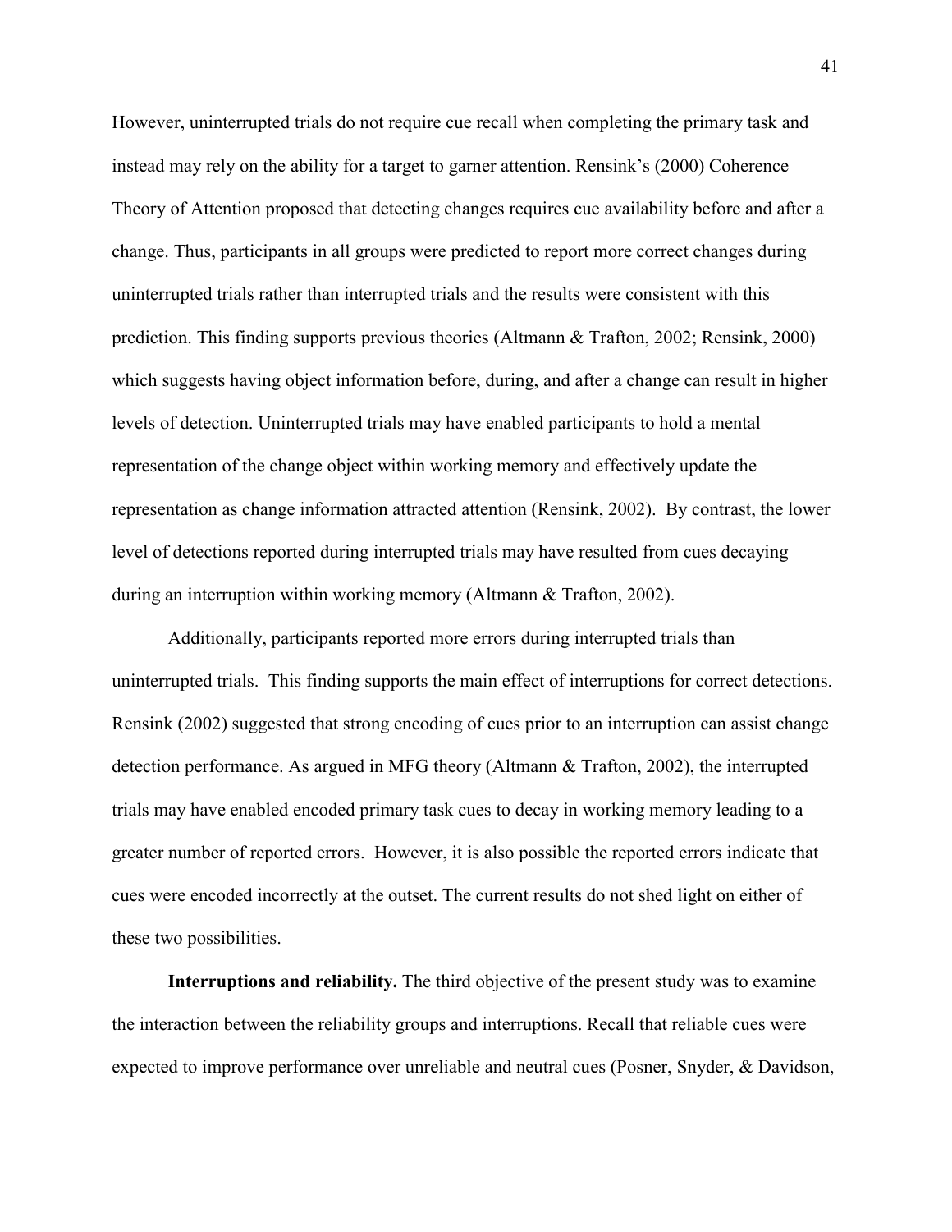However, uninterrupted trials do not require cue recall when completing the primary task and instead may rely on the ability for a target to garner attention. Rensink's (2000) Coherence Theory of Attention proposed that detecting changes requires cue availability before and after a change. Thus, participants in all groups were predicted to report more correct changes during uninterrupted trials rather than interrupted trials and the results were consistent with this prediction. This finding supports previous theories (Altmann & Trafton, 2002; Rensink, 2000) which suggests having object information before, during, and after a change can result in higher levels of detection. Uninterrupted trials may have enabled participants to hold a mental representation of the change object within working memory and effectively update the representation as change information attracted attention (Rensink, 2002). By contrast, the lower level of detections reported during interrupted trials may have resulted from cues decaying during an interruption within working memory (Altmann & Trafton, 2002).

Additionally, participants reported more errors during interrupted trials than uninterrupted trials. This finding supports the main effect of interruptions for correct detections. Rensink (2002) suggested that strong encoding of cues prior to an interruption can assist change detection performance. As argued in MFG theory (Altmann & Trafton, 2002), the interrupted trials may have enabled encoded primary task cues to decay in working memory leading to a greater number of reported errors. However, it is also possible the reported errors indicate that cues were encoded incorrectly at the outset. The current results do not shed light on either of these two possibilities.

**Interruptions and reliability.** The third objective of the present study was to examine the interaction between the reliability groups and interruptions. Recall that reliable cues were expected to improve performance over unreliable and neutral cues (Posner, Snyder, & Davidson,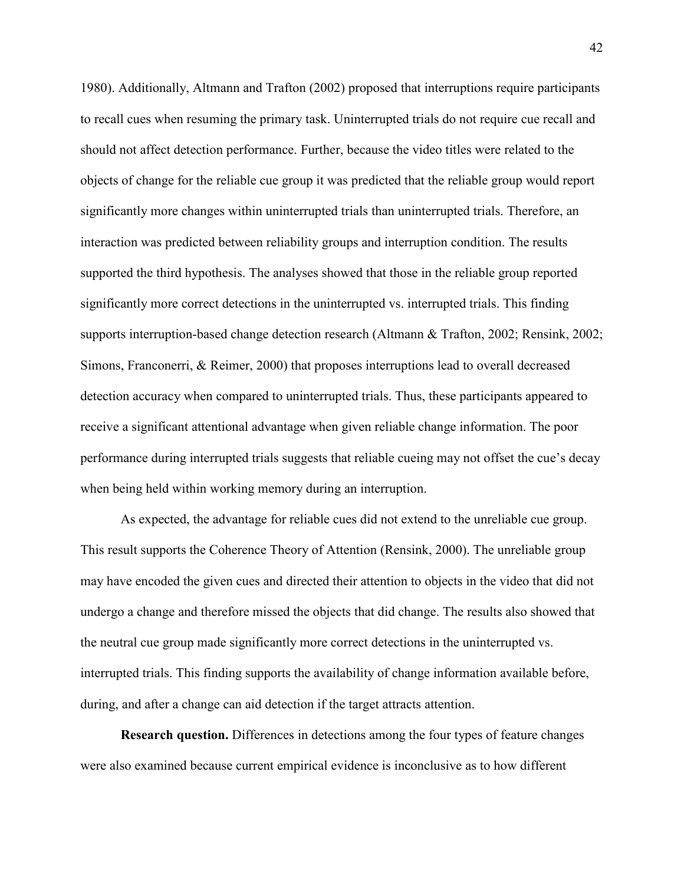1980). Additionally, Altmann and Trafton (2002) proposed that interruptions require participants to recall cues when resuming the primary task. Uninterrupted trials do not require cue recall and should not affect detection performance. Further, because the video titles were related to the objects of change for the reliable cue group it was predicted that the reliable group would report significantly more changes within uninterrupted trials than uninterrupted trials. Therefore, an interaction was predicted between reliability groups and interruption condition. The results supported the third hypothesis. The analyses showed that those in the reliable group reported significantly more correct detections in the uninterrupted vs. interrupted trials. This finding supports interruption-based change detection research (Altmann & Trafton, 2002; Rensink, 2002; Simons, Franconerri, & Reimer, 2000) that proposes interruptions lead to overall decreased detection accuracy when compared to uninterrupted trials. Thus, these participants appeared to receive a significant attentional advantage when given reliable change information. The poor performance during interrupted trials suggests that reliable cueing may not offset the cue's decay when being held within working memory during an interruption.

As expected, the advantage for reliable cues did not extend to the unreliable cue group. This result supports the Coherence Theory of Attention (Rensink, 2000). The unreliable group may have encoded the given cues and directed their attention to objects in the video that did not undergo a change and therefore missed the objects that did change. The results also showed that the neutral cue group made significantly more correct detections in the uninterrupted vs. interrupted trials. This finding supports the availability of change information available before, during, and after a change can aid detection if the target attracts attention.

**Research question.** Differences in detections among the four types of feature changes were also examined because current empirical evidence is inconclusive as to how different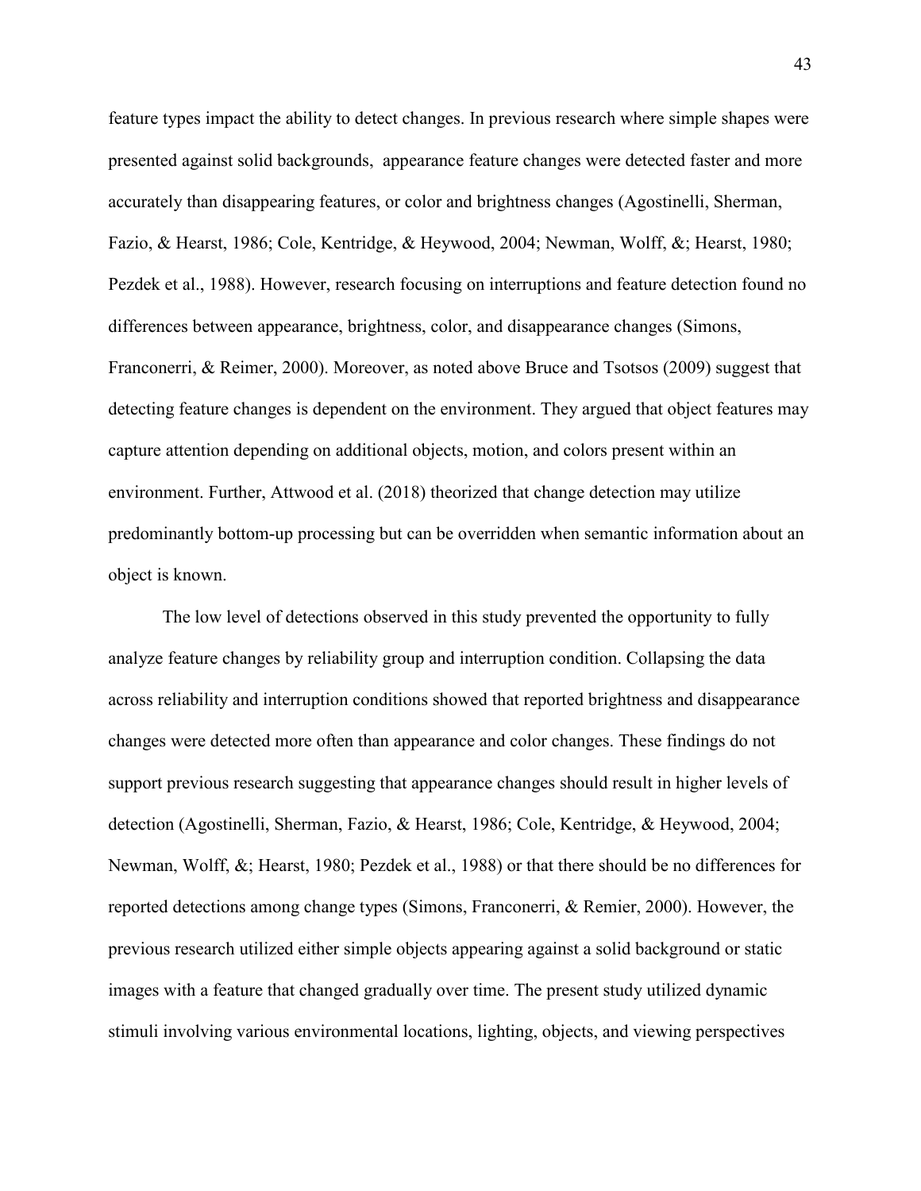feature types impact the ability to detect changes. In previous research where simple shapes were presented against solid backgrounds, appearance feature changes were detected faster and more accurately than disappearing features, or color and brightness changes (Agostinelli, Sherman, Fazio, & Hearst, 1986; Cole, Kentridge, & Heywood, 2004; Newman, Wolff, &; Hearst, 1980; Pezdek et al., 1988). However, research focusing on interruptions and feature detection found no differences between appearance, brightness, color, and disappearance changes (Simons, Franconerri, & Reimer, 2000). Moreover, as noted above Bruce and Tsotsos (2009) suggest that detecting feature changes is dependent on the environment. They argued that object features may capture attention depending on additional objects, motion, and colors present within an environment. Further, Attwood et al. (2018) theorized that change detection may utilize predominantly bottom-up processing but can be overridden when semantic information about an object is known.

The low level of detections observed in this study prevented the opportunity to fully analyze feature changes by reliability group and interruption condition. Collapsing the data across reliability and interruption conditions showed that reported brightness and disappearance changes were detected more often than appearance and color changes. These findings do not support previous research suggesting that appearance changes should result in higher levels of detection (Agostinelli, Sherman, Fazio, & Hearst, 1986; Cole, Kentridge, & Heywood, 2004; Newman, Wolff, &; Hearst, 1980; Pezdek et al., 1988) or that there should be no differences for reported detections among change types (Simons, Franconerri, & Remier, 2000). However, the previous research utilized either simple objects appearing against a solid background or static images with a feature that changed gradually over time. The present study utilized dynamic stimuli involving various environmental locations, lighting, objects, and viewing perspectives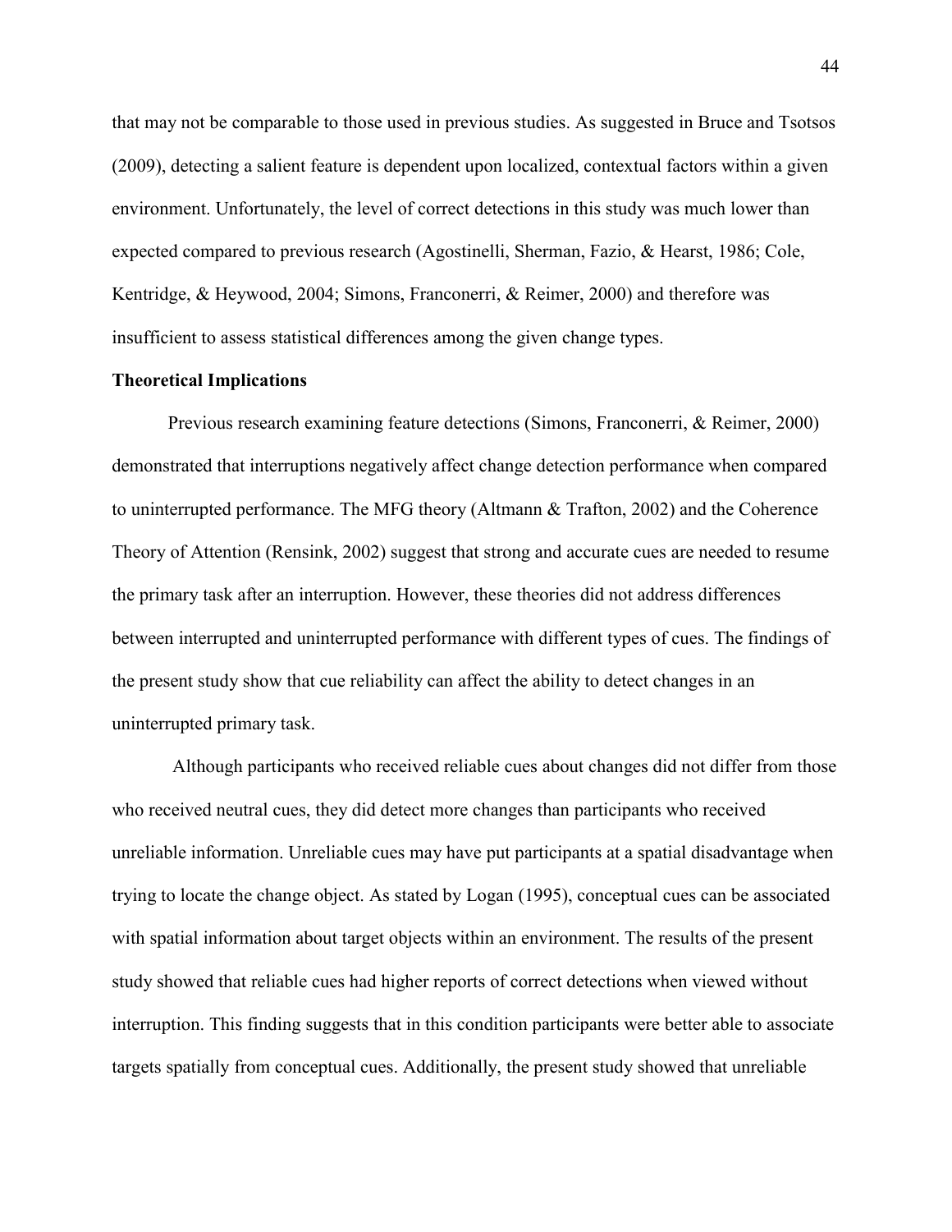that may not be comparable to those used in previous studies. As suggested in Bruce and Tsotsos (2009), detecting a salient feature is dependent upon localized, contextual factors within a given environment. Unfortunately, the level of correct detections in this study was much lower than expected compared to previous research (Agostinelli, Sherman, Fazio, & Hearst, 1986; Cole, Kentridge, & Heywood, 2004; Simons, Franconerri, & Reimer, 2000) and therefore was insufficient to assess statistical differences among the given change types.

**Theoretical Implications**

Previous research examining feature detections (Simons, Franconerri, & Reimer, 2000) demonstrated that interruptions negatively affect change detection performance when compared to uninterrupted performance. The MFG theory (Altmann & Trafton, 2002) and the Coherence Theory of Attention (Rensink, 2002) suggest that strong and accurate cues are needed to resume the primary task after an interruption. However, these theories did not address differences between interrupted and uninterrupted performance with different types of cues. The findings of the present study show that cue reliability can affect the ability to detect changes in an uninterrupted primary task.

Although participants who received reliable cues about changes did not differ from those who received neutral cues, they did detect more changes than participants who received unreliable information. Unreliable cues may have put participants at a spatial disadvantage when trying to locate the change object. As stated by Logan (1995), conceptual cues can be associated with spatial information about target objects within an environment. The results of the present study showed that reliable cues had higher reports of correct detections when viewed without interruption. This finding suggests that in this condition participants were better able to associate targets spatially from conceptual cues. Additionally, the present study showed that unreliable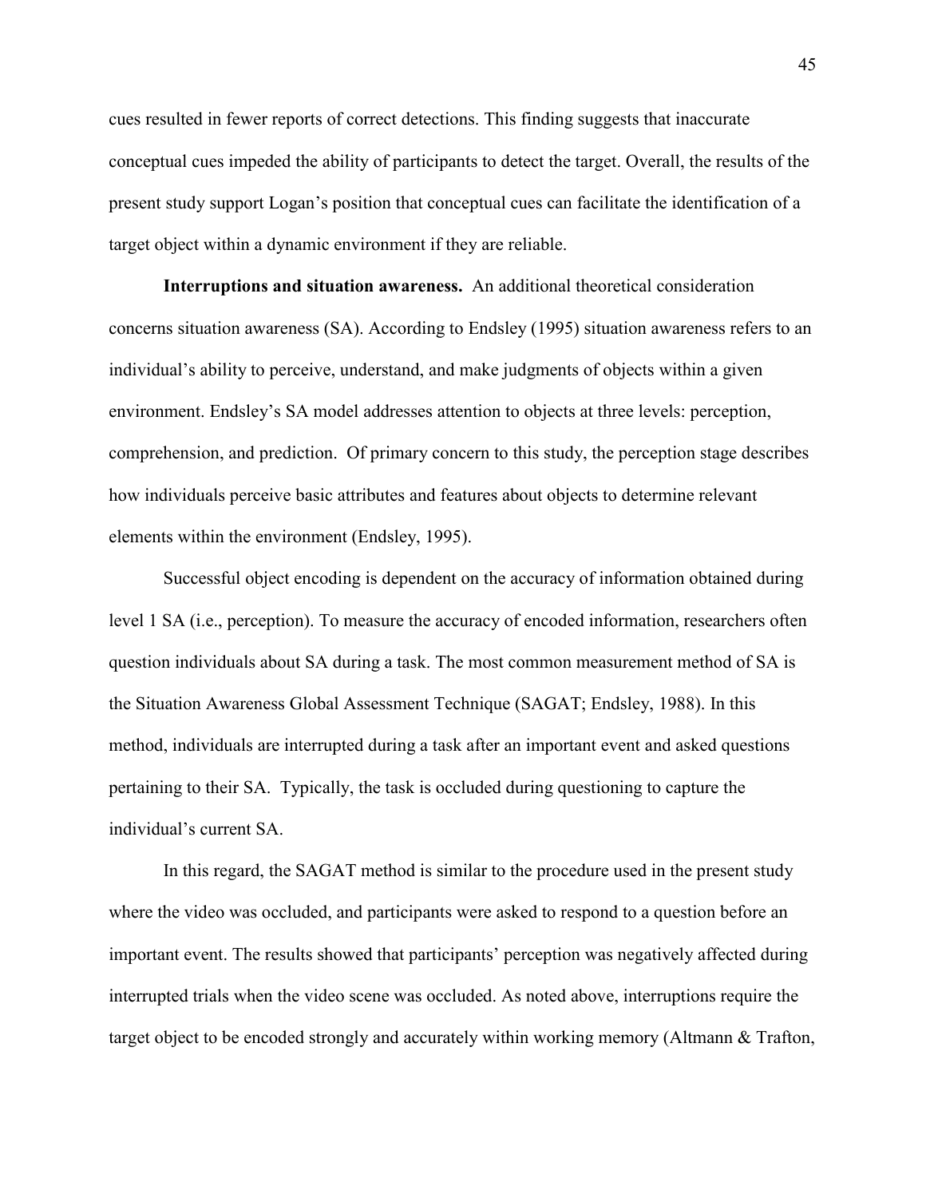cues resulted in fewer reports of correct detections. This finding suggests that inaccurate conceptual cues impeded the ability of participants to detect the target. Overall, the results of the present study support Logan's position that conceptual cues can facilitate the identification of a target object within a dynamic environment if they are reliable.

**Interruptions and situation awareness.** An additional theoretical consideration concerns situation awareness (SA). According to Endsley (1995) situation awareness refers to an individual's ability to perceive, understand, and make judgments of objects within a given environment. Endsley's SA model addresses attention to objects at three levels: perception, comprehension, and prediction. Of primary concern to this study, the perception stage describes how individuals perceive basic attributes and features about objects to determine relevant elements within the environment (Endsley, 1995).

Successful object encoding is dependent on the accuracy of information obtained during level 1 SA (i.e., perception). To measure the accuracy of encoded information, researchers often question individuals about SA during a task. The most common measurement method of SA is the Situation Awareness Global Assessment Technique (SAGAT; Endsley, 1988). In this method, individuals are interrupted during a task after an important event and asked questions pertaining to their SA. Typically, the task is occluded during questioning to capture the individual's current SA.

In this regard, the SAGAT method is similar to the procedure used in the present study where the video was occluded, and participants were asked to respond to a question before an important event. The results showed that participants' perception was negatively affected during interrupted trials when the video scene was occluded. As noted above, interruptions require the target object to be encoded strongly and accurately within working memory (Altmann & Trafton,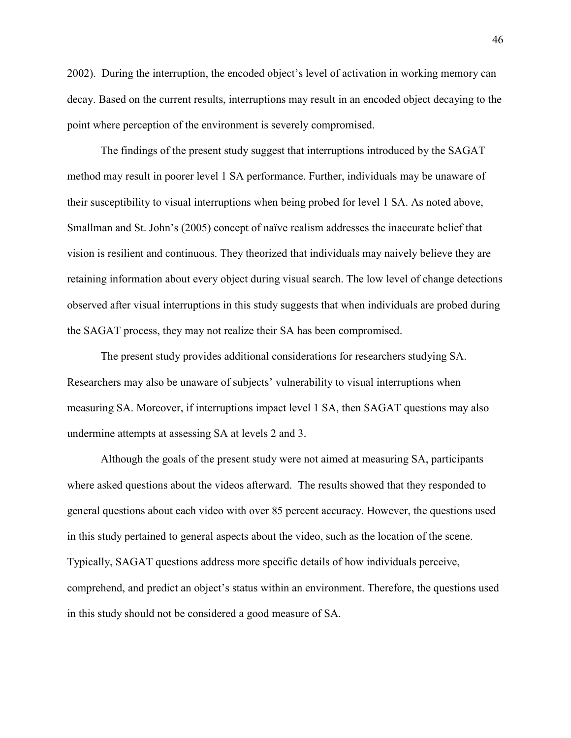2002). During the interruption, the encoded object's level of activation in working memory can decay. Based on the current results, interruptions may result in an encoded object decaying to the point where perception of the environment is severely compromised.

The findings of the present study suggest that interruptions introduced by the SAGAT method may result in poorer level 1 SA performance. Further, individuals may be unaware of their susceptibility to visual interruptions when being probed for level 1 SA. As noted above, Smallman and St. John's (2005) concept of naïve realism addresses the inaccurate belief that vision is resilient and continuous. They theorized that individuals may naively believe they are retaining information about every object during visual search. The low level of change detections observed after visual interruptions in this study suggests that when individuals are probed during the SAGAT process, they may not realize their SA has been compromised.

The present study provides additional considerations for researchers studying SA. Researchers may also be unaware of subjects' vulnerability to visual interruptions when measuring SA. Moreover, if interruptions impact level 1 SA, then SAGAT questions may also undermine attempts at assessing SA at levels 2 and 3.

Although the goals of the present study were not aimed at measuring SA, participants where asked questions about the videos afterward. The results showed that they responded to general questions about each video with over 85 percent accuracy. However, the questions used in this study pertained to general aspects about the video, such as the location of the scene. Typically, SAGAT questions address more specific details of how individuals perceive, comprehend, and predict an object's status within an environment. Therefore, the questions used in this study should not be considered a good measure of SA.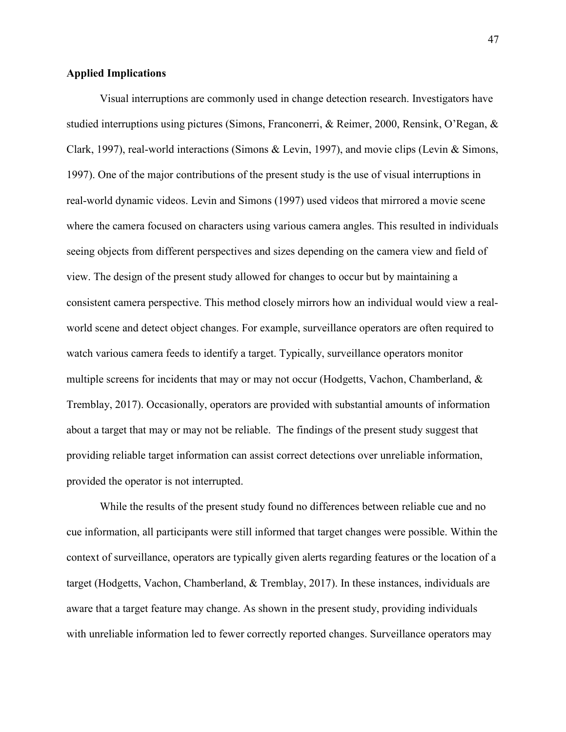**Applied Implications**

Visual interruptions are commonly used in change detection research. Investigators have studied interruptions using pictures (Simons, Franconerri, & Reimer, 2000, Rensink, O'Regan, & Clark, 1997), real-world interactions (Simons & Levin, 1997), and movie clips (Levin & Simons, 1997). One of the major contributions of the present study is the use of visual interruptions in real-world dynamic videos. Levin and Simons (1997) used videos that mirrored a movie scene where the camera focused on characters using various camera angles. This resulted in individuals seeing objects from different perspectives and sizes depending on the camera view and field of view. The design of the present study allowed for changes to occur but by maintaining a consistent camera perspective. This method closely mirrors how an individual would view a real-world scene and detect object changes. For example, surveillance operators are often required to watch various camera feeds to identify a target. Typically, surveillance operators monitor multiple screens for incidents that may or may not occur (Hodgetts, Vachon, Chamberland, & Tremblay, 2017). Occasionally, operators are provided with substantial amounts of information about a target that may or may not be reliable. The findings of the present study suggest that providing reliable target information can assist correct detections over unreliable information, provided the operator is not interrupted.

While the results of the present study found no differences between reliable cue and no cue information, all participants were still informed that target changes were possible. Within the context of surveillance, operators are typically given alerts regarding features or the location of a target (Hodgetts, Vachon, Chamberland, & Tremblay, 2017). In these instances, individuals are aware that a target feature may change. As shown in the present study, providing individuals with unreliable information led to fewer correctly reported changes. Surveillance operators may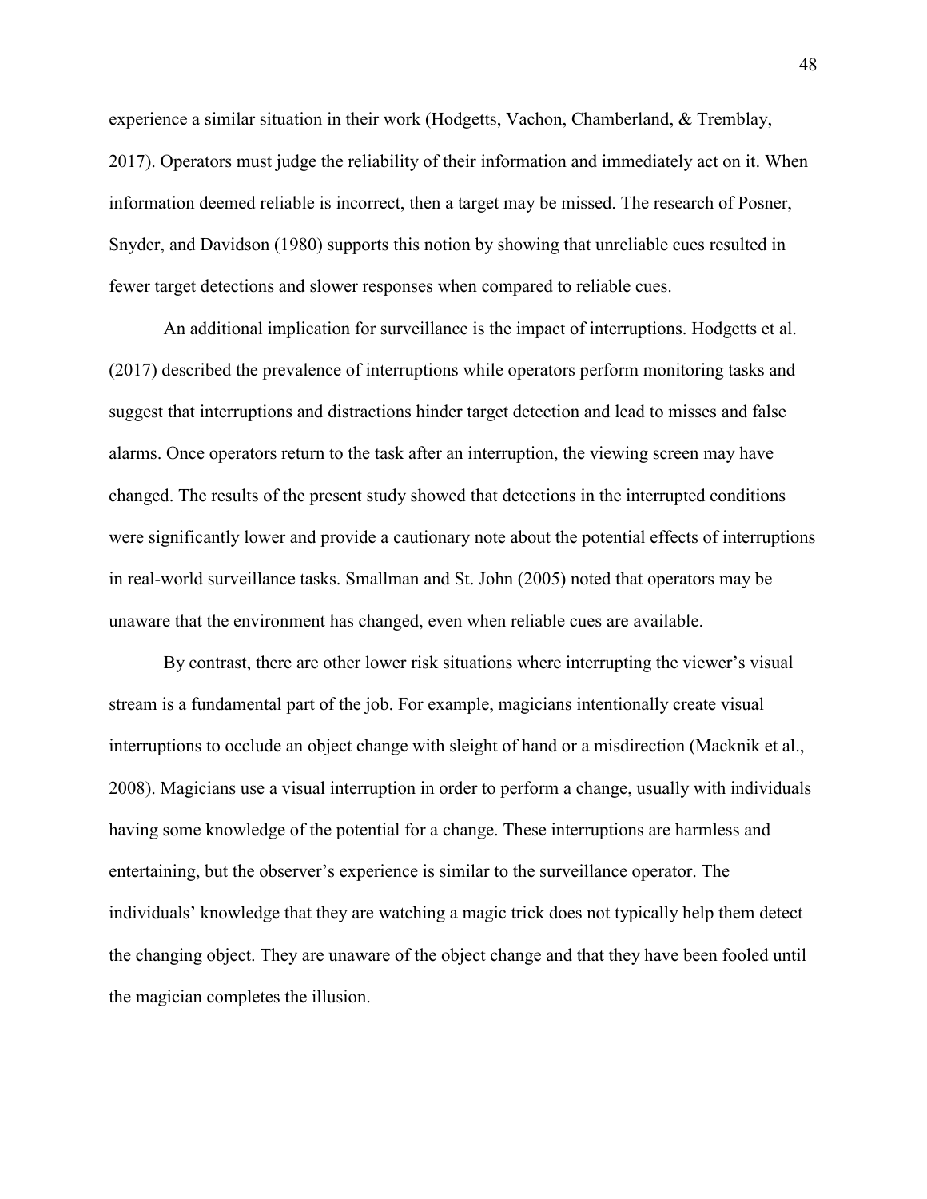experience a similar situation in their work (Hodgetts, Vachon, Chamberland, & Tremblay, 2017). Operators must judge the reliability of their information and immediately act on it. When information deemed reliable is incorrect, then a target may be missed. The research of Posner, Snyder, and Davidson (1980) supports this notion by showing that unreliable cues resulted in fewer target detections and slower responses when compared to reliable cues.

An additional implication for surveillance is the impact of interruptions. Hodgetts et al. (2017) described the prevalence of interruptions while operators perform monitoring tasks and suggest that interruptions and distractions hinder target detection and lead to misses and false alarms. Once operators return to the task after an interruption, the viewing screen may have changed. The results of the present study showed that detections in the interrupted conditions were significantly lower and provide a cautionary note about the potential effects of interruptions in real-world surveillance tasks. Smallman and St. John (2005) noted that operators may be unaware that the environment has changed, even when reliable cues are available.

By contrast, there are other lower risk situations where interrupting the viewer's visual stream is a fundamental part of the job. For example, magicians intentionally create visual interruptions to occlude an object change with sleight of hand or a misdirection (Macknik et al., 2008). Magicians use a visual interruption in order to perform a change, usually with individuals having some knowledge of the potential for a change. These interruptions are harmless and entertaining, but the observer's experience is similar to the surveillance operator. The individuals' knowledge that they are watching a magic trick does not typically help them detect the changing object. They are unaware of the object change and that they have been fooled until the magician completes the illusion.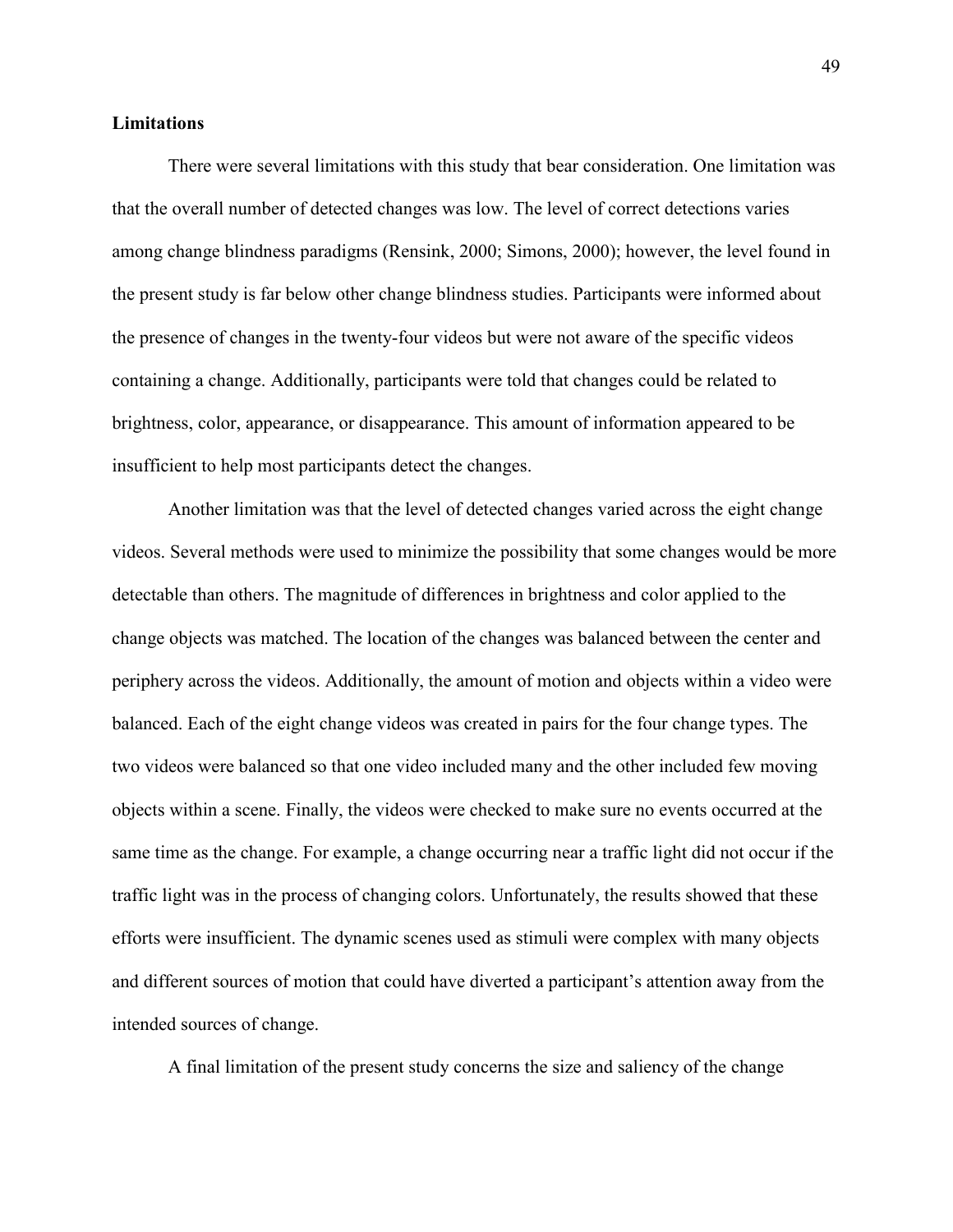**Limitations**

There were several limitations with this study that bear consideration. One limitation was that the overall number of detected changes was low. The level of correct detections varies among change blindness paradigms (Rensink, 2000; Simons, 2000); however, the level found in the present study is far below other change blindness studies. Participants were informed about the presence of changes in the twenty-four videos but were not aware of the specific videos containing a change. Additionally, participants were told that changes could be related to brightness, color, appearance, or disappearance. This amount of information appeared to be insufficient to help most participants detect the changes.

Another limitation was that the level of detected changes varied across the eight change videos. Several methods were used to minimize the possibility that some changes would be more detectable than others. The magnitude of differences in brightness and color applied to the change objects was matched. The location of the changes was balanced between the center and periphery across the videos. Additionally, the amount of motion and objects within a video were balanced. Each of the eight change videos was created in pairs for the four change types. The two videos were balanced so that one video included many and the other included few moving objects within a scene. Finally, the videos were checked to make sure no events occurred at the same time as the change. For example, a change occurring near a traffic light did not occur if the traffic light was in the process of changing colors. Unfortunately, the results showed that these efforts were insufficient. The dynamic scenes used as stimuli were complex with many objects and different sources of motion that could have diverted a participant's attention away from the intended sources of change.

A final limitation of the present study concerns the size and saliency of the change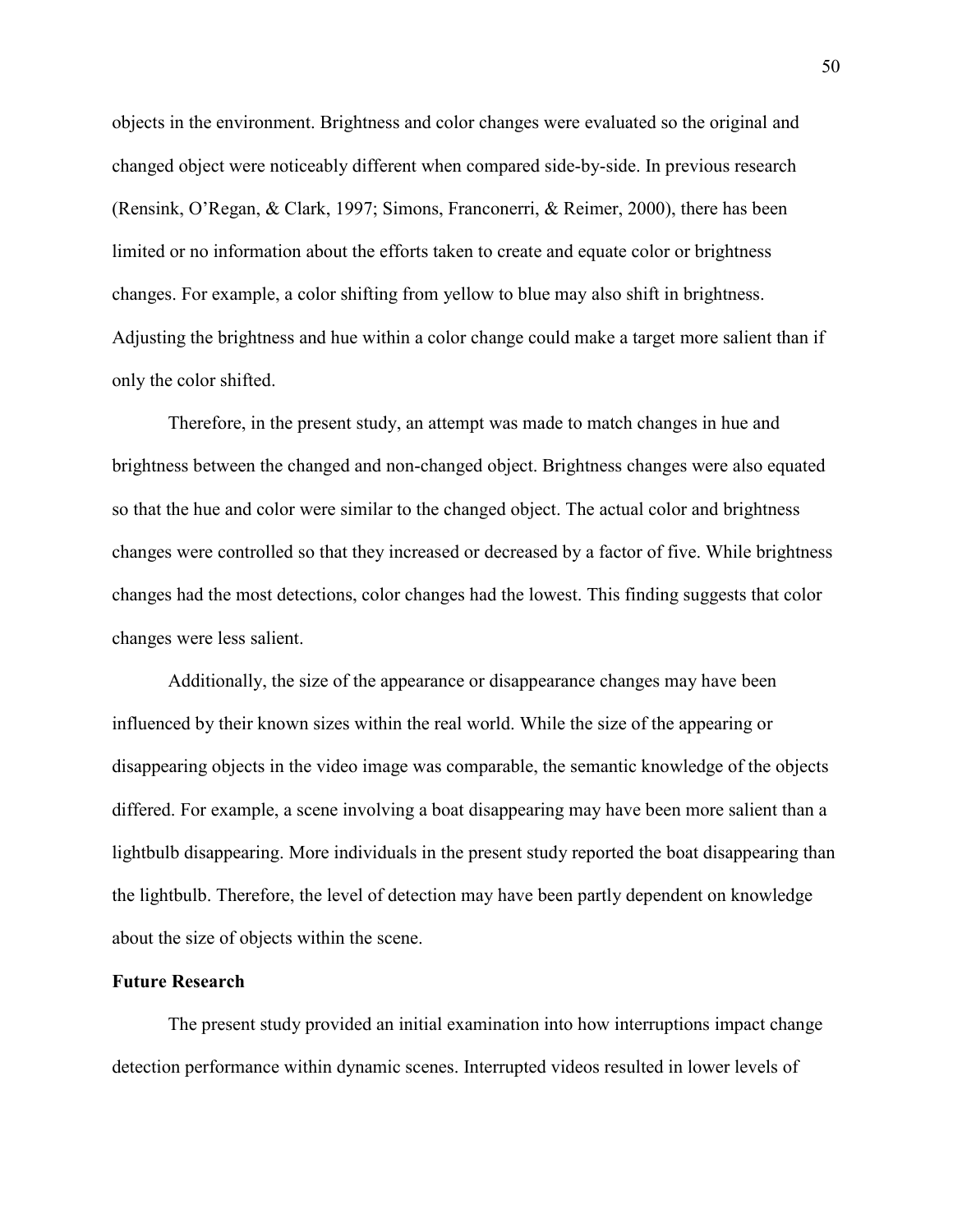objects in the environment. Brightness and color changes were evaluated so the original and changed object were noticeably different when compared side-by-side. In previous research (Rensink, O'Regan, & Clark, 1997; Simons, Franconerri, & Reimer, 2000), there has been limited or no information about the efforts taken to create and equate color or brightness changes. For example, a color shifting from yellow to blue may also shift in brightness. Adjusting the brightness and hue within a color change could make a target more salient than if only the color shifted.

Therefore, in the present study, an attempt was made to match changes in hue and brightness between the changed and non-changed object. Brightness changes were also equated so that the hue and color were similar to the changed object. The actual color and brightness changes were controlled so that they increased or decreased by a factor of five. While brightness changes had the most detections, color changes had the lowest. This finding suggests that color changes were less salient.

Additionally, the size of the appearance or disappearance changes may have been influenced by their known sizes within the real world. While the size of the appearing or disappearing objects in the video image was comparable, the semantic knowledge of the objects differed. For example, a scene involving a boat disappearing may have been more salient than a lightbulb disappearing. More individuals in the present study reported the boat disappearing than the lightbulb. Therefore, the level of detection may have been partly dependent on knowledge about the size of objects within the scene.

**Future Research**

The present study provided an initial examination into how interruptions impact change detection performance within dynamic scenes. Interrupted videos resulted in lower levels of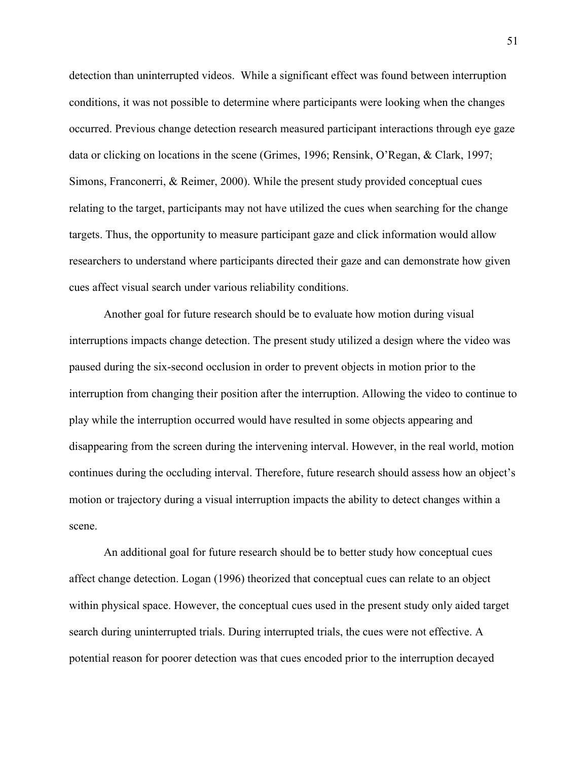detection than uninterrupted videos. While a significant effect was found between interruption conditions, it was not possible to determine where participants were looking when the changes occurred. Previous change detection research measured participant interactions through eye gaze data or clicking on locations in the scene (Grimes, 1996; Rensink, O'Regan, & Clark, 1997; Simons, Franconerri, & Reimer, 2000). While the present study provided conceptual cues relating to the target, participants may not have utilized the cues when searching for the change targets. Thus, the opportunity to measure participant gaze and click information would allow researchers to understand where participants directed their gaze and can demonstrate how given cues affect visual search under various reliability conditions.

Another goal for future research should be to evaluate how motion during visual interruptions impacts change detection. The present study utilized a design where the video was paused during the six-second occlusion in order to prevent objects in motion prior to the interruption from changing their position after the interruption. Allowing the video to continue to play while the interruption occurred would have resulted in some objects appearing and disappearing from the screen during the intervening interval. However, in the real world, motion continues during the occluding interval. Therefore, future research should assess how an object's motion or trajectory during a visual interruption impacts the ability to detect changes within a scene.

An additional goal for future research should be to better study how conceptual cues affect change detection. Logan (1996) theorized that conceptual cues can relate to an object within physical space. However, the conceptual cues used in the present study only aided target search during uninterrupted trials. During interrupted trials, the cues were not effective. A potential reason for poorer detection was that cues encoded prior to the interruption decayed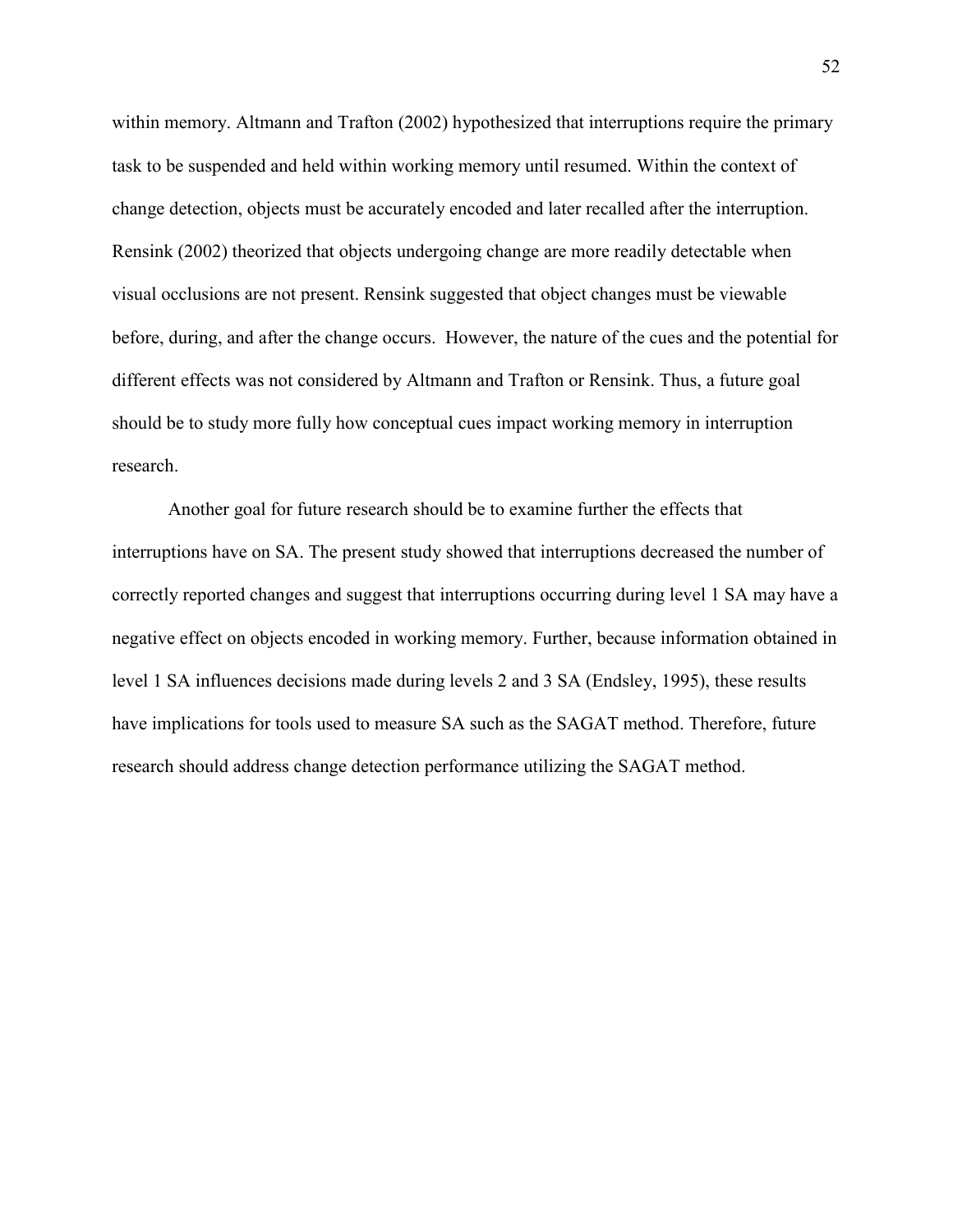within memory. Altmann and Trafton (2002) hypothesized that interruptions require the primary task to be suspended and held within working memory until resumed. Within the context of change detection, objects must be accurately encoded and later recalled after the interruption. Rensink (2002) theorized that objects undergoing change are more readily detectable when visual occlusions are not present. Rensink suggested that object changes must be viewable before, during, and after the change occurs. However, the nature of the cues and the potential for different effects was not considered by Altmann and Trafton or Rensink. Thus, a future goal should be to study more fully how conceptual cues impact working memory in interruption research.

Another goal for future research should be to examine further the effects that interruptions have on SA. The present study showed that interruptions decreased the number of correctly reported changes and suggest that interruptions occurring during level 1 SA may have a negative effect on objects encoded in working memory. Further, because information obtained in level 1 SA influences decisions made during levels 2 and 3 SA (Endsley, 1995), these results have implications for tools used to measure SA such as the SAGAT method. Therefore, future research should address change detection performance utilizing the SAGAT method.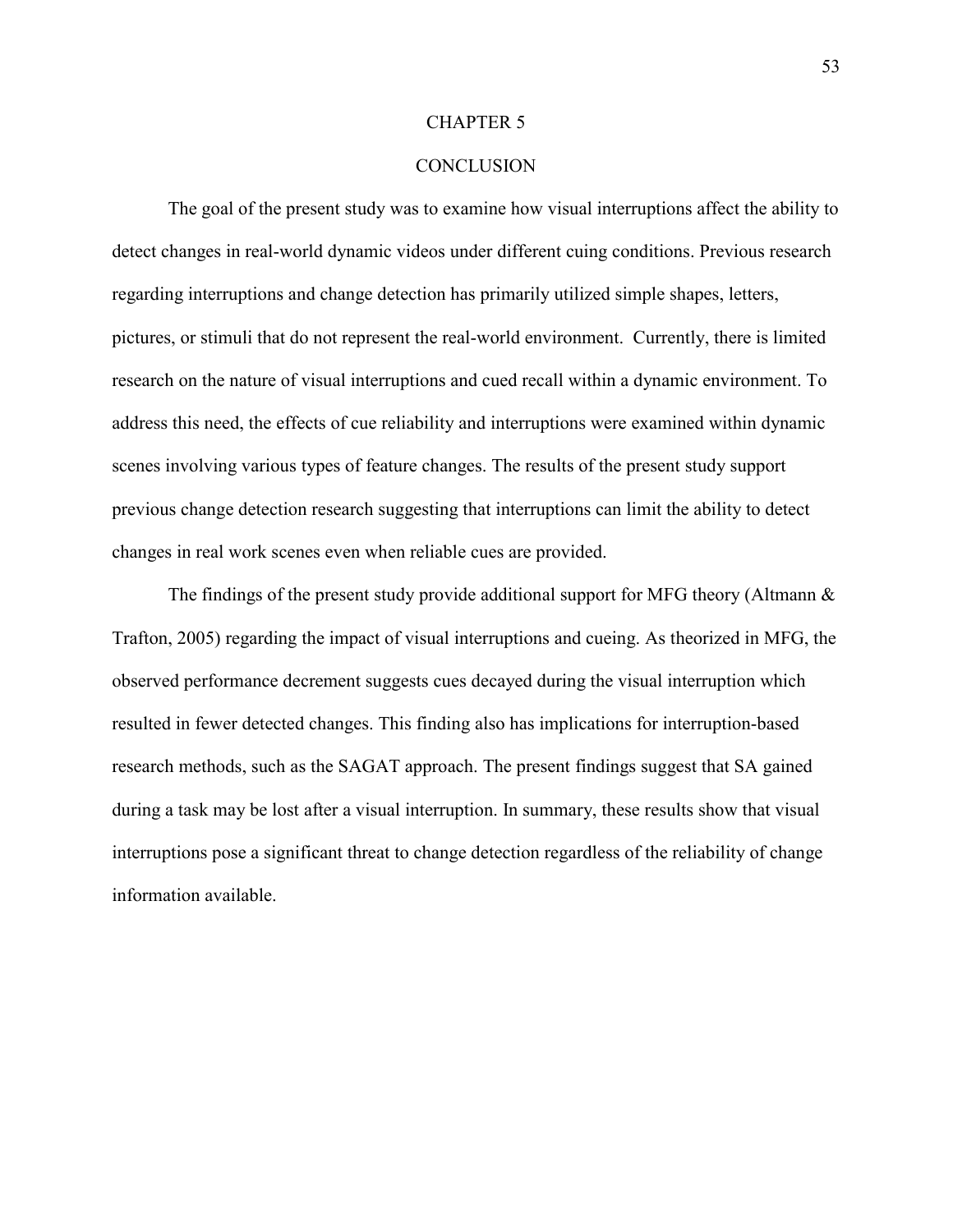# CHAPTER 5

## CONCLUSION

The goal of the present study was to examine how visual interruptions affect the ability to detect changes in real-world dynamic videos under different cuing conditions. Previous research regarding interruptions and change detection has primarily utilized simple shapes, letters, pictures, or stimuli that do not represent the real-world environment. Currently, there is limited research on the nature of visual interruptions and cued recall within a dynamic environment. To address this need, the effects of cue reliability and interruptions were examined within dynamic scenes involving various types of feature changes. The results of the present study support previous change detection research suggesting that interruptions can limit the ability to detect changes in real work scenes even when reliable cues are provided.

The findings of the present study provide additional support for MFG theory (Altmann & Trafton, 2005) regarding the impact of visual interruptions and cueing. As theorized in MFG, the observed performance decrement suggests cues decayed during the visual interruption which resulted in fewer detected changes. This finding also has implications for interruption-based research methods, such as the SAGAT approach. The present findings suggest that SA gained during a task may be lost after a visual interruption. In summary, these results show that visual interruptions pose a significant threat to change detection regardless of the reliability of change information available.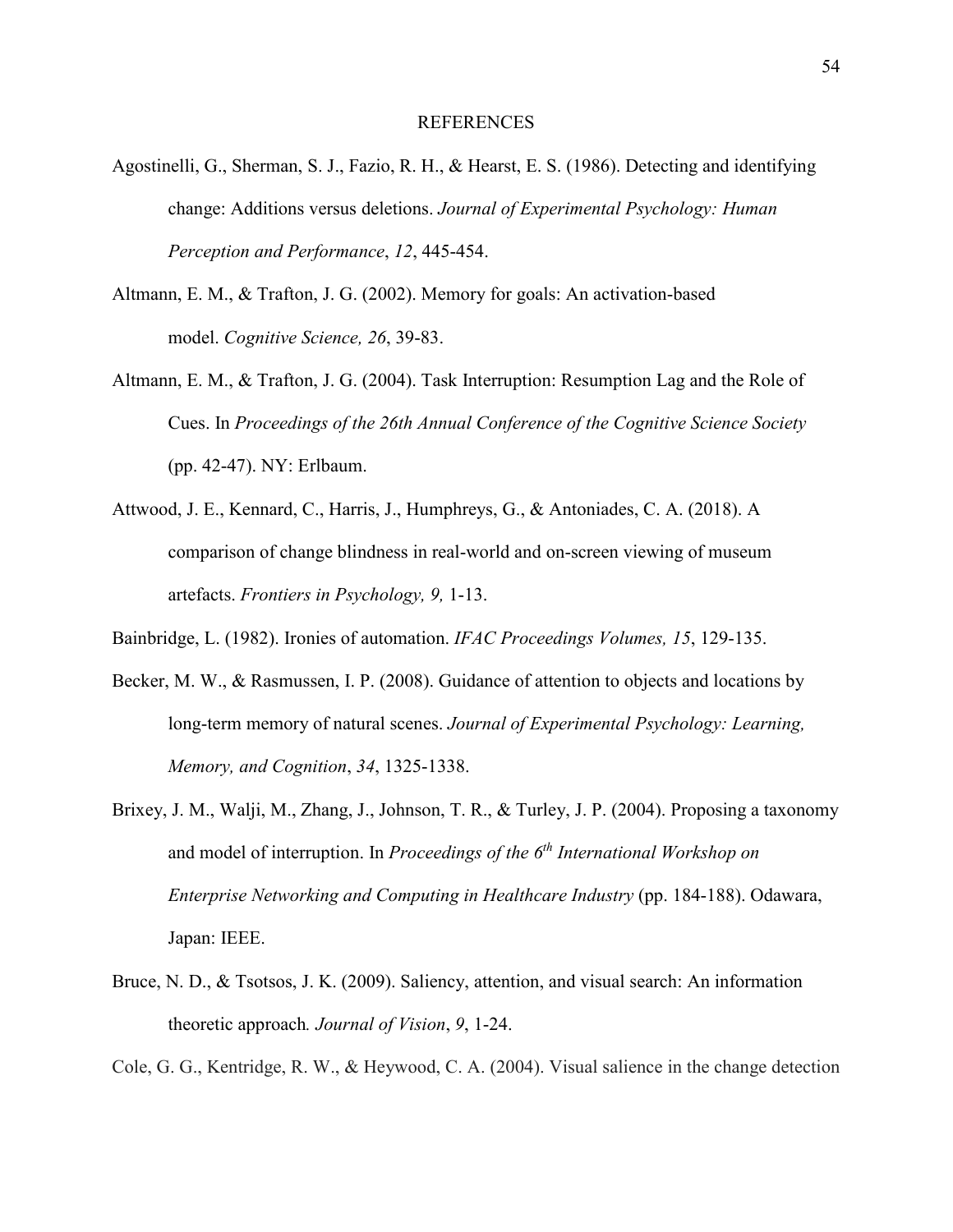# REFERENCES

Agostinelli, G., Sherman, S. J., Fazio, R. H., & Hearst, E. S. (1986). Detecting and identifying change: Additions versus deletions. *Journal of Experimental Psychology: Human Perception and Performance*, *12*, 445-454.

Altmann, E. M., & Trafton, J. G. (2002). Memory for goals: An activation-based model. *Cognitive Science, 26*, 39-83.

Altmann, E. M., & Trafton, J. G. (2004). Task Interruption: Resumption Lag and the Role of Cues. In *Proceedings of the 26th Annual Conference of the Cognitive Science Society* (pp. 42-47). NY: Erlbaum.

Attwood, J. E., Kennard, C., Harris, J., Humphreys, G., & Antoniades, C. A. (2018). A comparison of change blindness in real-world and on-screen viewing of museum artefacts. *Frontiers in Psychology, 9,* 1-13.

Bainbridge, L. (1982). Ironies of automation. *IFAC Proceedings Volumes, 15*, 129-135.

Becker, M. W., & Rasmussen, I. P. (2008). Guidance of attention to objects and locations by long-term memory of natural scenes. *Journal of Experimental Psychology: Learning, Memory, and Cognition*, *34*, 1325-1338.

Brixey, J. M., Walji, M., Zhang, J., Johnson, T. R., & Turley, J. P. (2004). Proposing a taxonomy and model of interruption. In *Proceedings of the 6th International Workshop on Enterprise Networking and Computing in Healthcare Industry* (pp. 184-188). Odawara, Japan: IEEE.

Bruce, N. D., & Tsotsos, J. K. (2009). Saliency, attention, and visual search: An information theoretic approach*. Journal of Vision*, *9*, 1-24.

Cole, G. G., Kentridge, R. W., & Heywood, C. A. (2004). Visual salience in the change detection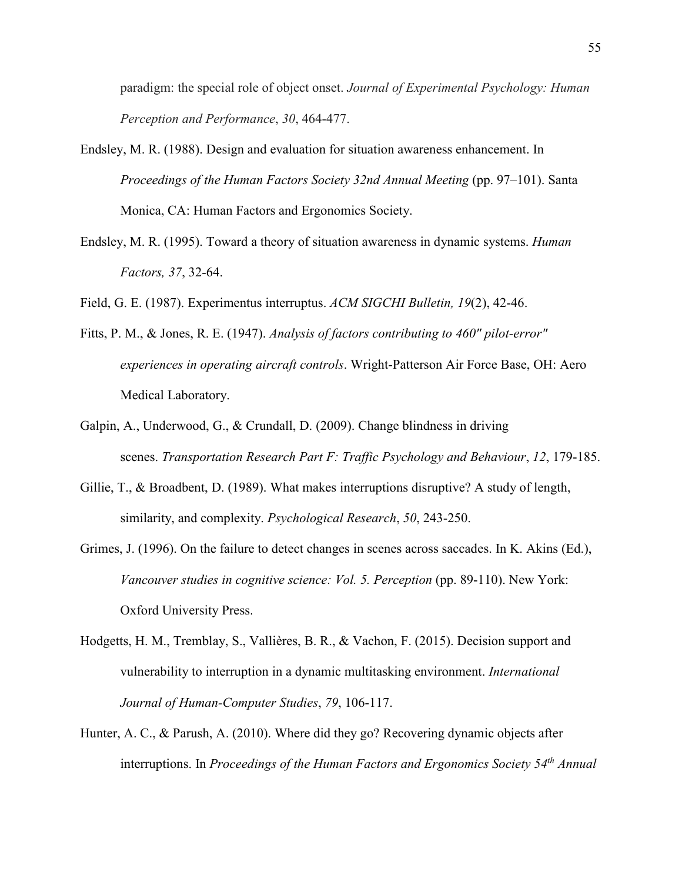paradigm: the special role of object onset. *Journal of Experimental Psychology: Human Perception and Performance*, *30*, 464-477.

Endsley, M. R. (1988). Design and evaluation for situation awareness enhancement. In *Proceedings of the Human Factors Society 32nd Annual Meeting* (pp. 97–101). Santa Monica, CA: Human Factors and Ergonomics Society.

Endsley, M. R. (1995). Toward a theory of situation awareness in dynamic systems. *Human Factors, 37*, 32-64.

Field, G. E. (1987). Experimentus interruptus. *ACM SIGCHI Bulletin, 19*(2), 42-46.

Fitts, P. M., & Jones, R. E. (1947). *Analysis of factors contributing to 460" pilot-error" experiences in operating aircraft controls*. Wright-Patterson Air Force Base, OH: Aero Medical Laboratory.

Galpin, A., Underwood, G., & Crundall, D. (2009). Change blindness in driving scenes. *Transportation Research Part F: Traffic Psychology and Behaviour*, *12*, 179-185.

Gillie, T., & Broadbent, D. (1989). What makes interruptions disruptive? A study of length, similarity, and complexity. *Psychological Research*, *50*, 243-250.

Grimes, J. (1996). On the failure to detect changes in scenes across saccades. In K. Akins (Ed.), *Vancouver studies in cognitive science: Vol. 5. Perception* (pp. 89-110). New York: Oxford University Press.

Hodgetts, H. M., Tremblay, S., Vallières, B. R., & Vachon, F. (2015). Decision support and vulnerability to interruption in a dynamic multitasking environment. *International Journal of Human-Computer Studies*, *79*, 106-117.

Hunter, A. C., & Parush, A. (2010). Where did they go? Recovering dynamic objects after interruptions. In *Proceedings of the Human Factors and Ergonomics Society 54th Annual*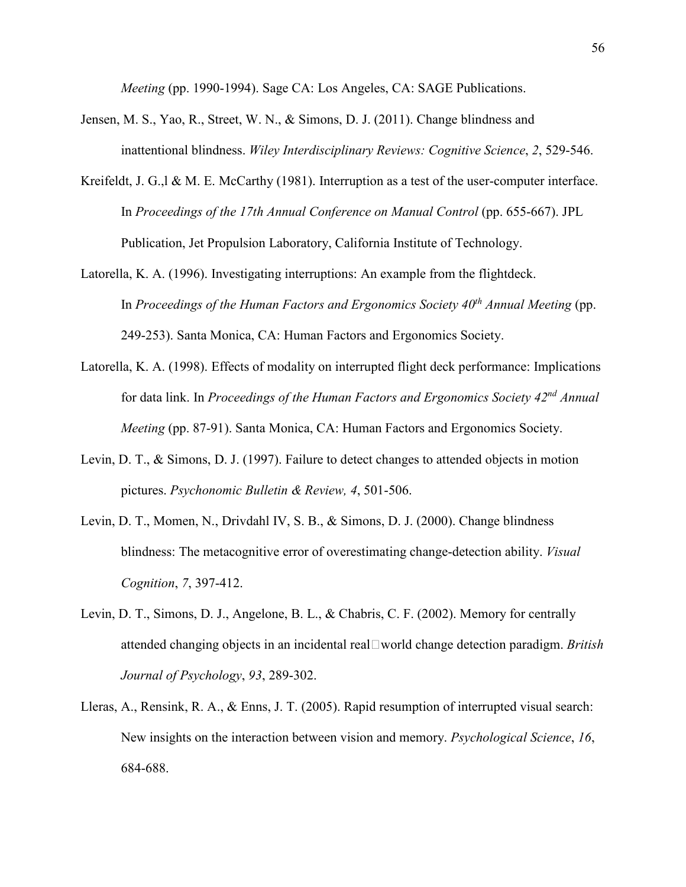*Meeting* (pp. 1990-1994). Sage CA: Los Angeles, CA: SAGE Publications.

Jensen, M. S., Yao, R., Street, W. N., & Simons, D. J. (2011). Change blindness and inattentional blindness. *Wiley Interdisciplinary Reviews: Cognitive Science*, *2*, 529-546.

Kreifeldt, J. G.,l & M. E. McCarthy (1981). Interruption as a test of the user-computer interface. In *Proceedings of the 17th Annual Conference on Manual Control* (pp. 655-667). JPL Publication, Jet Propulsion Laboratory, California Institute of Technology.

Latorella, K. A. (1996). Investigating interruptions: An example from the flightdeck. In *Proceedings of the Human Factors and Ergonomics Society 40th Annual Meeting* (pp. 249-253). Santa Monica, CA: Human Factors and Ergonomics Society.

Latorella, K. A. (1998). Effects of modality on interrupted flight deck performance: Implications for data link. In *Proceedings of the Human Factors and Ergonomics Society 42nd Annual Meeting* (pp. 87-91). Santa Monica, CA: Human Factors and Ergonomics Society.

Levin, D. T., & Simons, D. J. (1997). Failure to detect changes to attended objects in motion pictures. *Psychonomic Bulletin & Review, 4*, 501-506.

Levin, D. T., Momen, N., Drivdahl IV, S. B., & Simons, D. J. (2000). Change blindness blindness: The metacognitive error of overestimating change-detection ability. *Visual Cognition*, *7*, 397-412.

Levin, D. T., Simons, D. J., Angelone, B. L., & Chabris, C. F. (2002). Memory for centrally attended changing objects in an incidental real□world change detection paradigm. *British Journal of Psychology*, *93*, 289-302.

Lleras, A., Rensink, R. A., & Enns, J. T. (2005). Rapid resumption of interrupted visual search: New insights on the interaction between vision and memory. *Psychological Science*, *16*, 684-688.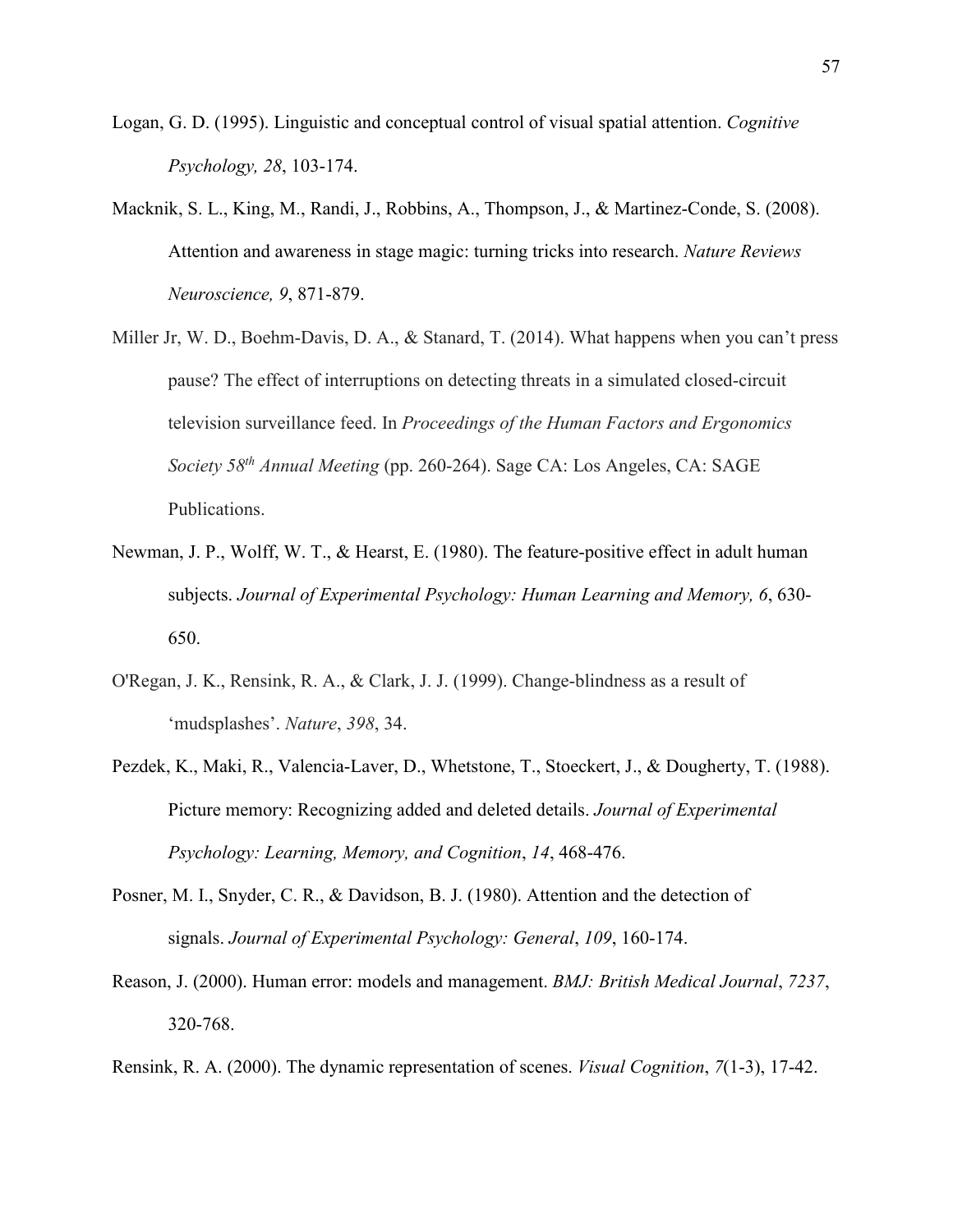Logan, G. D. (1995). Linguistic and conceptual control of visual spatial attention. *Cognitive Psychology, 28*, 103-174.

Macknik, S. L., King, M., Randi, J., Robbins, A., Thompson, J., & Martinez-Conde, S. (2008). Attention and awareness in stage magic: turning tricks into research. *Nature Reviews Neuroscience, 9*, 871-879.

Miller Jr, W. D., Boehm-Davis, D. A., & Stanard, T. (2014). What happens when you can't press pause? The effect of interruptions on detecting threats in a simulated closed-circuit television surveillance feed. In *Proceedings of the Human Factors and Ergonomics Society 58th Annual Meeting* (pp. 260-264). Sage CA: Los Angeles, CA: SAGE Publications.

Newman, J. P., Wolff, W. T., & Hearst, E. (1980). The feature-positive effect in adult human subjects. *Journal of Experimental Psychology: Human Learning and Memory, 6*, 630-650.

O'Regan, J. K., Rensink, R. A., & Clark, J. J. (1999). Change-blindness as a result of 'mudsplashes'. *Nature*, *398*, 34.

Pezdek, K., Maki, R., Valencia-Laver, D., Whetstone, T., Stoeckert, J., & Dougherty, T. (1988). Picture memory: Recognizing added and deleted details. *Journal of Experimental Psychology: Learning, Memory, and Cognition*, *14*, 468-476.

Posner, M. I., Snyder, C. R., & Davidson, B. J. (1980). Attention and the detection of signals. *Journal of Experimental Psychology: General*, *109*, 160-174.

Reason, J. (2000). Human error: models and management. *BMJ: British Medical Journal*, *7237*, 320-768.

Rensink, R. A. (2000). The dynamic representation of scenes. *Visual Cognition*, *7*(1-3), 17-42.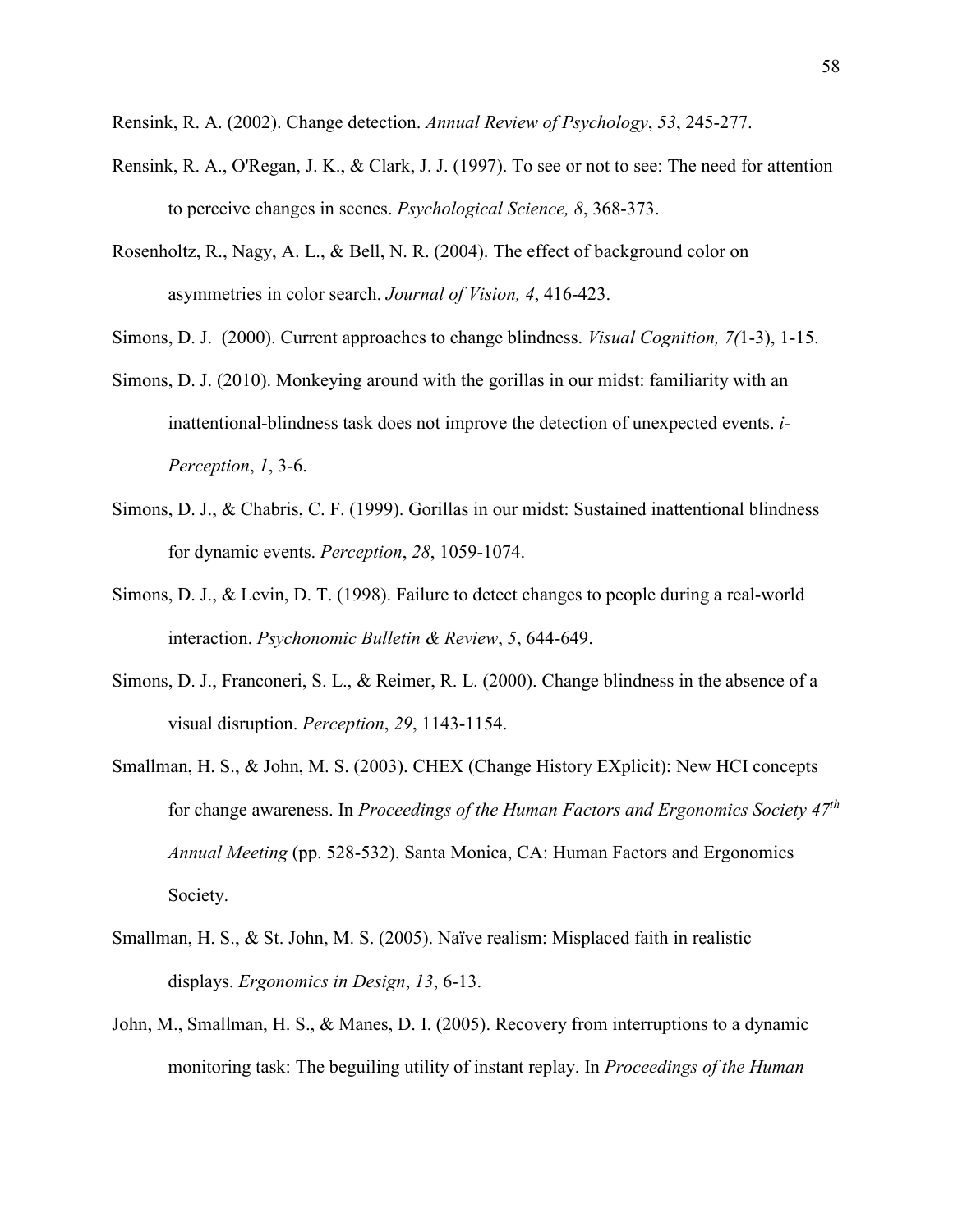Rensink, R. A. (2002). Change detection. *Annual Review of Psychology*, *53*, 245-277.

Rensink, R. A., O'Regan, J. K., & Clark, J. J. (1997). To see or not to see: The need for attention to perceive changes in scenes. *Psychological Science, 8*, 368-373.

Rosenholtz, R., Nagy, A. L., & Bell, N. R. (2004). The effect of background color on asymmetries in color search. *Journal of Vision, 4*, 416-423.

Simons, D. J. (2000). Current approaches to change blindness. *Visual Cognition, 7(*1-3), 1-15.

Simons, D. J. (2010). Monkeying around with the gorillas in our midst: familiarity with an inattentional-blindness task does not improve the detection of unexpected events. *i-Perception*, *1*, 3-6.

Simons, D. J., & Chabris, C. F. (1999). Gorillas in our midst: Sustained inattentional blindness for dynamic events. *Perception*, *28*, 1059-1074.

Simons, D. J., & Levin, D. T. (1998). Failure to detect changes to people during a real-world interaction. *Psychonomic Bulletin & Review*, *5*, 644-649.

Simons, D. J., Franconeri, S. L., & Reimer, R. L. (2000). Change blindness in the absence of a visual disruption. *Perception*, *29*, 1143-1154.

Smallman, H. S., & John, M. S. (2003). CHEX (Change History EXplicit): New HCI concepts for change awareness. In *Proceedings of the Human Factors and Ergonomics Society 47th Annual Meeting* (pp. 528-532). Santa Monica, CA: Human Factors and Ergonomics Society.

Smallman, H. S., & St. John, M. S. (2005). Naïve realism: Misplaced faith in realistic displays. *Ergonomics in Design*, *13*, 6-13.

John, M., Smallman, H. S., & Manes, D. I. (2005). Recovery from interruptions to a dynamic monitoring task: The beguiling utility of instant replay. In *Proceedings of the Human*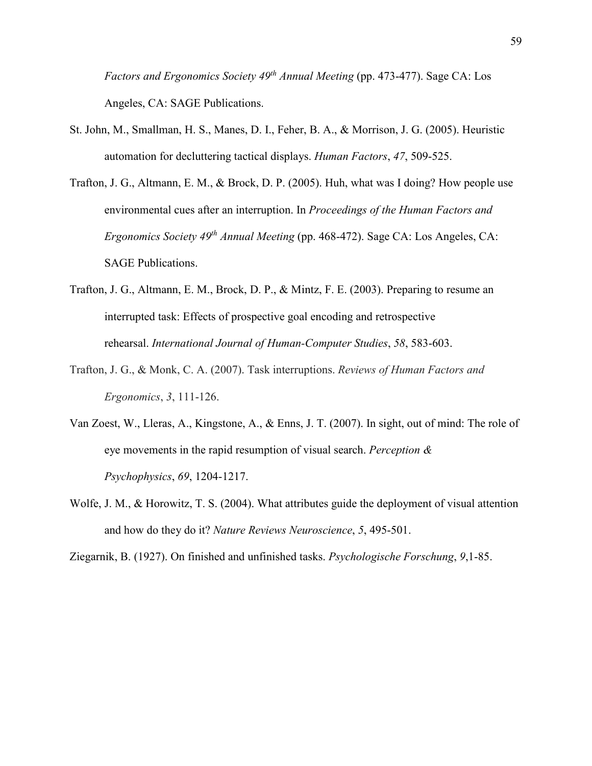*Factors and Ergonomics Society 49th Annual Meeting* (pp. 473-477). Sage CA: Los Angeles, CA: SAGE Publications.

St. John, M., Smallman, H. S., Manes, D. I., Feher, B. A., & Morrison, J. G. (2005). Heuristic automation for decluttering tactical displays. *Human Factors*, *47*, 509-525.

Trafton, J. G., Altmann, E. M., & Brock, D. P. (2005). Huh, what was I doing? How people use environmental cues after an interruption. In *Proceedings of the Human Factors and Ergonomics Society 49th Annual Meeting* (pp. 468-472). Sage CA: Los Angeles, CA: SAGE Publications.

Trafton, J. G., Altmann, E. M., Brock, D. P., & Mintz, F. E. (2003). Preparing to resume an interrupted task: Effects of prospective goal encoding and retrospective rehearsal. *International Journal of Human-Computer Studies*, *58*, 583-603.

Trafton, J. G., & Monk, C. A. (2007). Task interruptions. *Reviews of Human Factors and Ergonomics*, *3*, 111-126.

Van Zoest, W., Lleras, A., Kingstone, A., & Enns, J. T. (2007). In sight, out of mind: The role of eye movements in the rapid resumption of visual search. *Perception & Psychophysics*, *69*, 1204-1217.

Wolfe, J. M., & Horowitz, T. S. (2004). What attributes guide the deployment of visual attention and how do they do it? *Nature Reviews Neuroscience*, *5*, 495-501.

Ziegarnik, B. (1927). On finished and unfinished tasks. *Psychologische Forschung*, *9*,1-85.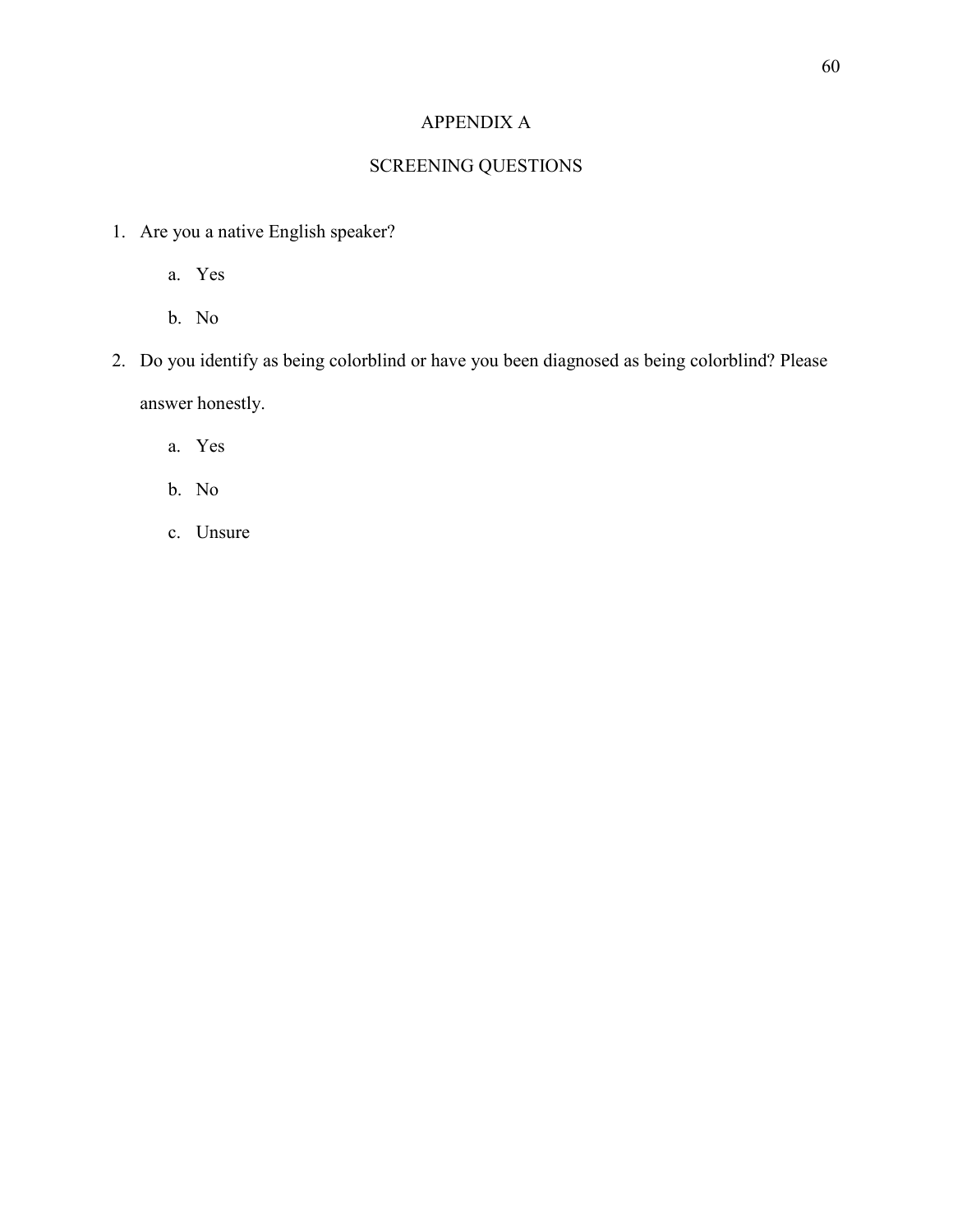# APPENDIX A

## SCREENING QUESTIONS

1. Are you a native English speaker?
   a. Yes
   b. No
2. Do you identify as being colorblind or have you been diagnosed as being colorblind? Please answer honestly.
   a. Yes
   b. No
   c. Unsure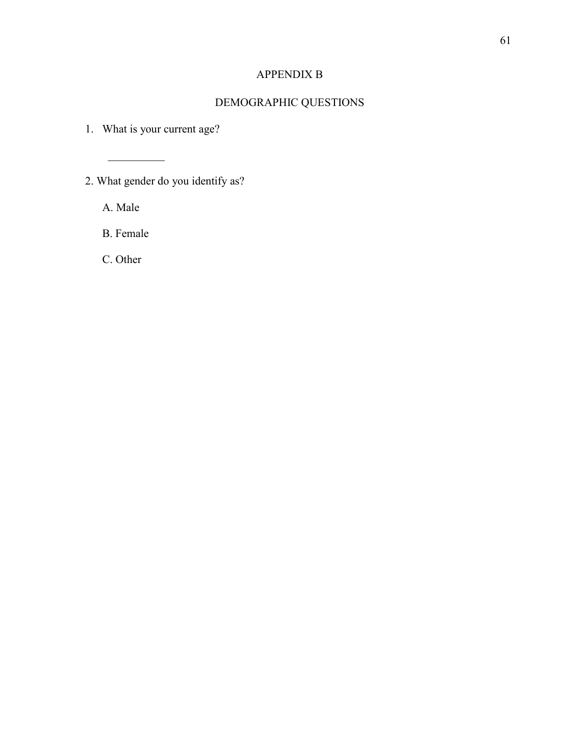# APPENDIX B

## DEMOGRAPHIC QUESTIONS

1. What is your current age?

   __________

2. What gender do you identify as?

   A. Male

   B. Female

   C. Other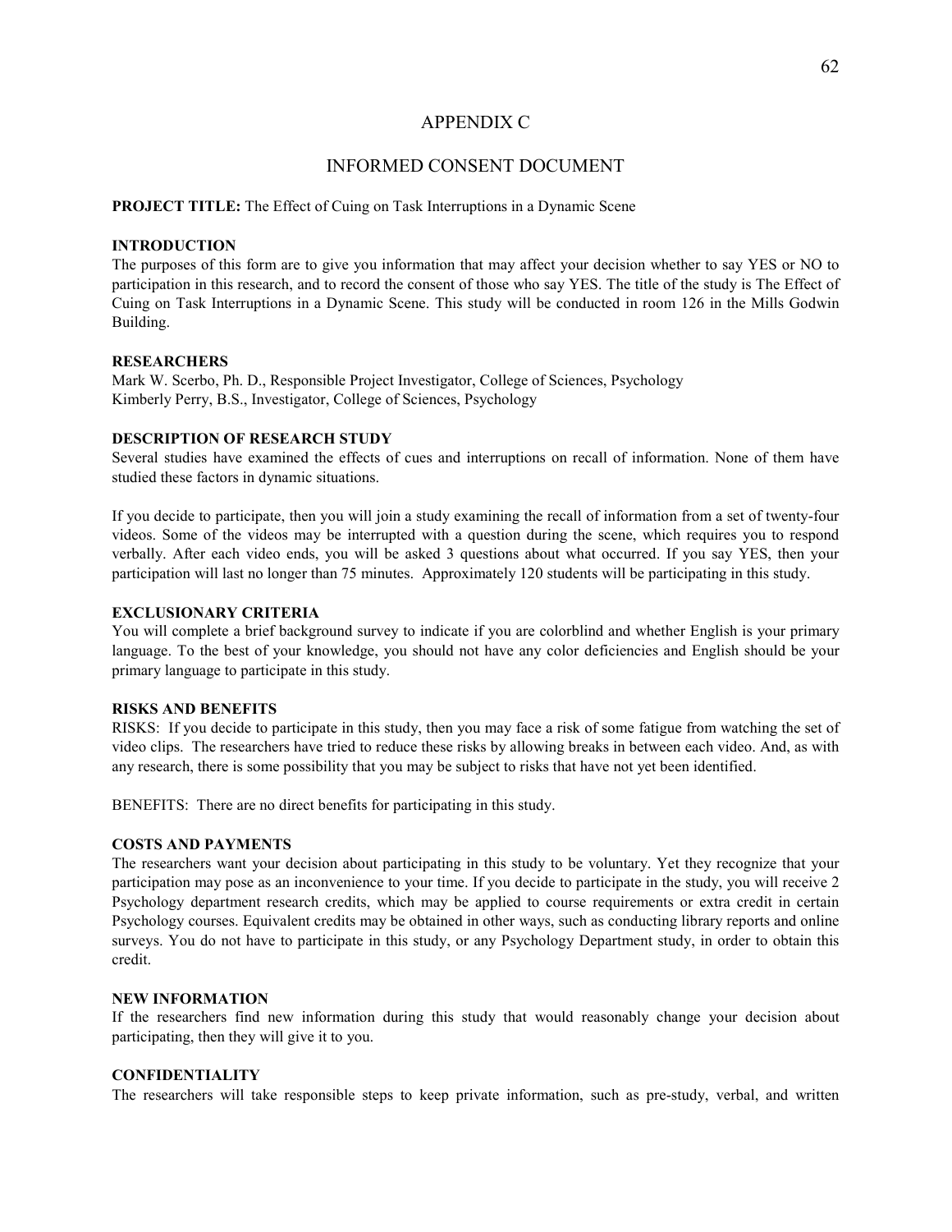# APPENDIX C

## INFORMED CONSENT DOCUMENT

**PROJECT TITLE:** The Effect of Cuing on Task Interruptions in a Dynamic Scene

**INTRODUCTION**

The purposes of this form are to give you information that may affect your decision whether to say YES or NO to participation in this research, and to record the consent of those who say YES. The title of the study is The Effect of Cuing on Task Interruptions in a Dynamic Scene. This study will be conducted in room 126 in the Mills Godwin Building.

**RESEARCHERS**

Mark W. Scerbo, Ph. D., Responsible Project Investigator, College of Sciences, Psychology
Kimberly Perry, B.S., Investigator, College of Sciences, Psychology

**DESCRIPTION OF RESEARCH STUDY**

Several studies have examined the effects of cues and interruptions on recall of information. None of them have studied these factors in dynamic situations.

If you decide to participate, then you will join a study examining the recall of information from a set of twenty-four videos. Some of the videos may be interrupted with a question during the scene, which requires you to respond verbally. After each video ends, you will be asked 3 questions about what occurred. If you say YES, then your participation will last no longer than 75 minutes. Approximately 120 students will be participating in this study.

**EXCLUSIONARY CRITERIA**

You will complete a brief background survey to indicate if you are colorblind and whether English is your primary language. To the best of your knowledge, you should not have any color deficiencies and English should be your primary language to participate in this study.

**RISKS AND BENEFITS**

RISKS: If you decide to participate in this study, then you may face a risk of some fatigue from watching the set of video clips. The researchers have tried to reduce these risks by allowing breaks in between each video. And, as with any research, there is some possibility that you may be subject to risks that have not yet been identified.

BENEFITS: There are no direct benefits for participating in this study.

**COSTS AND PAYMENTS**

The researchers want your decision about participating in this study to be voluntary. Yet they recognize that your participation may pose as an inconvenience to your time. If you decide to participate in the study, you will receive 2 Psychology department research credits, which may be applied to course requirements or extra credit in certain Psychology courses. Equivalent credits may be obtained in other ways, such as conducting library reports and online surveys. You do not have to participate in this study, or any Psychology Department study, in order to obtain this credit.

**NEW INFORMATION**

If the researchers find new information during this study that would reasonably change your decision about participating, then they will give it to you.

**CONFIDENTIALITY**

The researchers will take responsible steps to keep private information, such as pre-study, verbal, and written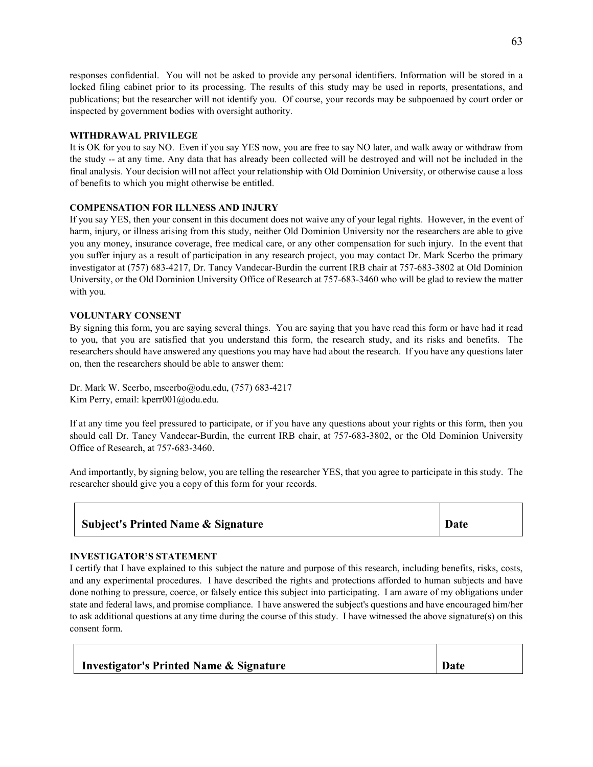responses confidential. You will not be asked to provide any personal identifiers. Information will be stored in a locked filing cabinet prior to its processing. The results of this study may be used in reports, presentations, and publications; but the researcher will not identify you. Of course, your records may be subpoenaed by court order or inspected by government bodies with oversight authority.

**WITHDRAWAL PRIVILEGE**

It is OK for you to say NO. Even if you say YES now, you are free to say NO later, and walk away or withdraw from the study -- at any time. Any data that has already been collected will be destroyed and will not be included in the final analysis. Your decision will not affect your relationship with Old Dominion University, or otherwise cause a loss of benefits to which you might otherwise be entitled.

**COMPENSATION FOR ILLNESS AND INJURY**

If you say YES, then your consent in this document does not waive any of your legal rights. However, in the event of harm, injury, or illness arising from this study, neither Old Dominion University nor the researchers are able to give you any money, insurance coverage, free medical care, or any other compensation for such injury. In the event that you suffer injury as a result of participation in any research project, you may contact Dr. Mark Scerbo the primary investigator at (757) 683-4217, Dr. Tancy Vandecar-Burdin the current IRB chair at 757-683-3802 at Old Dominion University, or the Old Dominion University Office of Research at 757-683-3460 who will be glad to review the matter with you.

**VOLUNTARY CONSENT**

By signing this form, you are saying several things. You are saying that you have read this form or have had it read to you, that you are satisfied that you understand this form, the research study, and its risks and benefits. The researchers should have answered any questions you may have had about the research. If you have any questions later on, then the researchers should be able to answer them:

Dr. Mark W. Scerbo, mscerbo@odu.edu, (757) 683-4217
Kim Perry, email: kperr001@odu.edu.

If at any time you feel pressured to participate, or if you have any questions about your rights or this form, then you should call Dr. Tancy Vandecar-Burdin, the current IRB chair, at 757-683-3802, or the Old Dominion University Office of Research, at 757-683-3460.

And importantly, by signing below, you are telling the researcher YES, that you agree to participate in this study. The researcher should give you a copy of this form for your records.

| **Subject's Printed Name & Signature** | **Date** |
|---|---|

**INVESTIGATOR'S STATEMENT**

I certify that I have explained to this subject the nature and purpose of this research, including benefits, risks, costs, and any experimental procedures. I have described the rights and protections afforded to human subjects and have done nothing to pressure, coerce, or falsely entice this subject into participating. I am aware of my obligations under state and federal laws, and promise compliance. I have answered the subject's questions and have encouraged him/her to ask additional questions at any time during the course of this study. I have witnessed the above signature(s) on this consent form.

| **Investigator's Printed Name & Signature** | **Date** |
|---|---|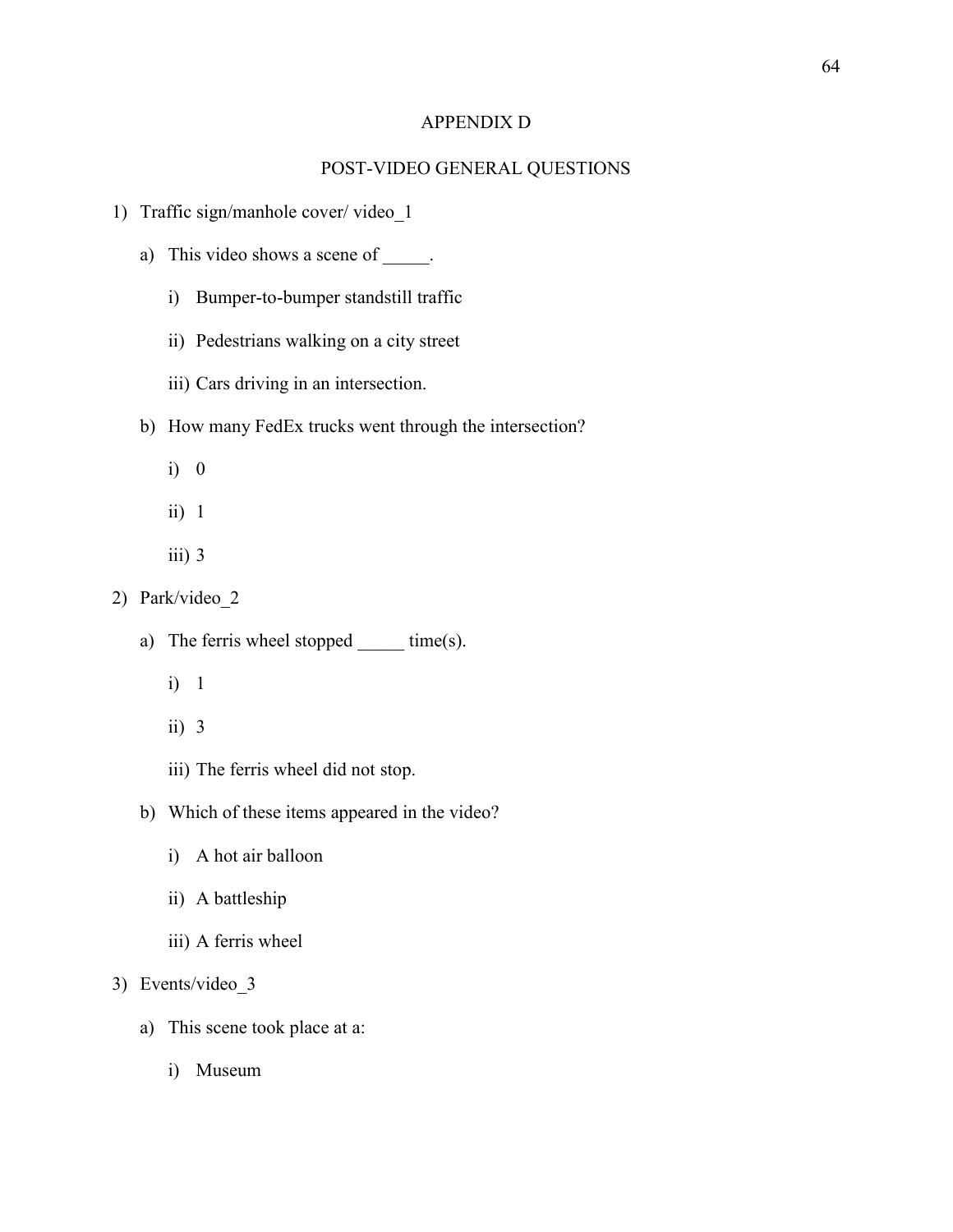# APPENDIX D

## POST-VIDEO GENERAL QUESTIONS

1) Traffic sign/manhole cover/ video_1
   a) This video shows a scene of _____.
      i) Bumper-to-bumper standstill traffic
      ii) Pedestrians walking on a city street
      iii) Cars driving in an intersection.
   b) How many FedEx trucks went through the intersection?
      i) 0
      ii) 1
      iii) 3
2) Park/video_2
   a) The ferris wheel stopped _____ time(s).
      i) 1
      ii) 3
      iii) The ferris wheel did not stop.
   b) Which of these items appeared in the video?
      i) A hot air balloon
      ii) A battleship
      iii) A ferris wheel
3) Events/video_3
   a) This scene took place at a:
      i) Museum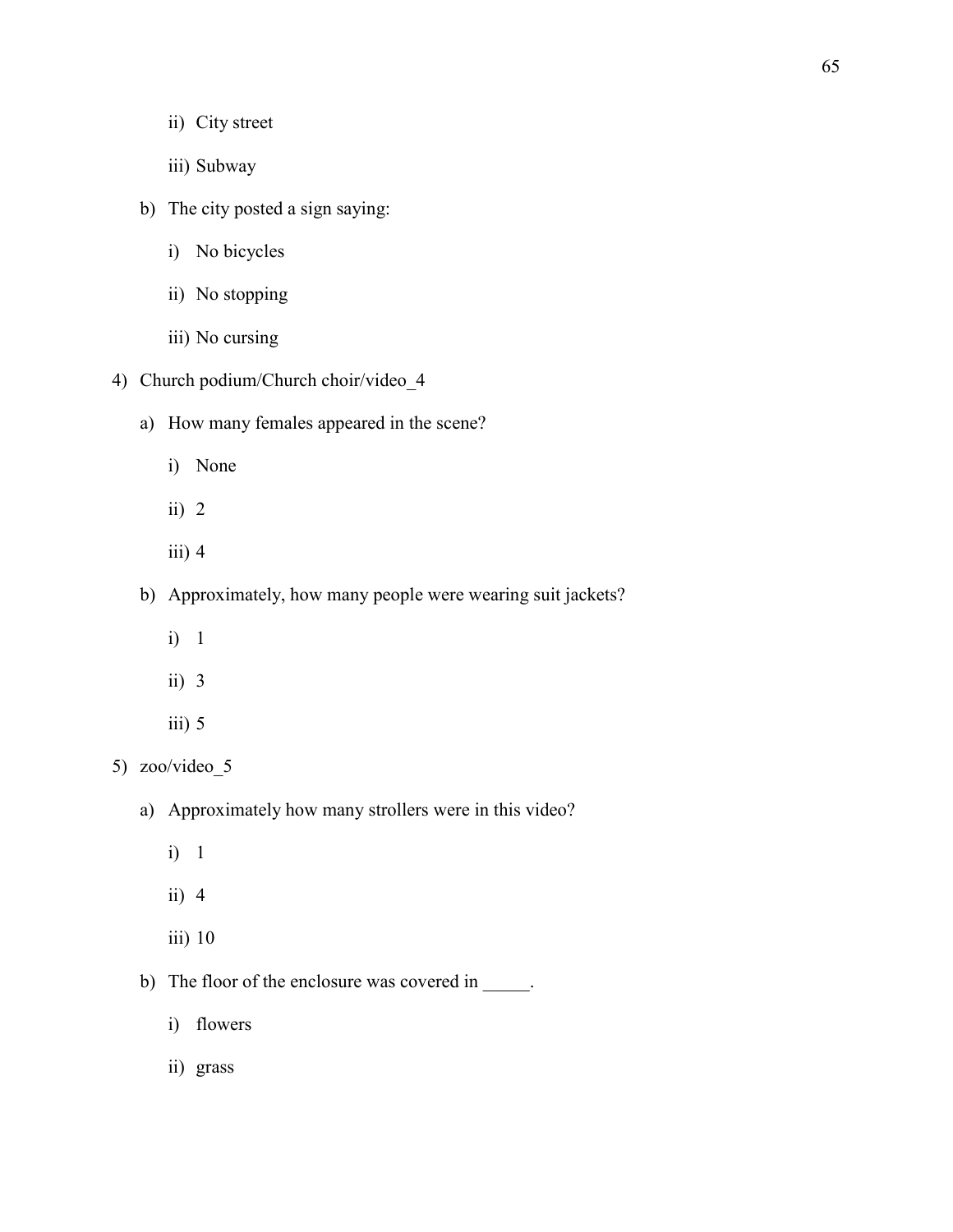- ii) City street
   - iii) Subway

b) The city posted a sign saying:
   - i) No bicycles
   - ii) No stopping
   - iii) No cursing

4) Church podium/Church choir/video_4

   a) How many females appeared in the scene?
      - i) None
      - ii) 2
      - iii) 4

   b) Approximately, how many people were wearing suit jackets?
      - i) 1
      - ii) 3
      - iii) 5

5) zoo/video_5

   a) Approximately how many strollers were in this video?
      - i) 1
      - ii) 4
      - iii) 10

   b) The floor of the enclosure was covered in _____.
      - i) flowers
      - ii) grass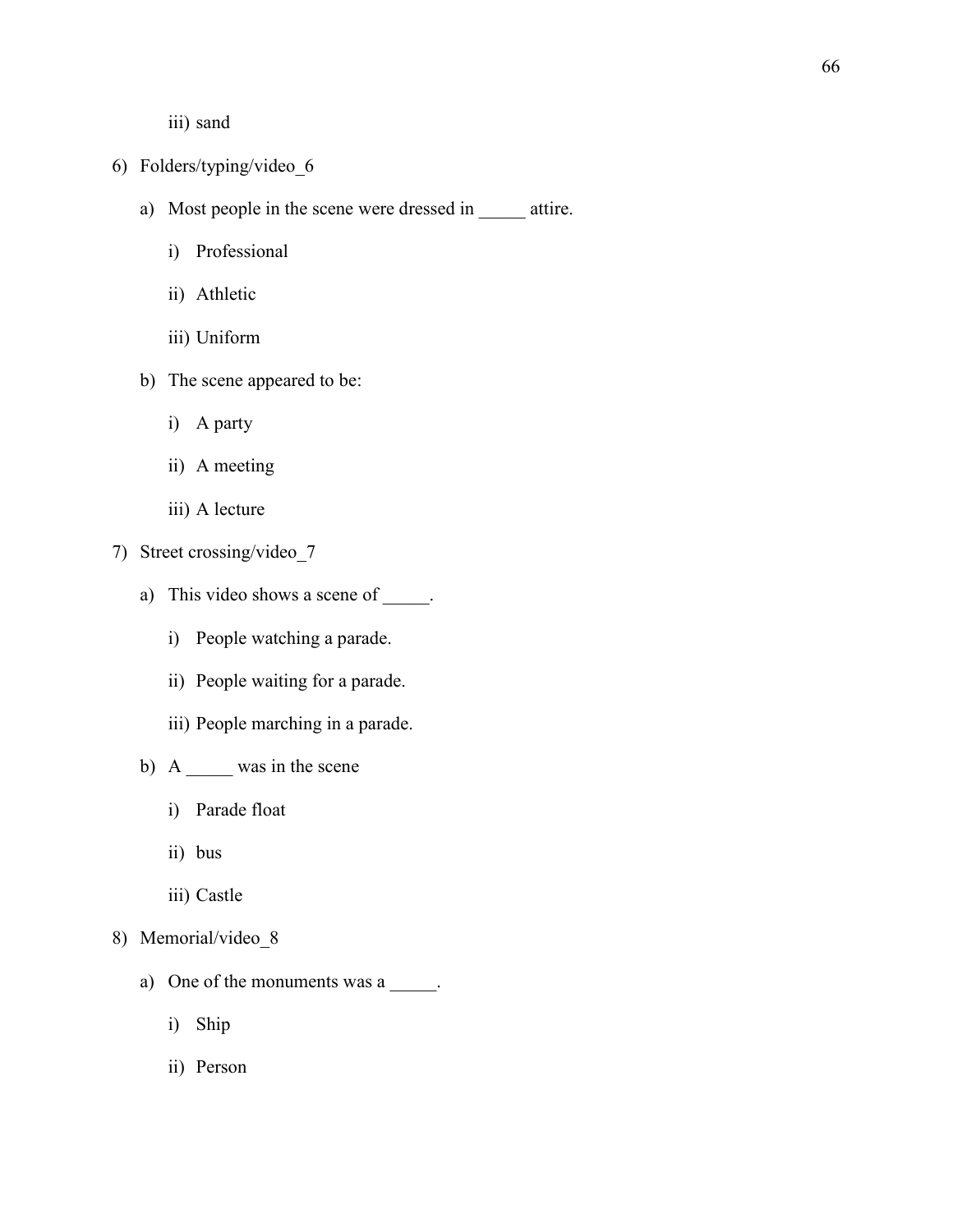iii) sand

6) Folders/typing/video_6

   a) Most people in the scene were dressed in _____ attire.

      i) Professional

      ii) Athletic

      iii) Uniform

   b) The scene appeared to be:

      i) A party

      ii) A meeting

      iii) A lecture

7) Street crossing/video_7

   a) This video shows a scene of _____.

      i) People watching a parade.

      ii) People waiting for a parade.

      iii) People marching in a parade.

   b) A _____ was in the scene

      i) Parade float

      ii) bus

      iii) Castle

8) Memorial/video_8

   a) One of the monuments was a _____.

      i) Ship

      ii) Person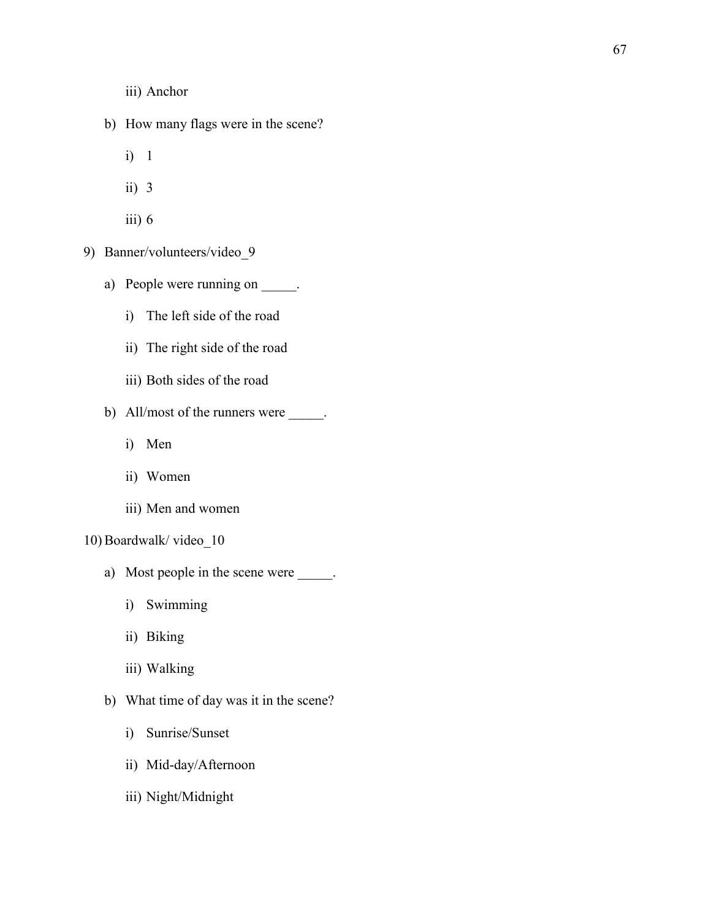iii) Anchor

    b) How many flags were in the scene?

        i) 1

        ii) 3

        iii) 6

9) Banner/volunteers/video_9

    a) People were running on _____.

        i) The left side of the road

        ii) The right side of the road

        iii) Both sides of the road

    b) All/most of the runners were _____.

        i) Men

        ii) Women

        iii) Men and women

10) Boardwalk/ video_10

    a) Most people in the scene were _____.

        i) Swimming

        ii) Biking

        iii) Walking

    b) What time of day was it in the scene?

        i) Sunrise/Sunset

        ii) Mid-day/Afternoon

        iii) Night/Midnight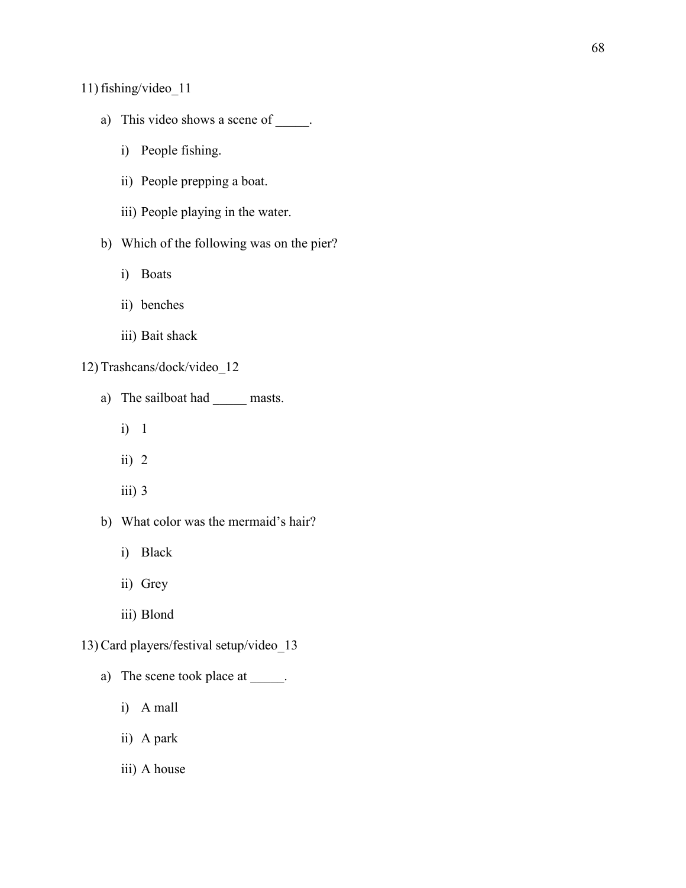11) fishing/video_11

   a) This video shows a scene of _____.

      i) People fishing.

      ii) People prepping a boat.

      iii) People playing in the water.

   b) Which of the following was on the pier?

      i) Boats

      ii) benches

      iii) Bait shack

12) Trashcans/dock/video_12

   a) The sailboat had _____ masts.

      i) 1

      ii) 2

      iii) 3

   b) What color was the mermaid's hair?

      i) Black

      ii) Grey

      iii) Blond

13) Card players/festival setup/video_13

   a) The scene took place at _____.

      i) A mall

      ii) A park

      iii) A house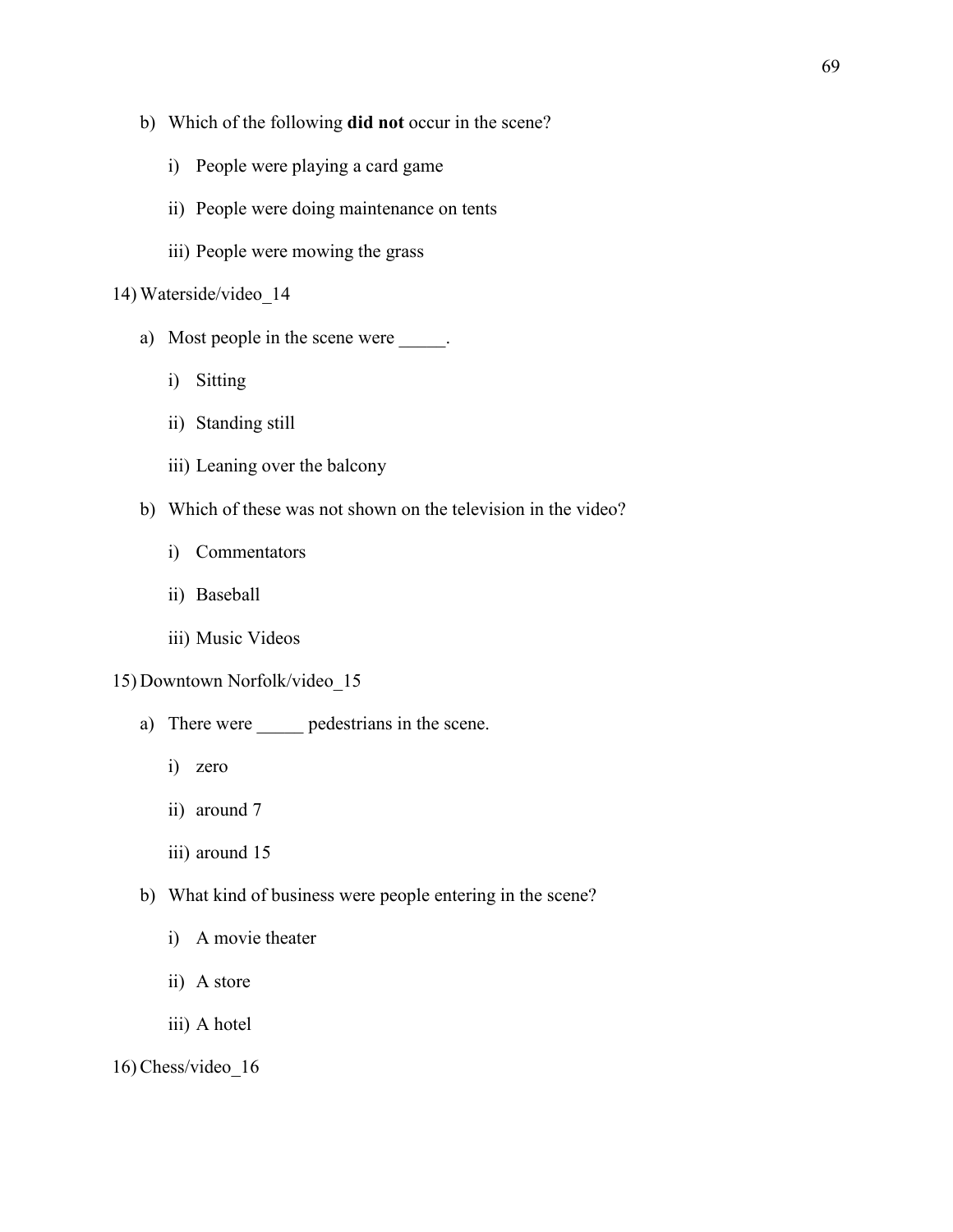b) Which of the following **did not** occur in the scene?

   i) People were playing a card game

   ii) People were doing maintenance on tents

   iii) People were mowing the grass

14) Waterside/video_14

   a) Most people in the scene were _____.

      i) Sitting

      ii) Standing still

      iii) Leaning over the balcony

   b) Which of these was not shown on the television in the video?

      i) Commentators

      ii) Baseball

      iii) Music Videos

15) Downtown Norfolk/video_15

   a) There were _____ pedestrians in the scene.

      i) zero

      ii) around 7

      iii) around 15

   b) What kind of business were people entering in the scene?

      i) A movie theater

      ii) A store

      iii) A hotel

16) Chess/video_16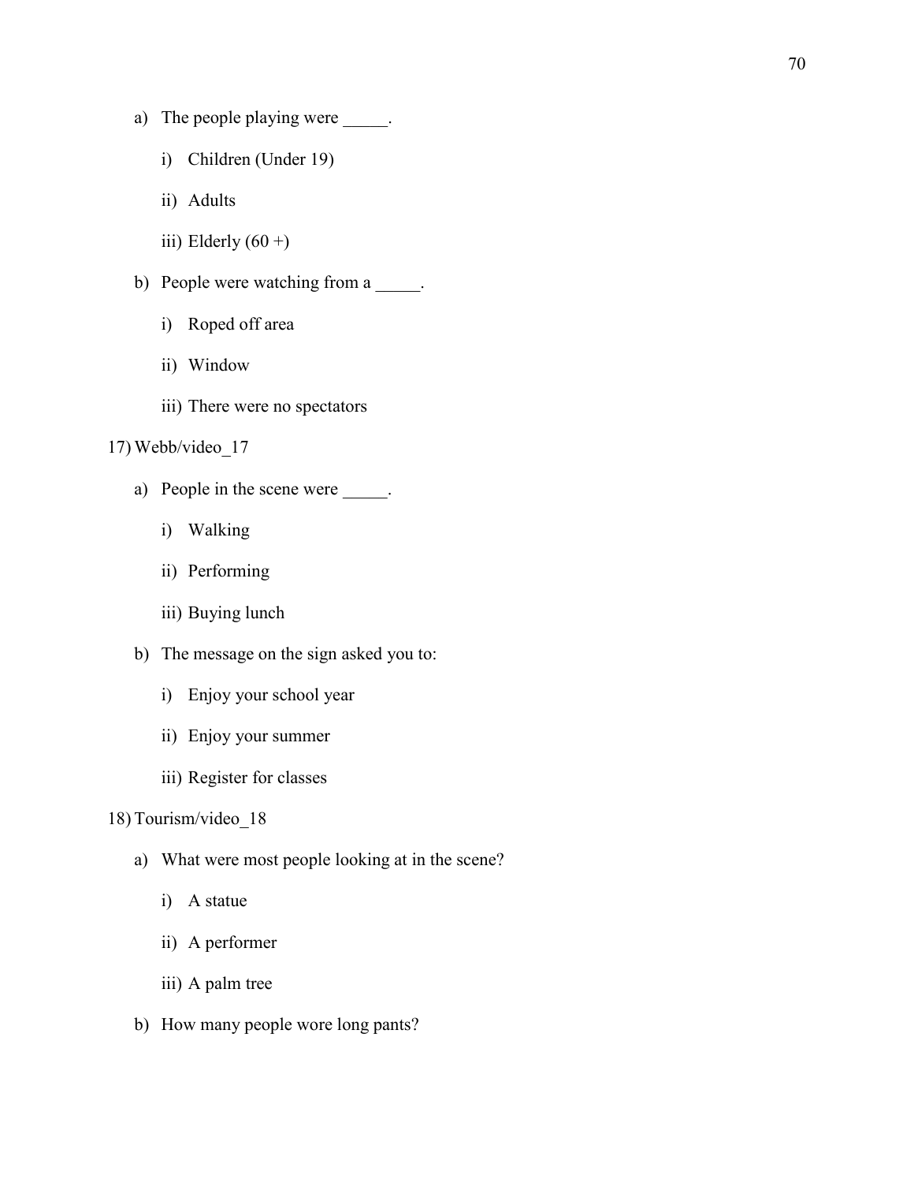a) The people playing were _____.

   i) Children (Under 19)

   ii) Adults

   iii) Elderly (60 +)

b) People were watching from a _____.

   i) Roped off area

   ii) Window

   iii) There were no spectators

17) Webb/video_17

a) People in the scene were _____.

   i) Walking

   ii) Performing

   iii) Buying lunch

b) The message on the sign asked you to:

   i) Enjoy your school year

   ii) Enjoy your summer

   iii) Register for classes

18) Tourism/video_18

a) What were most people looking at in the scene?

   i) A statue

   ii) A performer

   iii) A palm tree

b) How many people wore long pants?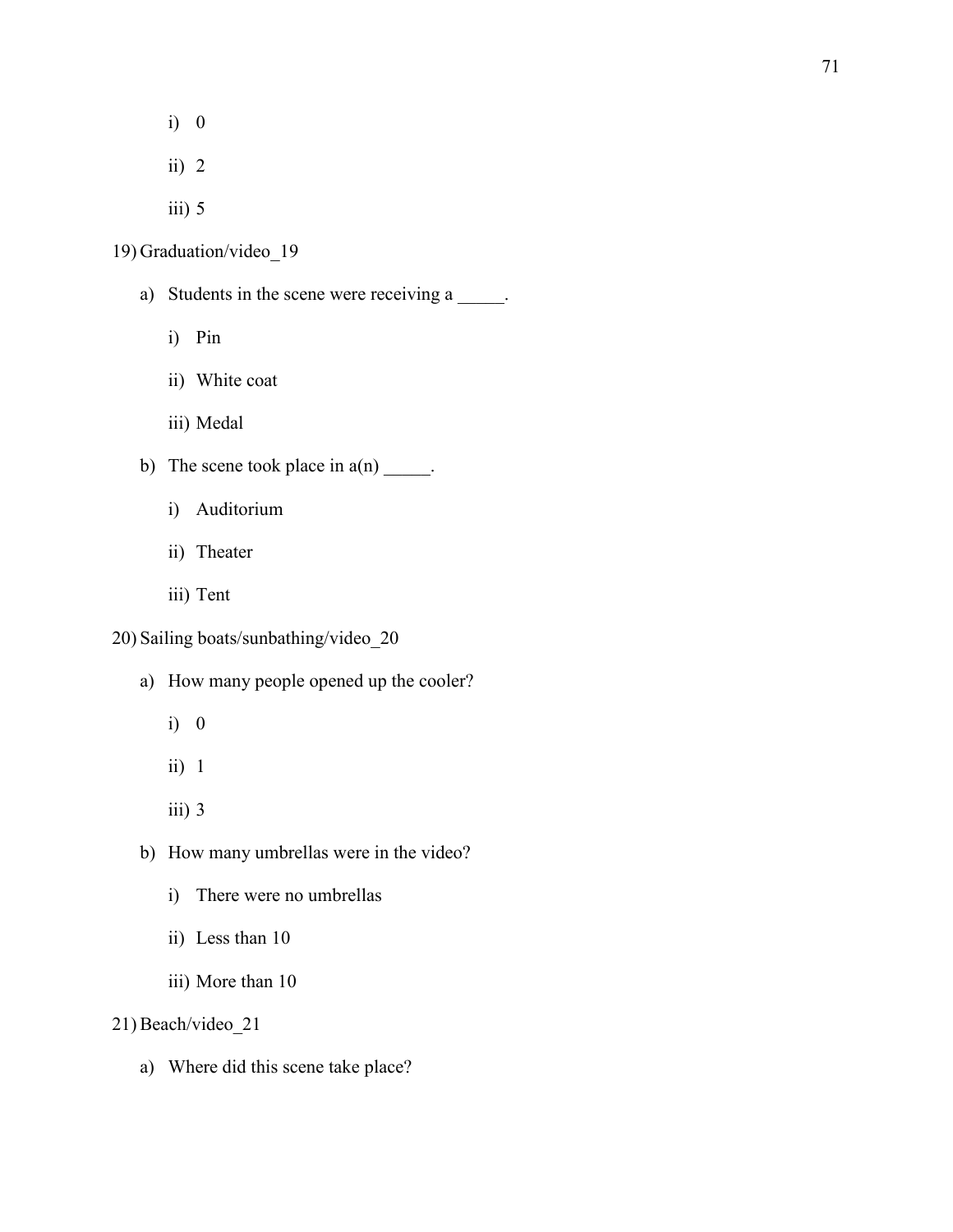i) 0

ii) 2

iii) 5

19) Graduation/video_19

a) Students in the scene were receiving a _____.

i) Pin

ii) White coat

iii) Medal

b) The scene took place in a(n) _____.

i) Auditorium

ii) Theater

iii) Tent

20) Sailing boats/sunbathing/video_20

a) How many people opened up the cooler?

i) 0

ii) 1

iii) 3

b) How many umbrellas were in the video?

i) There were no umbrellas

ii) Less than 10

iii) More than 10

21) Beach/video_21

a) Where did this scene take place?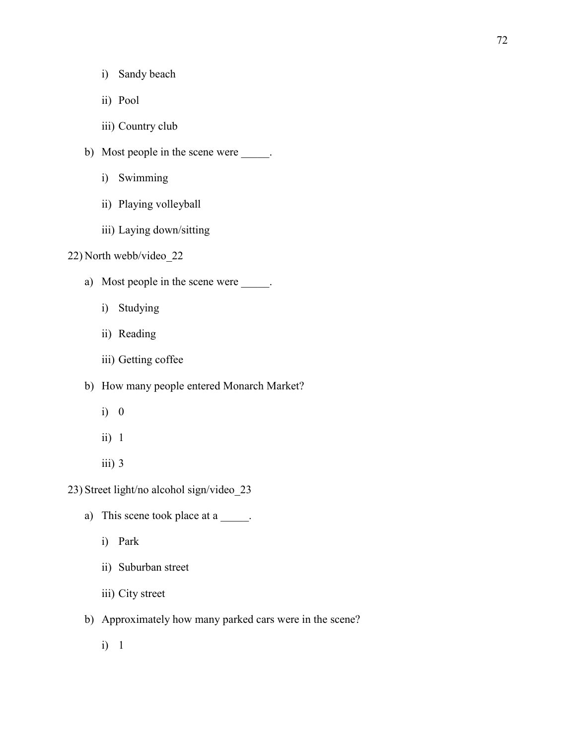i) Sandy beach

      ii) Pool

      iii) Country club

   b) Most people in the scene were _____.

      i) Swimming

      ii) Playing volleyball

      iii) Laying down/sitting

22) North webb/video_22

   a) Most people in the scene were _____.

      i) Studying

      ii) Reading

      iii) Getting coffee

   b) How many people entered Monarch Market?

      i) 0

      ii) 1

      iii) 3

23) Street light/no alcohol sign/video_23

   a) This scene took place at a _____.

      i) Park

      ii) Suburban street

      iii) City street

   b) Approximately how many parked cars were in the scene?

      i) 1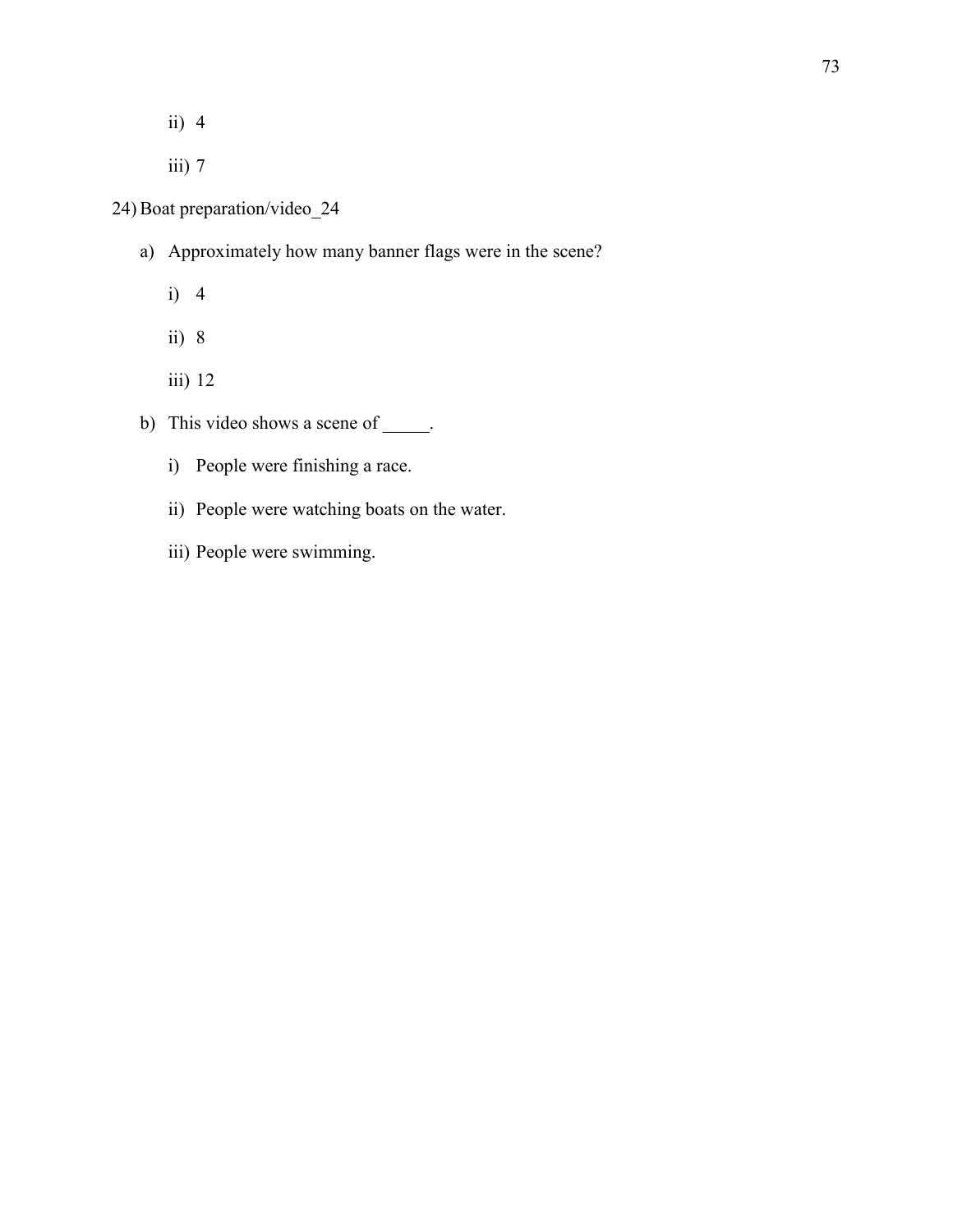ii) 4

iii) 7

24) Boat preparation/video_24

a) Approximately how many banner flags were in the scene?

i) 4

ii) 8

iii) 12

b) This video shows a scene of _____.

i) People were finishing a race.

ii) People were watching boats on the water.

iii) People were swimming.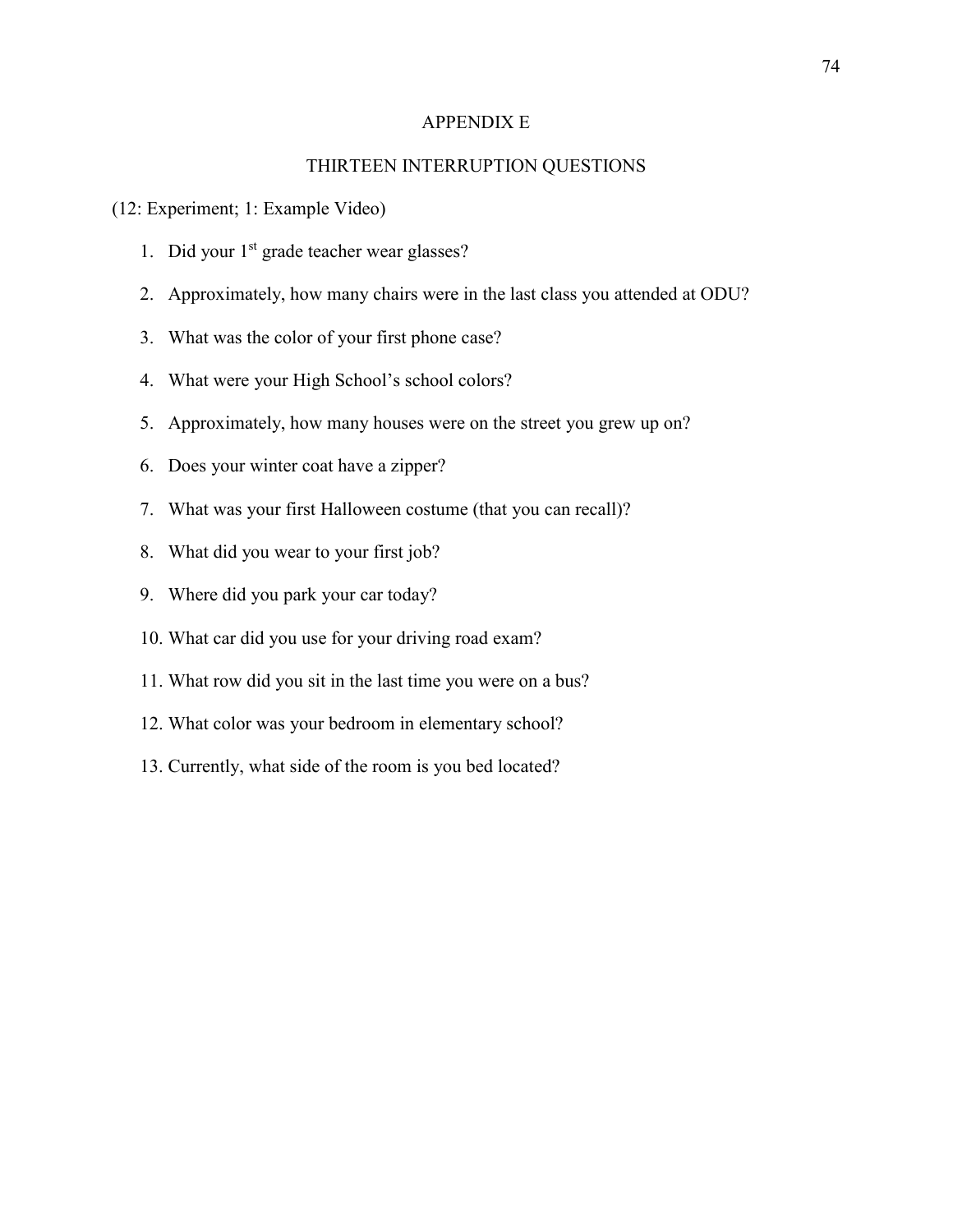# APPENDIX E

## THIRTEEN INTERRUPTION QUESTIONS

(12: Experiment; 1: Example Video)

1. Did your 1st grade teacher wear glasses?
2. Approximately, how many chairs were in the last class you attended at ODU?
3. What was the color of your first phone case?
4. What were your High School's school colors?
5. Approximately, how many houses were on the street you grew up on?
6. Does your winter coat have a zipper?
7. What was your first Halloween costume (that you can recall)?
8. What did you wear to your first job?
9. Where did you park your car today?
10. What car did you use for your driving road exam?
11. What row did you sit in the last time you were on a bus?
12. What color was your bedroom in elementary school?
13. Currently, what side of the room is you bed located?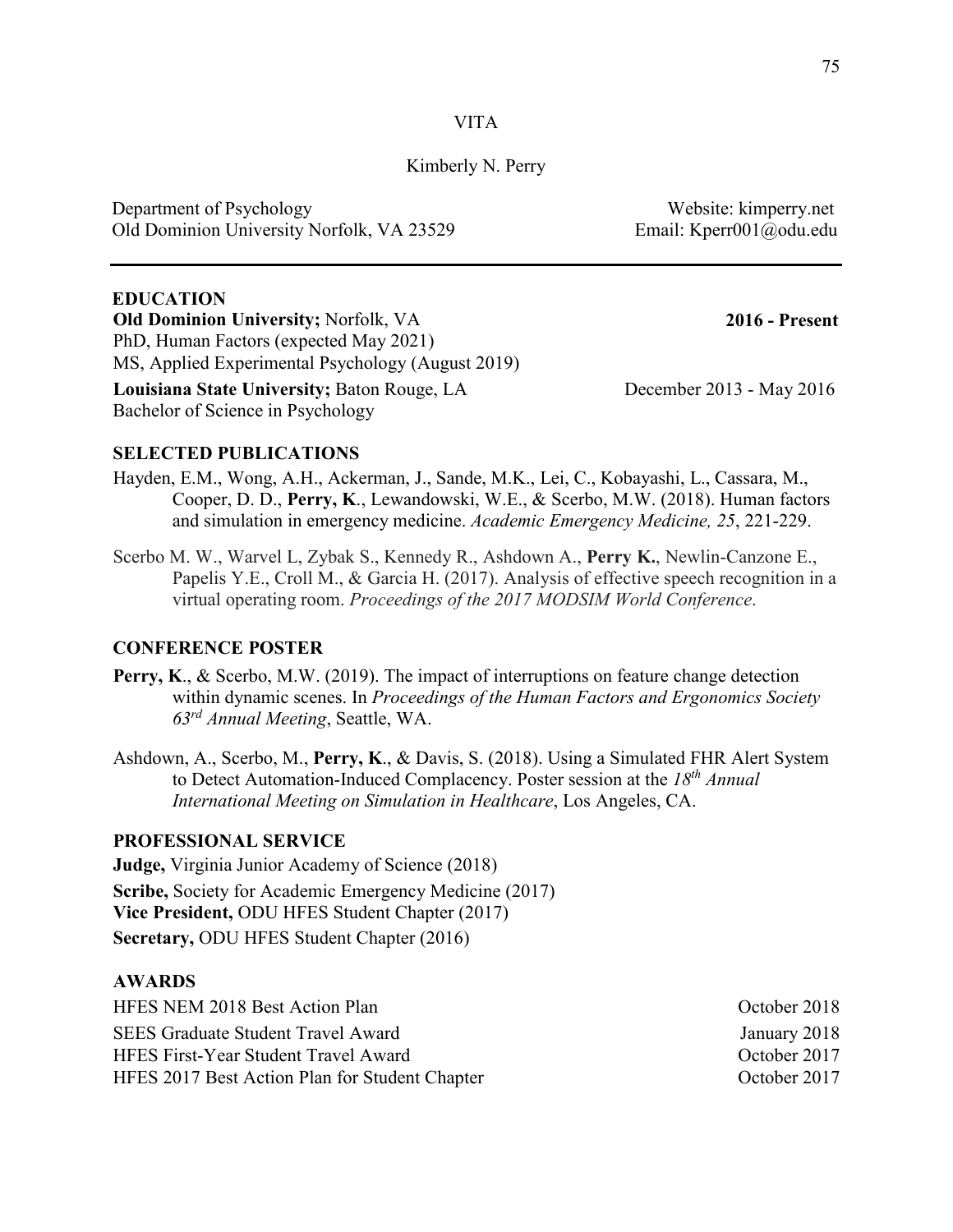# VITA

## Kimberly N. Perry

Department of Psychology
Old Dominion University Norfolk, VA 23529

Website: kimperry.net
Email: Kperr001@odu.edu

---

### EDUCATION

**Old Dominion University;** Norfolk, VA **2016 - Present**
PhD, Human Factors (expected May 2021)
MS, Applied Experimental Psychology (August 2019)

**Louisiana State University;** Baton Rouge, LA December 2013 - May 2016
Bachelor of Science in Psychology

### SELECTED PUBLICATIONS

Hayden, E.M., Wong, A.H., Ackerman, J., Sande, M.K., Lei, C., Kobayashi, L., Cassara, M., Cooper, D. D., **Perry, K**., Lewandowski, W.E., & Scerbo, M.W. (2018). Human factors and simulation in emergency medicine. *Academic Emergency Medicine, 25*, 221-229.

Scerbo M. W., Warvel L, Zybak S., Kennedy R., Ashdown A., **Perry K.**, Newlin-Canzone E., Papelis Y.E., Croll M., & Garcia H. (2017). Analysis of effective speech recognition in a virtual operating room. *Proceedings of the 2017 MODSIM World Conference*.

### CONFERENCE POSTER

**Perry, K**., & Scerbo, M.W. (2019). The impact of interruptions on feature change detection within dynamic scenes. In *Proceedings of the Human Factors and Ergonomics Society 63rd Annual Meeting*, Seattle, WA.

Ashdown, A., Scerbo, M., **Perry, K**., & Davis, S. (2018). Using a Simulated FHR Alert System to Detect Automation-Induced Complacency. Poster session at the *18th Annual International Meeting on Simulation in Healthcare*, Los Angeles, CA.

### PROFESSIONAL SERVICE

**Judge,** Virginia Junior Academy of Science (2018)
**Scribe,** Society for Academic Emergency Medicine (2017)
**Vice President,** ODU HFES Student Chapter (2017)
**Secretary,** ODU HFES Student Chapter (2016)

### AWARDS

HFES NEM 2018 Best Action Plan — October 2018
SEES Graduate Student Travel Award — January 2018
HFES First-Year Student Travel Award — October 2017
HFES 2017 Best Action Plan for Student Chapter — October 2017